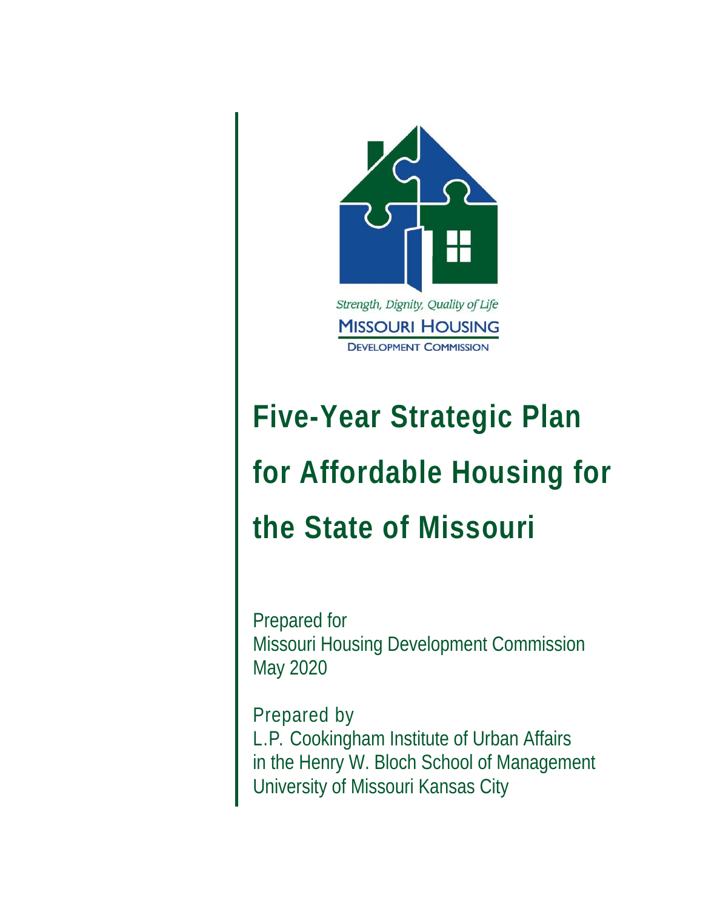Strength, Dignity, Quality of Life

MISSOURI HOUSING
DEVELOPMENT COMMISSION

# Five-Year Strategic Plan for Affordable Housing for the State of Missouri

Prepared for
Missouri Housing Development Commission
May 2020

Prepared by
L.P. Cookingham Institute of Urban Affairs
in the Henry W. Bloch School of Management
University of Missouri Kansas City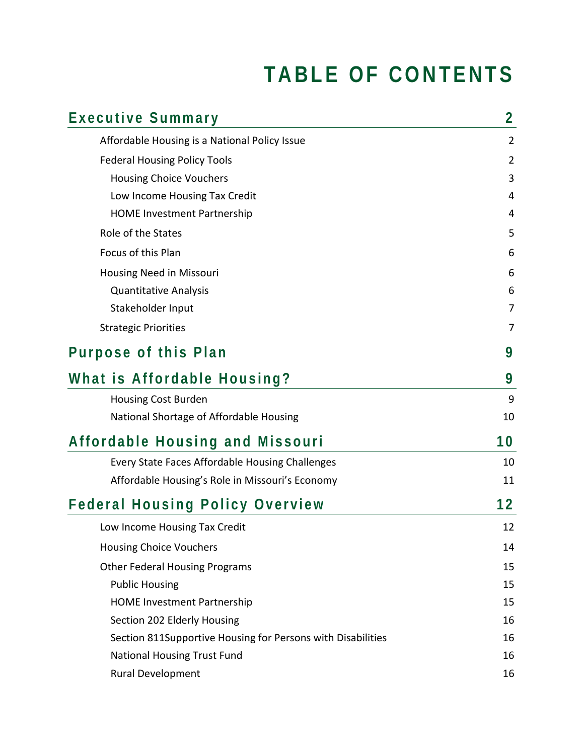# TABLE OF CONTENTS

| | |
|---|---|
| **Executive Summary** | **2** |
| Affordable Housing is a National Policy Issue | 2 |
| Federal Housing Policy Tools | 2 |
| Housing Choice Vouchers | 3 |
| Low Income Housing Tax Credit | 4 |
| HOME Investment Partnership | 4 |
| Role of the States | 5 |
| Focus of this Plan | 6 |
| Housing Need in Missouri | 6 |
| Quantitative Analysis | 6 |
| Stakeholder Input | 7 |
| Strategic Priorities | 7 |
| **Purpose of this Plan** | **9** |
| **What is Affordable Housing?** | **9** |
| Housing Cost Burden | 9 |
| National Shortage of Affordable Housing | 10 |
| **Affordable Housing and Missouri** | **10** |
| Every State Faces Affordable Housing Challenges | 10 |
| Affordable Housing's Role in Missouri's Economy | 11 |
| **Federal Housing Policy Overview** | **12** |
| Low Income Housing Tax Credit | 12 |
| Housing Choice Vouchers | 14 |
| Other Federal Housing Programs | 15 |
| Public Housing | 15 |
| HOME Investment Partnership | 15 |
| Section 202 Elderly Housing | 16 |
| Section 811Supportive Housing for Persons with Disabilities | 16 |
| National Housing Trust Fund | 16 |
| Rural Development | 16 |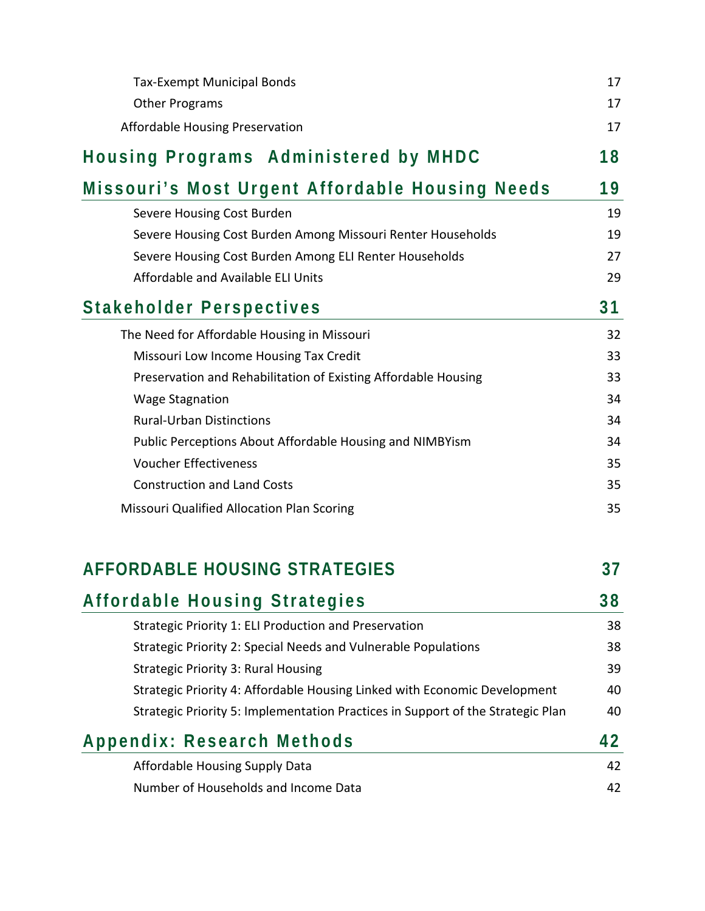Tax-Exempt Municipal Bonds 17

Other Programs 17

Affordable Housing Preservation 17

## Housing Programs Administered by MHDC 18

## Missouri's Most Urgent Affordable Housing Needs 19

Severe Housing Cost Burden 19

Severe Housing Cost Burden Among Missouri Renter Households 19

Severe Housing Cost Burden Among ELI Renter Households 27

Affordable and Available ELI Units 29

## Stakeholder Perspectives 31

The Need for Affordable Housing in Missouri 32

Missouri Low Income Housing Tax Credit 33

Preservation and Rehabilitation of Existing Affordable Housing 33

Wage Stagnation 34

Rural-Urban Distinctions 34

Public Perceptions About Affordable Housing and NIMBYism 34

Voucher Effectiveness 35

Construction and Land Costs 35

Missouri Qualified Allocation Plan Scoring 35

# AFFORDABLE HOUSING STRATEGIES 37

## Affordable Housing Strategies 38

Strategic Priority 1: ELI Production and Preservation 38

Strategic Priority 2: Special Needs and Vulnerable Populations 38

Strategic Priority 3: Rural Housing 39

Strategic Priority 4: Affordable Housing Linked with Economic Development 40

Strategic Priority 5: Implementation Practices in Support of the Strategic Plan 40

## Appendix: Research Methods 42

Affordable Housing Supply Data 42

Number of Households and Income Data 42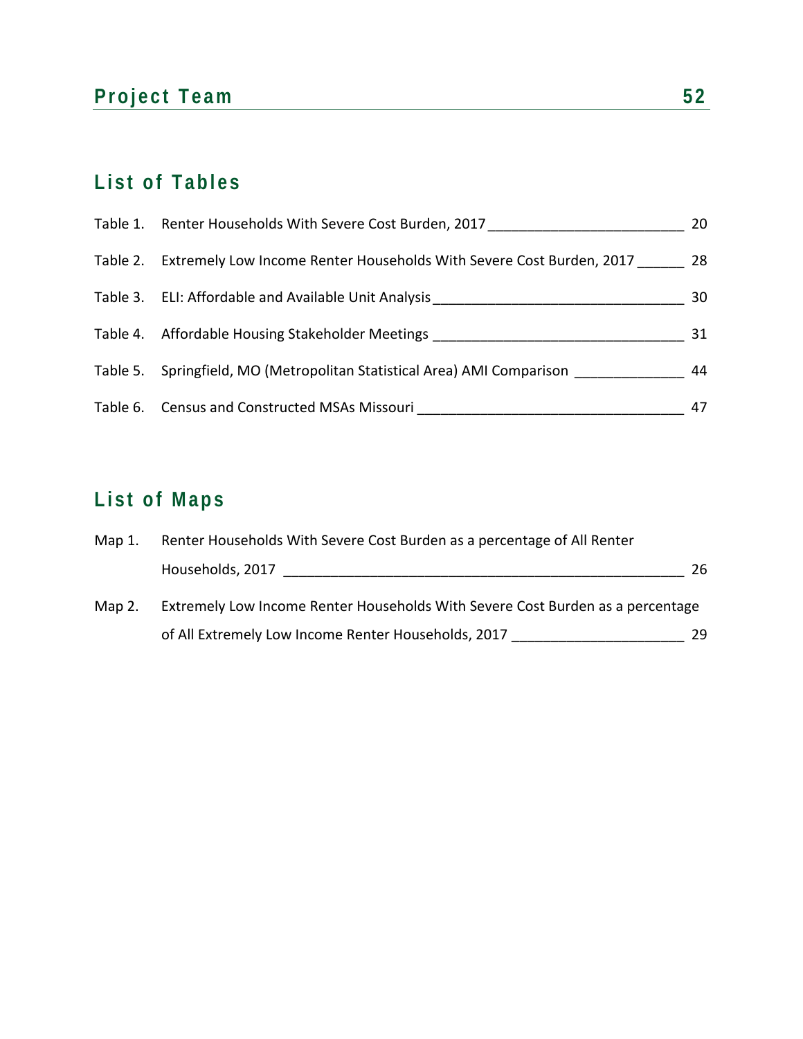## Project Team 52

## List of Tables

Table 1. Renter Households With Severe Cost Burden, 2017 ________________________ 20

Table 2. Extremely Low Income Renter Households With Severe Cost Burden, 2017 ______ 28

Table 3. ELI: Affordable and Available Unit Analysis _______________________________ 30

Table 4. Affordable Housing Stakeholder Meetings _______________________________ 31

Table 5. Springfield, MO (Metropolitan Statistical Area) AMI Comparison _____________ 44

Table 6. Census and Constructed MSAs Missouri _________________________________ 47

## List of Maps

Map 1. Renter Households With Severe Cost Burden as a percentage of All Renter Households, 2017 _____________________________________________________ 26

Map 2. Extremely Low Income Renter Households With Severe Cost Burden as a percentage of All Extremely Low Income Renter Households, 2017 _____________________ 29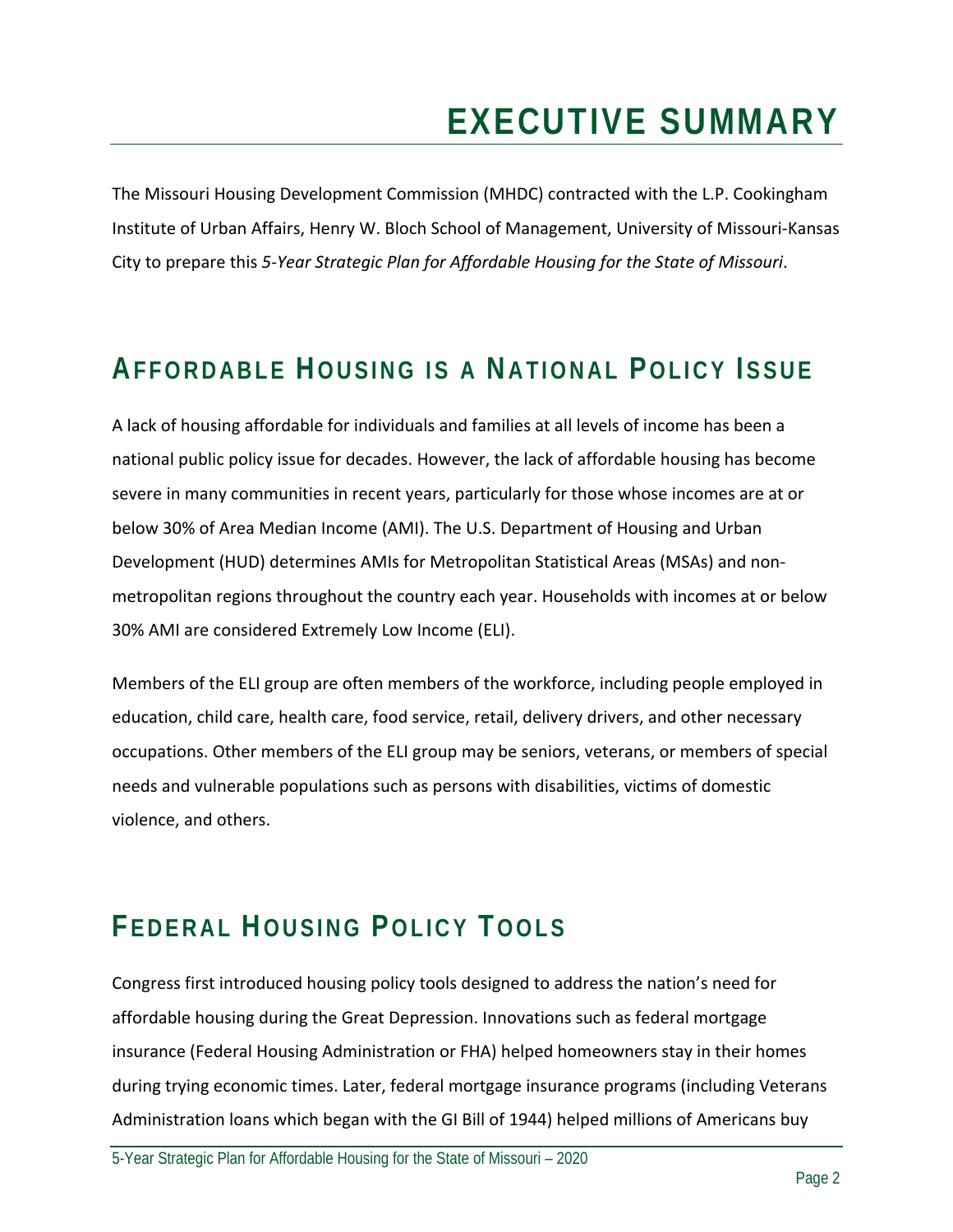# EXECUTIVE SUMMARY

The Missouri Housing Development Commission (MHDC) contracted with the L.P. Cookingham Institute of Urban Affairs, Henry W. Bloch School of Management, University of Missouri-Kansas City to prepare this *5-Year Strategic Plan for Affordable Housing for the State of Missouri*.

## AFFORDABLE HOUSING IS A NATIONAL POLICY ISSUE

A lack of housing affordable for individuals and families at all levels of income has been a national public policy issue for decades. However, the lack of affordable housing has become severe in many communities in recent years, particularly for those whose incomes are at or below 30% of Area Median Income (AMI). The U.S. Department of Housing and Urban Development (HUD) determines AMIs for Metropolitan Statistical Areas (MSAs) and non-metropolitan regions throughout the country each year. Households with incomes at or below 30% AMI are considered Extremely Low Income (ELI).

Members of the ELI group are often members of the workforce, including people employed in education, child care, health care, food service, retail, delivery drivers, and other necessary occupations. Other members of the ELI group may be seniors, veterans, or members of special needs and vulnerable populations such as persons with disabilities, victims of domestic violence, and others.

## FEDERAL HOUSING POLICY TOOLS

Congress first introduced housing policy tools designed to address the nation's need for affordable housing during the Great Depression. Innovations such as federal mortgage insurance (Federal Housing Administration or FHA) helped homeowners stay in their homes during trying economic times. Later, federal mortgage insurance programs (including Veterans Administration loans which began with the GI Bill of 1944) helped millions of Americans buy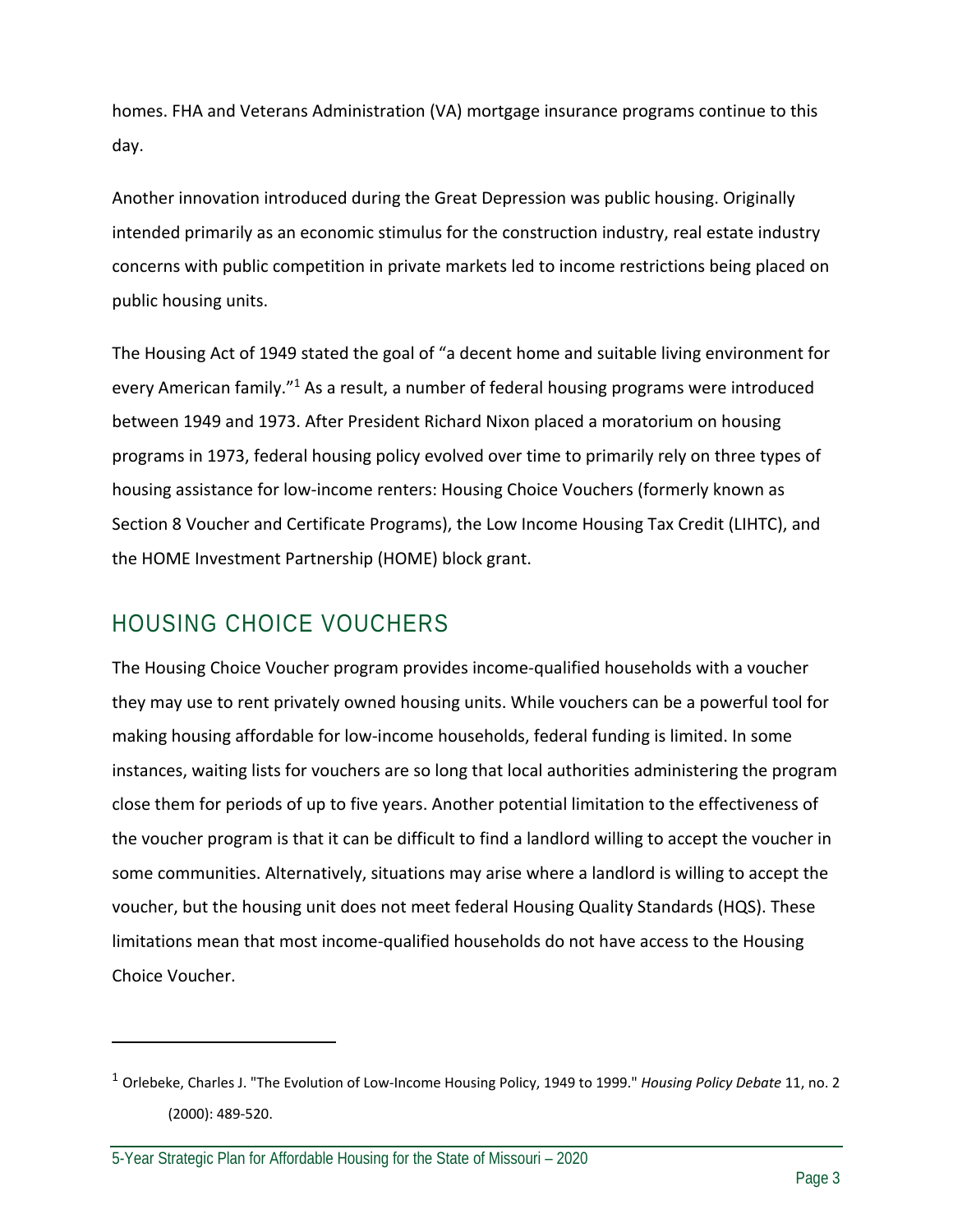homes. FHA and Veterans Administration (VA) mortgage insurance programs continue to this day.

Another innovation introduced during the Great Depression was public housing. Originally intended primarily as an economic stimulus for the construction industry, real estate industry concerns with public competition in private markets led to income restrictions being placed on public housing units.

The Housing Act of 1949 stated the goal of "a decent home and suitable living environment for every American family."[1] As a result, a number of federal housing programs were introduced between 1949 and 1973. After President Richard Nixon placed a moratorium on housing programs in 1973, federal housing policy evolved over time to primarily rely on three types of housing assistance for low-income renters: Housing Choice Vouchers (formerly known as Section 8 Voucher and Certificate Programs), the Low Income Housing Tax Credit (LIHTC), and the HOME Investment Partnership (HOME) block grant.

## HOUSING CHOICE VOUCHERS

The Housing Choice Voucher program provides income-qualified households with a voucher they may use to rent privately owned housing units. While vouchers can be a powerful tool for making housing affordable for low-income households, federal funding is limited. In some instances, waiting lists for vouchers are so long that local authorities administering the program close them for periods of up to five years. Another potential limitation to the effectiveness of the voucher program is that it can be difficult to find a landlord willing to accept the voucher in some communities. Alternatively, situations may arise where a landlord is willing to accept the voucher, but the housing unit does not meet federal Housing Quality Standards (HQS). These limitations mean that most income-qualified households do not have access to the Housing Choice Voucher.

---

[1] Orlebeke, Charles J. "The Evolution of Low-Income Housing Policy, 1949 to 1999." *Housing Policy Debate* 11, no. 2 (2000): 489-520.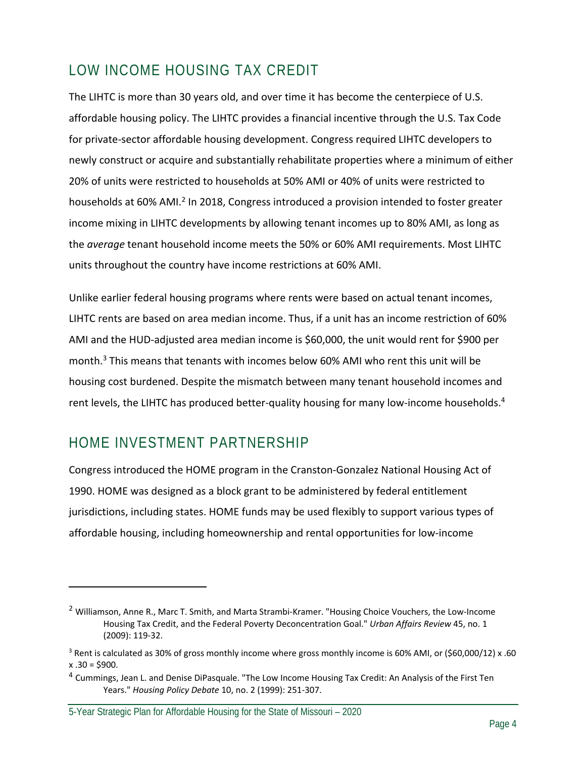## LOW INCOME HOUSING TAX CREDIT

The LIHTC is more than 30 years old, and over time it has become the centerpiece of U.S. affordable housing policy. The LIHTC provides a financial incentive through the U.S. Tax Code for private-sector affordable housing development. Congress required LIHTC developers to newly construct or acquire and substantially rehabilitate properties where a minimum of either 20% of units were restricted to households at 50% AMI or 40% of units were restricted to households at 60% AMI.[2] In 2018, Congress introduced a provision intended to foster greater income mixing in LIHTC developments by allowing tenant incomes up to 80% AMI, as long as the *average* tenant household income meets the 50% or 60% AMI requirements. Most LIHTC units throughout the country have income restrictions at 60% AMI.

Unlike earlier federal housing programs where rents were based on actual tenant incomes, LIHTC rents are based on area median income. Thus, if a unit has an income restriction of 60% AMI and the HUD-adjusted area median income is $60,000, the unit would rent for $900 per month.[3] This means that tenants with incomes below 60% AMI who rent this unit will be housing cost burdened. Despite the mismatch between many tenant household incomes and rent levels, the LIHTC has produced better-quality housing for many low-income households.[4]

## HOME INVESTMENT PARTNERSHIP

Congress introduced the HOME program in the Cranston-Gonzalez National Housing Act of 1990. HOME was designed as a block grant to be administered by federal entitlement jurisdictions, including states. HOME funds may be used flexibly to support various types of affordable housing, including homeownership and rental opportunities for low-income

---

[2] Williamson, Anne R., Marc T. Smith, and Marta Strambi-Kramer. "Housing Choice Vouchers, the Low-Income Housing Tax Credit, and the Federal Poverty Deconcentration Goal." *Urban Affairs Review* 45, no. 1 (2009): 119-32.

[3] Rent is calculated as 30% of gross monthly income where gross monthly income is 60% AMI, or ($60,000/12) x .60 x .30 = $900.

[4] Cummings, Jean L. and Denise DiPasquale. "The Low Income Housing Tax Credit: An Analysis of the First Ten Years." *Housing Policy Debate* 10, no. 2 (1999): 251-307.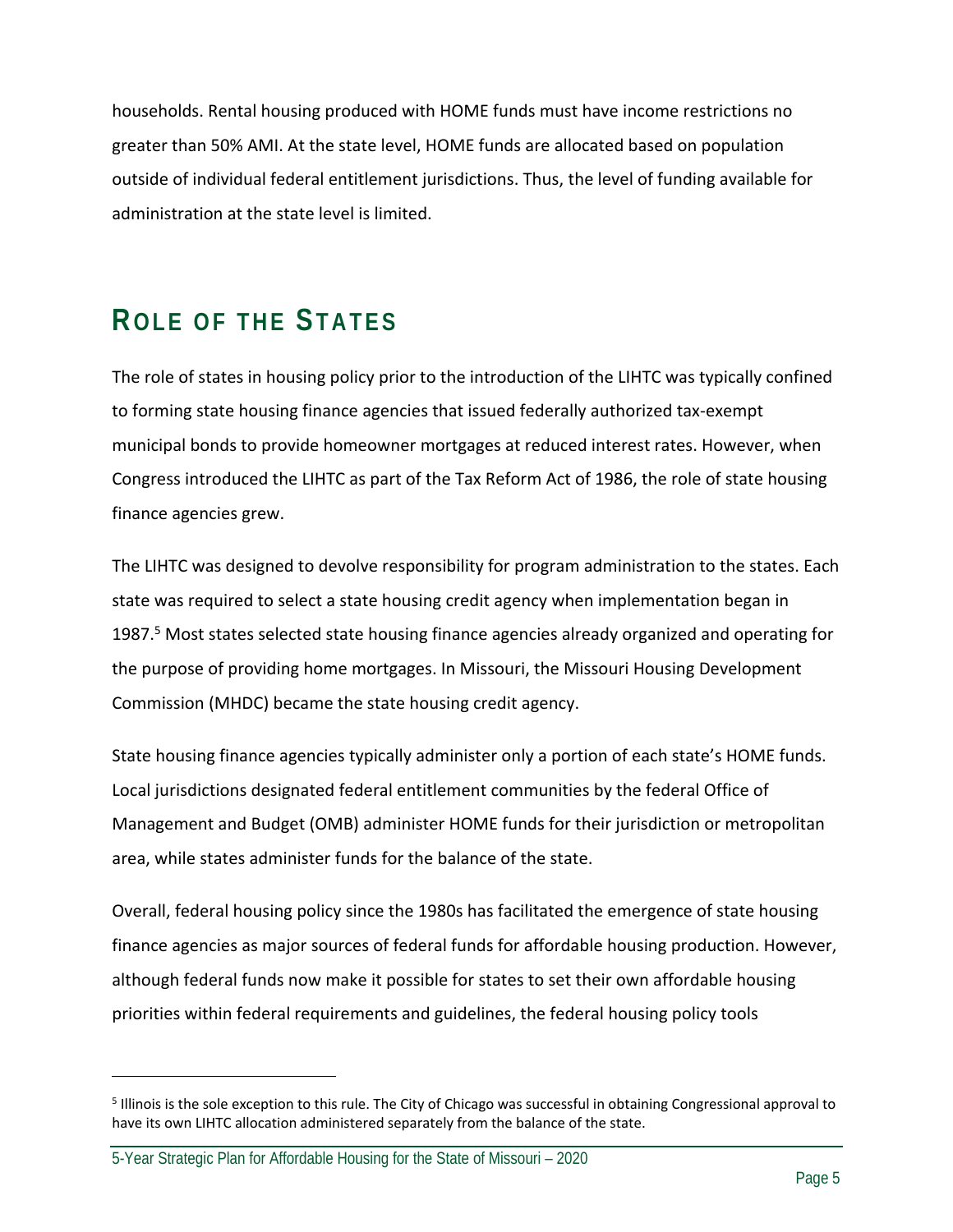households. Rental housing produced with HOME funds must have income restrictions no greater than 50% AMI. At the state level, HOME funds are allocated based on population outside of individual federal entitlement jurisdictions. Thus, the level of funding available for administration at the state level is limited.

## ROLE OF THE STATES

The role of states in housing policy prior to the introduction of the LIHTC was typically confined to forming state housing finance agencies that issued federally authorized tax-exempt municipal bonds to provide homeowner mortgages at reduced interest rates. However, when Congress introduced the LIHTC as part of the Tax Reform Act of 1986, the role of state housing finance agencies grew.

The LIHTC was designed to devolve responsibility for program administration to the states. Each state was required to select a state housing credit agency when implementation began in 1987.[5] Most states selected state housing finance agencies already organized and operating for the purpose of providing home mortgages. In Missouri, the Missouri Housing Development Commission (MHDC) became the state housing credit agency.

State housing finance agencies typically administer only a portion of each state's HOME funds. Local jurisdictions designated federal entitlement communities by the federal Office of Management and Budget (OMB) administer HOME funds for their jurisdiction or metropolitan area, while states administer funds for the balance of the state.

Overall, federal housing policy since the 1980s has facilitated the emergence of state housing finance agencies as major sources of federal funds for affordable housing production. However, although federal funds now make it possible for states to set their own affordable housing priorities within federal requirements and guidelines, the federal housing policy tools

[5] Illinois is the sole exception to this rule. The City of Chicago was successful in obtaining Congressional approval to have its own LIHTC allocation administered separately from the balance of the state.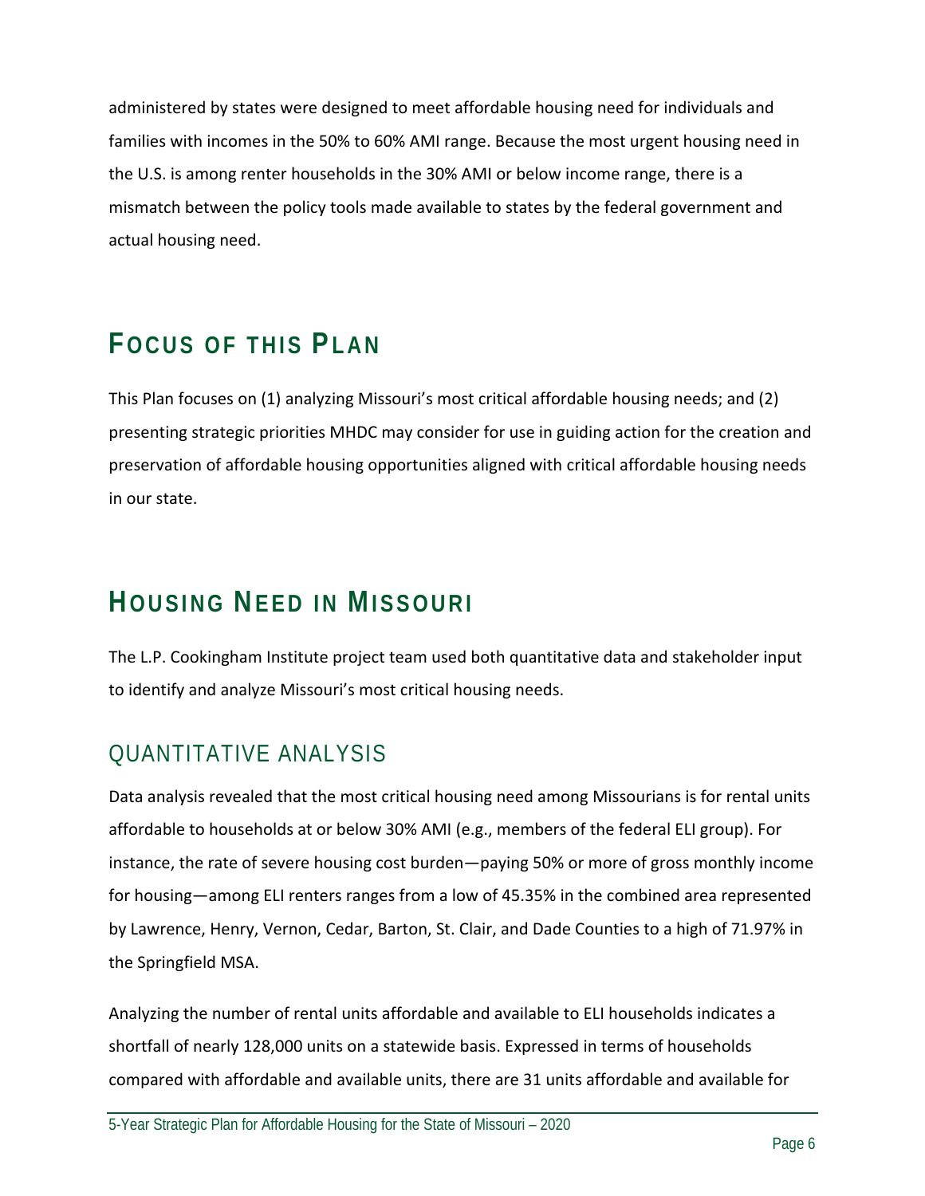administered by states were designed to meet affordable housing need for individuals and families with incomes in the 50% to 60% AMI range. Because the most urgent housing need in the U.S. is among renter households in the 30% AMI or below income range, there is a mismatch between the policy tools made available to states by the federal government and actual housing need.

# FOCUS OF THIS PLAN

This Plan focuses on (1) analyzing Missouri's most critical affordable housing needs; and (2) presenting strategic priorities MHDC may consider for use in guiding action for the creation and preservation of affordable housing opportunities aligned with critical affordable housing needs in our state.

# HOUSING NEED IN MISSOURI

The L.P. Cookingham Institute project team used both quantitative data and stakeholder input to identify and analyze Missouri's most critical housing needs.

## QUANTITATIVE ANALYSIS

Data analysis revealed that the most critical housing need among Missourians is for rental units affordable to households at or below 30% AMI (e.g., members of the federal ELI group). For instance, the rate of severe housing cost burden—paying 50% or more of gross monthly income for housing—among ELI renters ranges from a low of 45.35% in the combined area represented by Lawrence, Henry, Vernon, Cedar, Barton, St. Clair, and Dade Counties to a high of 71.97% in the Springfield MSA.

Analyzing the number of rental units affordable and available to ELI households indicates a shortfall of nearly 128,000 units on a statewide basis. Expressed in terms of households compared with affordable and available units, there are 31 units affordable and available for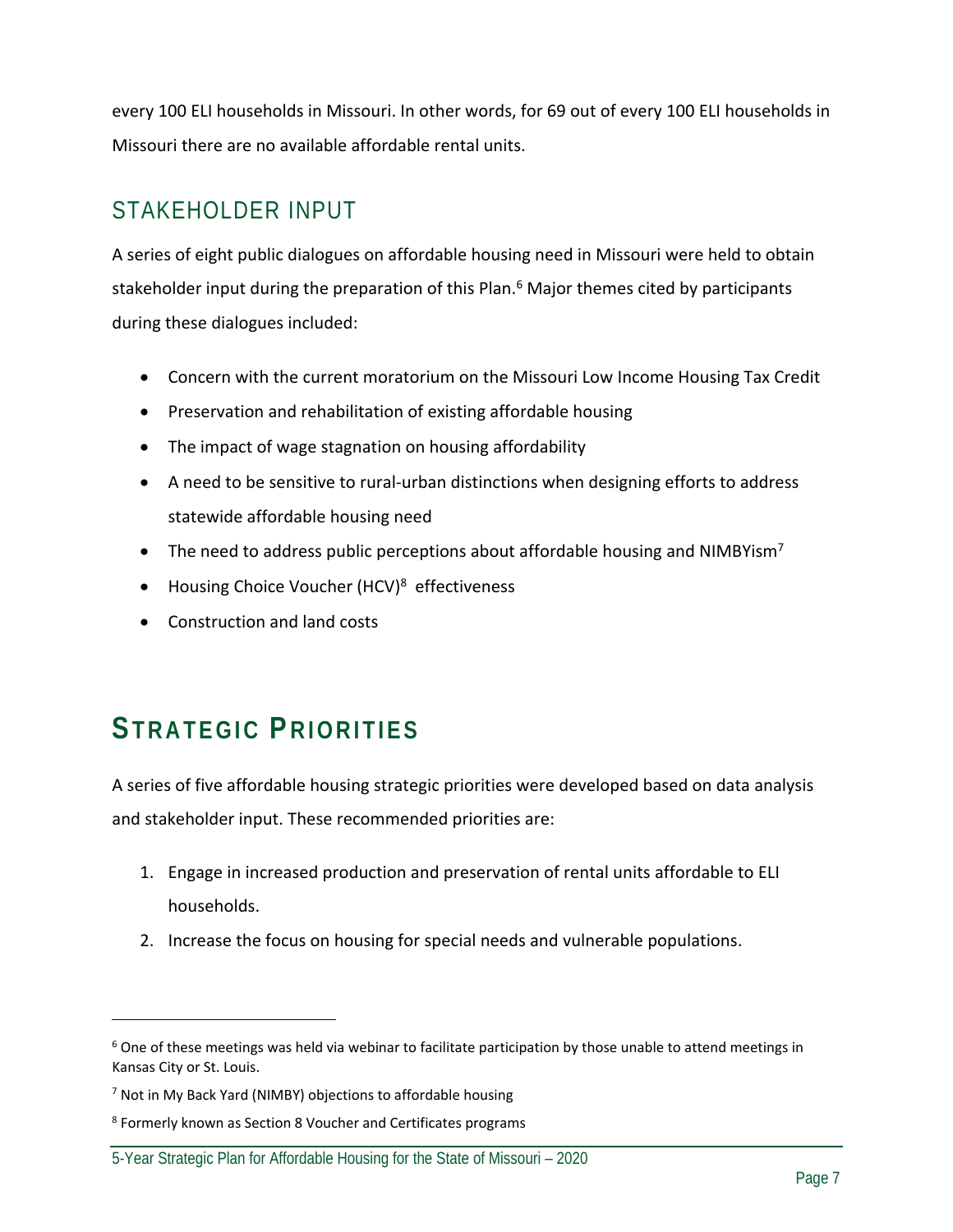every 100 ELI households in Missouri. In other words, for 69 out of every 100 ELI households in Missouri there are no available affordable rental units.

## STAKEHOLDER INPUT

A series of eight public dialogues on affordable housing need in Missouri were held to obtain stakeholder input during the preparation of this Plan.[6] Major themes cited by participants during these dialogues included:

- Concern with the current moratorium on the Missouri Low Income Housing Tax Credit
- Preservation and rehabilitation of existing affordable housing
- The impact of wage stagnation on housing affordability
- A need to be sensitive to rural-urban distinctions when designing efforts to address statewide affordable housing need
- The need to address public perceptions about affordable housing and NIMBYism[7]
- Housing Choice Voucher (HCV)[8] effectiveness
- Construction and land costs

# STRATEGIC PRIORITIES

A series of five affordable housing strategic priorities were developed based on data analysis and stakeholder input. These recommended priorities are:

1. Engage in increased production and preservation of rental units affordable to ELI households.
2. Increase the focus on housing for special needs and vulnerable populations.

---

[6] One of these meetings was held via webinar to facilitate participation by those unable to attend meetings in Kansas City or St. Louis.

[7] Not in My Back Yard (NIMBY) objections to affordable housing

[8] Formerly known as Section 8 Voucher and Certificates programs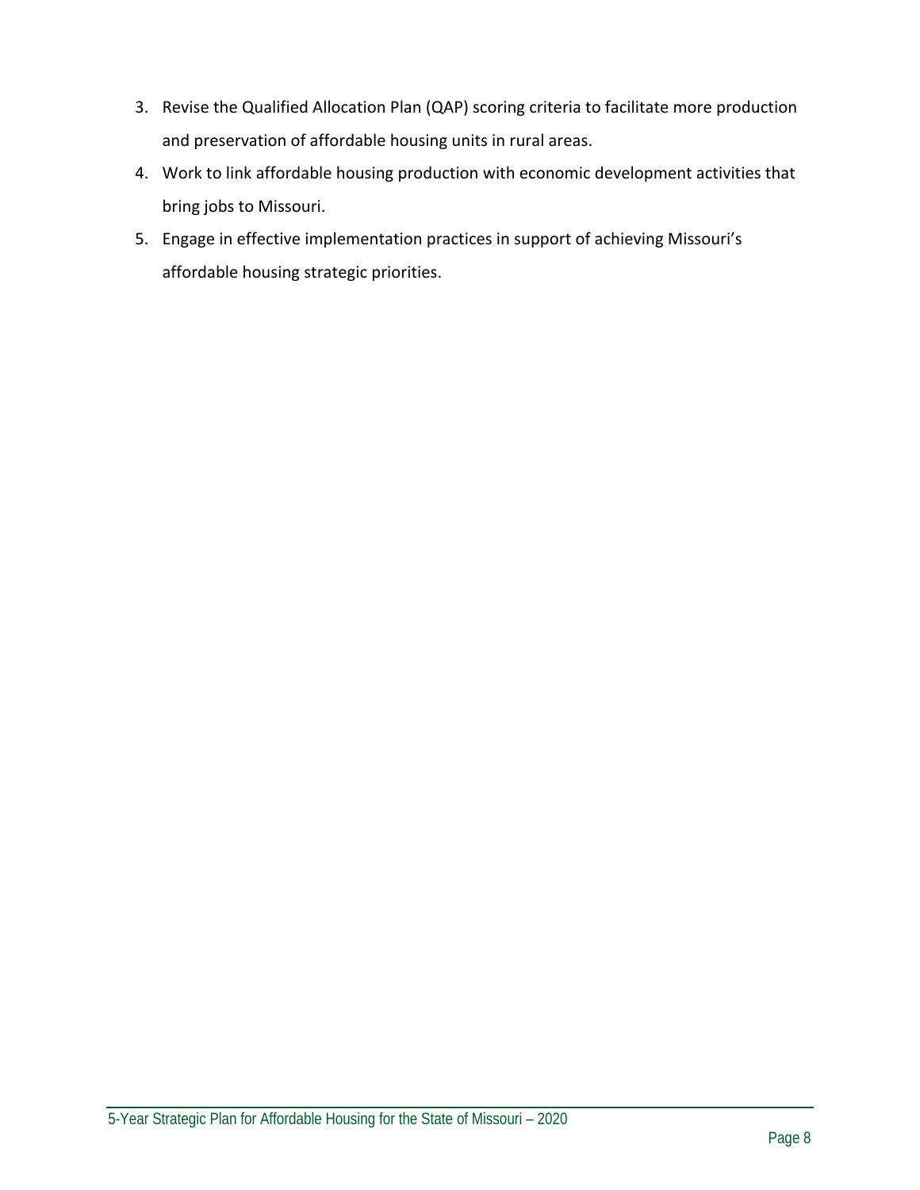3. Revise the Qualified Allocation Plan (QAP) scoring criteria to facilitate more production and preservation of affordable housing units in rural areas.
4. Work to link affordable housing production with economic development activities that bring jobs to Missouri.
5. Engage in effective implementation practices in support of achieving Missouri's affordable housing strategic priorities.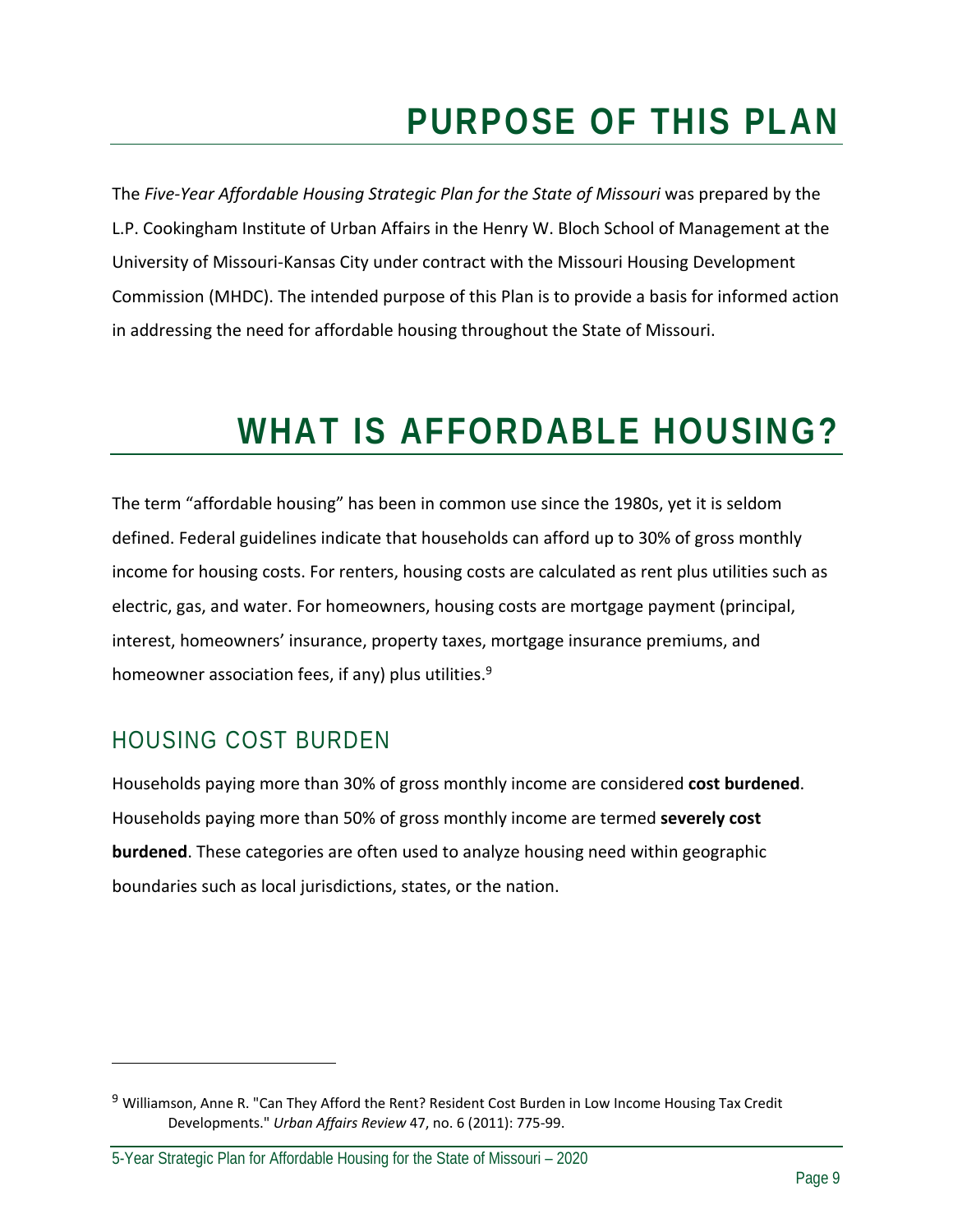# PURPOSE OF THIS PLAN

The *Five-Year Affordable Housing Strategic Plan for the State of Missouri* was prepared by the L.P. Cookingham Institute of Urban Affairs in the Henry W. Bloch School of Management at the University of Missouri-Kansas City under contract with the Missouri Housing Development Commission (MHDC). The intended purpose of this Plan is to provide a basis for informed action in addressing the need for affordable housing throughout the State of Missouri.

# WHAT IS AFFORDABLE HOUSING?

The term "affordable housing" has been in common use since the 1980s, yet it is seldom defined. Federal guidelines indicate that households can afford up to 30% of gross monthly income for housing costs. For renters, housing costs are calculated as rent plus utilities such as electric, gas, and water. For homeowners, housing costs are mortgage payment (principal, interest, homeowners' insurance, property taxes, mortgage insurance premiums, and homeowner association fees, if any) plus utilities.[9]

## HOUSING COST BURDEN

Households paying more than 30% of gross monthly income are considered **cost burdened**. Households paying more than 50% of gross monthly income are termed **severely cost burdened**. These categories are often used to analyze housing need within geographic boundaries such as local jurisdictions, states, or the nation.

[9] Williamson, Anne R. "Can They Afford the Rent? Resident Cost Burden in Low Income Housing Tax Credit Developments." *Urban Affairs Review* 47, no. 6 (2011): 775-99.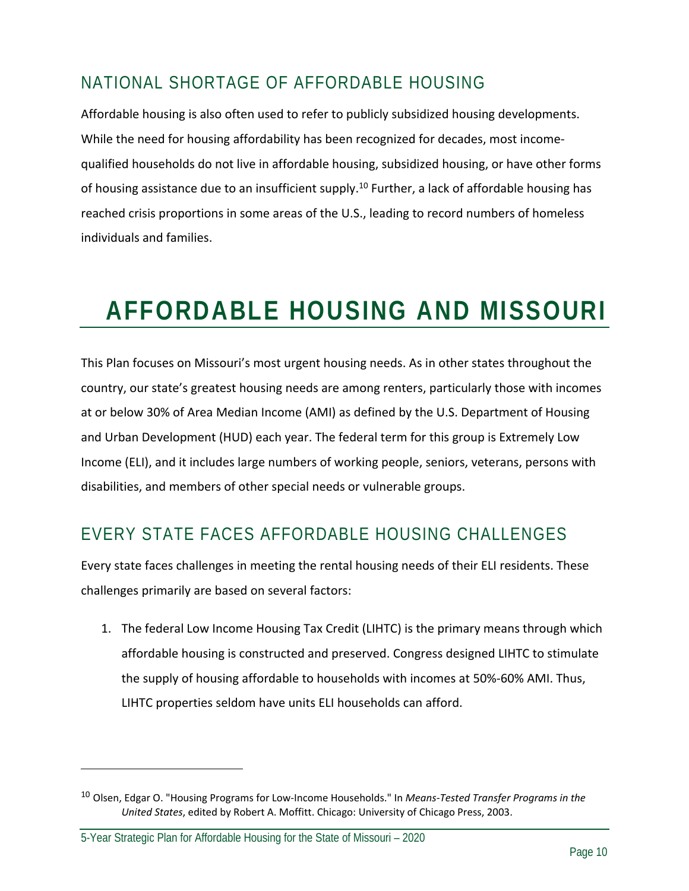## NATIONAL SHORTAGE OF AFFORDABLE HOUSING

Affordable housing is also often used to refer to publicly subsidized housing developments. While the need for housing affordability has been recognized for decades, most income-qualified households do not live in affordable housing, subsidized housing, or have other forms of housing assistance due to an insufficient supply.[10] Further, a lack of affordable housing has reached crisis proportions in some areas of the U.S., leading to record numbers of homeless individuals and families.

# AFFORDABLE HOUSING AND MISSOURI

This Plan focuses on Missouri's most urgent housing needs. As in other states throughout the country, our state's greatest housing needs are among renters, particularly those with incomes at or below 30% of Area Median Income (AMI) as defined by the U.S. Department of Housing and Urban Development (HUD) each year. The federal term for this group is Extremely Low Income (ELI), and it includes large numbers of working people, seniors, veterans, persons with disabilities, and members of other special needs or vulnerable groups.

## EVERY STATE FACES AFFORDABLE HOUSING CHALLENGES

Every state faces challenges in meeting the rental housing needs of their ELI residents. These challenges primarily are based on several factors:

1. The federal Low Income Housing Tax Credit (LIHTC) is the primary means through which affordable housing is constructed and preserved. Congress designed LIHTC to stimulate the supply of housing affordable to households with incomes at 50%-60% AMI. Thus, LIHTC properties seldom have units ELI households can afford.

[10] Olsen, Edgar O. "Housing Programs for Low-Income Households." In *Means-Tested Transfer Programs in the United States*, edited by Robert A. Moffitt. Chicago: University of Chicago Press, 2003.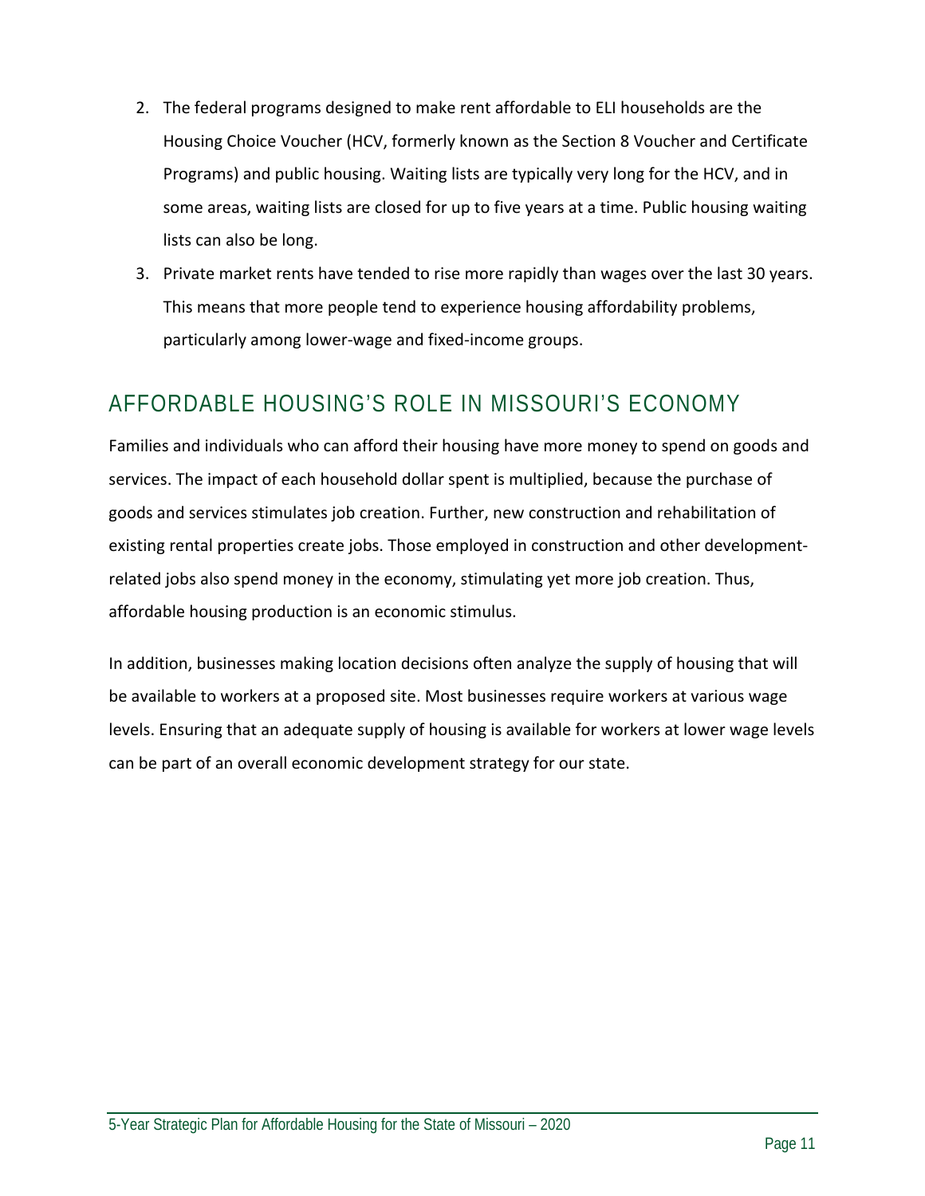2. The federal programs designed to make rent affordable to ELI households are the Housing Choice Voucher (HCV, formerly known as the Section 8 Voucher and Certificate Programs) and public housing. Waiting lists are typically very long for the HCV, and in some areas, waiting lists are closed for up to five years at a time. Public housing waiting lists can also be long.
3. Private market rents have tended to rise more rapidly than wages over the last 30 years. This means that more people tend to experience housing affordability problems, particularly among lower-wage and fixed-income groups.

## AFFORDABLE HOUSING'S ROLE IN MISSOURI'S ECONOMY

Families and individuals who can afford their housing have more money to spend on goods and services. The impact of each household dollar spent is multiplied, because the purchase of goods and services stimulates job creation. Further, new construction and rehabilitation of existing rental properties create jobs. Those employed in construction and other development-related jobs also spend money in the economy, stimulating yet more job creation. Thus, affordable housing production is an economic stimulus.

In addition, businesses making location decisions often analyze the supply of housing that will be available to workers at a proposed site. Most businesses require workers at various wage levels. Ensuring that an adequate supply of housing is available for workers at lower wage levels can be part of an overall economic development strategy for our state.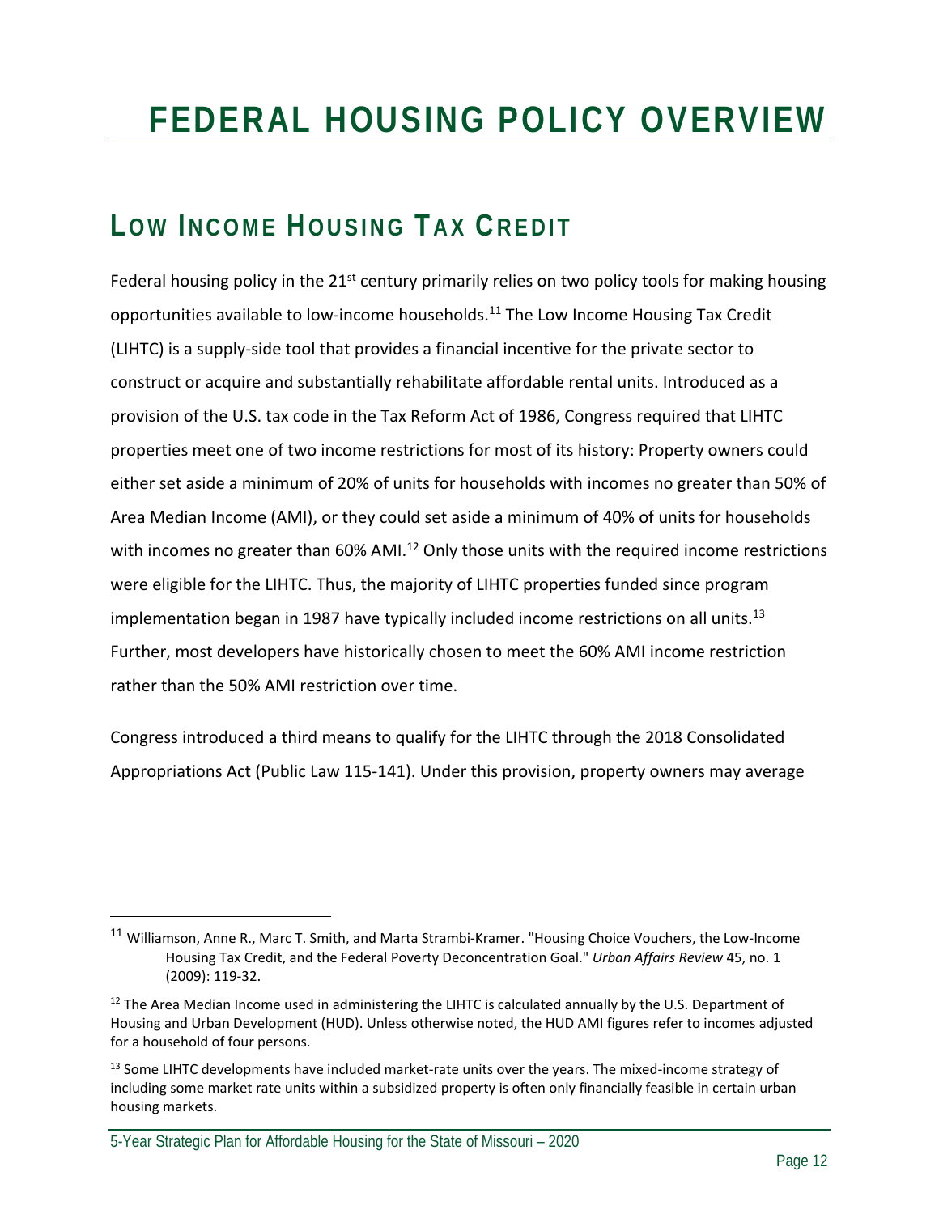# FEDERAL HOUSING POLICY OVERVIEW

## LOW INCOME HOUSING TAX CREDIT

Federal housing policy in the 21st century primarily relies on two policy tools for making housing opportunities available to low-income households.[11] The Low Income Housing Tax Credit (LIHTC) is a supply-side tool that provides a financial incentive for the private sector to construct or acquire and substantially rehabilitate affordable rental units. Introduced as a provision of the U.S. tax code in the Tax Reform Act of 1986, Congress required that LIHTC properties meet one of two income restrictions for most of its history: Property owners could either set aside a minimum of 20% of units for households with incomes no greater than 50% of Area Median Income (AMI), or they could set aside a minimum of 40% of units for households with incomes no greater than 60% AMI.[12] Only those units with the required income restrictions were eligible for the LIHTC. Thus, the majority of LIHTC properties funded since program implementation began in 1987 have typically included income restrictions on all units.[13] Further, most developers have historically chosen to meet the 60% AMI income restriction rather than the 50% AMI restriction over time.

Congress introduced a third means to qualify for the LIHTC through the 2018 Consolidated Appropriations Act (Public Law 115-141). Under this provision, property owners may average

---

[11] Williamson, Anne R., Marc T. Smith, and Marta Strambi-Kramer. "Housing Choice Vouchers, the Low-Income Housing Tax Credit, and the Federal Poverty Deconcentration Goal." *Urban Affairs Review* 45, no. 1 (2009): 119-32.

[12] The Area Median Income used in administering the LIHTC is calculated annually by the U.S. Department of Housing and Urban Development (HUD). Unless otherwise noted, the HUD AMI figures refer to incomes adjusted for a household of four persons.

[13] Some LIHTC developments have included market-rate units over the years. The mixed-income strategy of including some market rate units within a subsidized property is often only financially feasible in certain urban housing markets.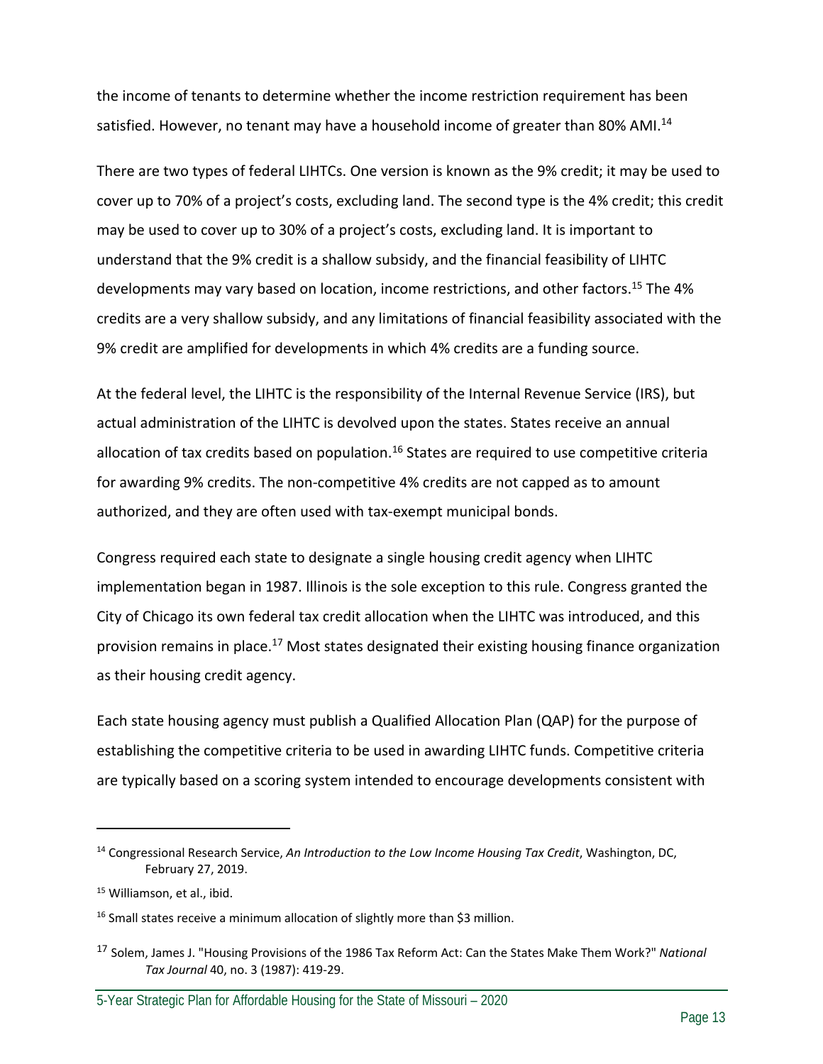the income of tenants to determine whether the income restriction requirement has been satisfied. However, no tenant may have a household income of greater than 80% AMI.[14]

There are two types of federal LIHTCs. One version is known as the 9% credit; it may be used to cover up to 70% of a project's costs, excluding land. The second type is the 4% credit; this credit may be used to cover up to 30% of a project's costs, excluding land. It is important to understand that the 9% credit is a shallow subsidy, and the financial feasibility of LIHTC developments may vary based on location, income restrictions, and other factors.[15] The 4% credits are a very shallow subsidy, and any limitations of financial feasibility associated with the 9% credit are amplified for developments in which 4% credits are a funding source.

At the federal level, the LIHTC is the responsibility of the Internal Revenue Service (IRS), but actual administration of the LIHTC is devolved upon the states. States receive an annual allocation of tax credits based on population.[16] States are required to use competitive criteria for awarding 9% credits. The non-competitive 4% credits are not capped as to amount authorized, and they are often used with tax-exempt municipal bonds.

Congress required each state to designate a single housing credit agency when LIHTC implementation began in 1987. Illinois is the sole exception to this rule. Congress granted the City of Chicago its own federal tax credit allocation when the LIHTC was introduced, and this provision remains in place.[17] Most states designated their existing housing finance organization as their housing credit agency.

Each state housing agency must publish a Qualified Allocation Plan (QAP) for the purpose of establishing the competitive criteria to be used in awarding LIHTC funds. Competitive criteria are typically based on a scoring system intended to encourage developments consistent with

---

[14] Congressional Research Service, *An Introduction to the Low Income Housing Tax Credit*, Washington, DC, February 27, 2019.

[15] Williamson, et al., ibid.

[16] Small states receive a minimum allocation of slightly more than $3 million.

[17] Solem, James J. "Housing Provisions of the 1986 Tax Reform Act: Can the States Make Them Work?" *National Tax Journal* 40, no. 3 (1987): 419-29.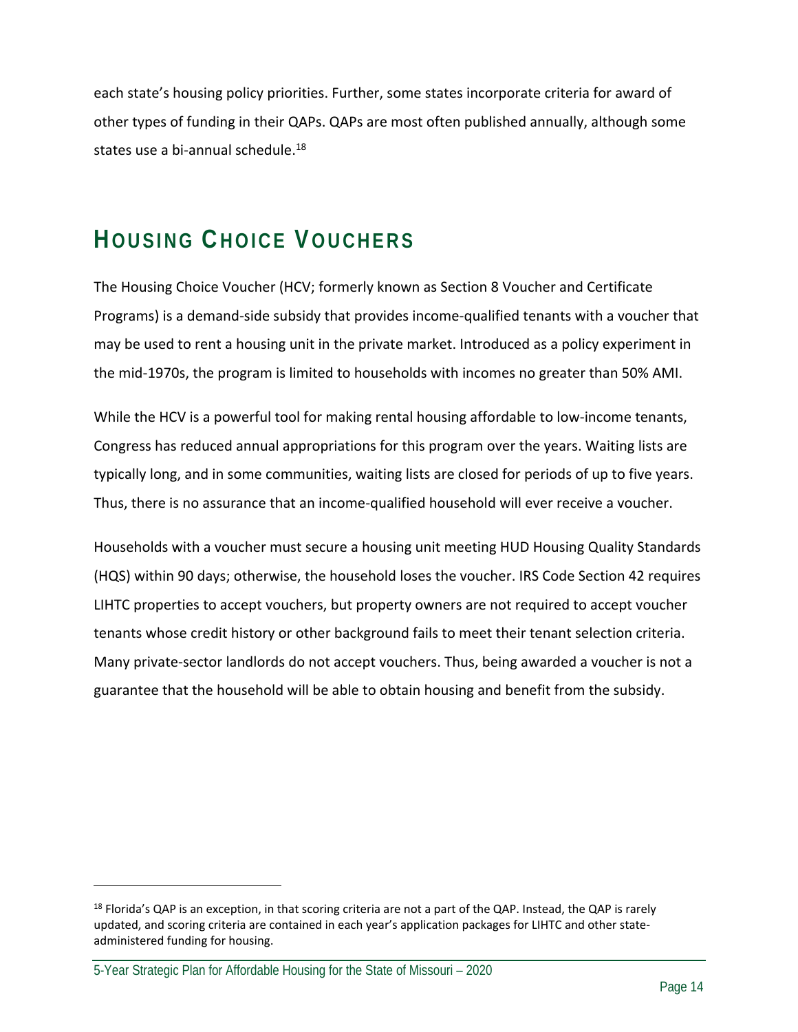each state's housing policy priorities. Further, some states incorporate criteria for award of other types of funding in their QAPs. QAPs are most often published annually, although some states use a bi-annual schedule.[18]

## Housing Choice Vouchers

The Housing Choice Voucher (HCV; formerly known as Section 8 Voucher and Certificate Programs) is a demand-side subsidy that provides income-qualified tenants with a voucher that may be used to rent a housing unit in the private market. Introduced as a policy experiment in the mid-1970s, the program is limited to households with incomes no greater than 50% AMI.

While the HCV is a powerful tool for making rental housing affordable to low-income tenants, Congress has reduced annual appropriations for this program over the years. Waiting lists are typically long, and in some communities, waiting lists are closed for periods of up to five years. Thus, there is no assurance that an income-qualified household will ever receive a voucher.

Households with a voucher must secure a housing unit meeting HUD Housing Quality Standards (HQS) within 90 days; otherwise, the household loses the voucher. IRS Code Section 42 requires LIHTC properties to accept vouchers, but property owners are not required to accept voucher tenants whose credit history or other background fails to meet their tenant selection criteria. Many private-sector landlords do not accept vouchers. Thus, being awarded a voucher is not a guarantee that the household will be able to obtain housing and benefit from the subsidy.

---

[18] Florida's QAP is an exception, in that scoring criteria are not a part of the QAP. Instead, the QAP is rarely updated, and scoring criteria are contained in each year's application packages for LIHTC and other state-administered funding for housing.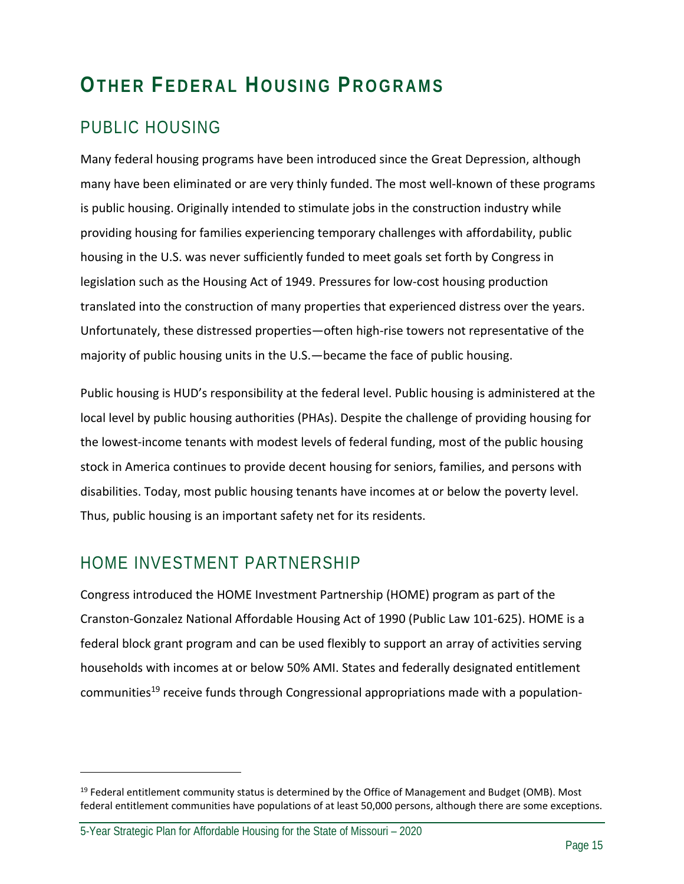# OTHER FEDERAL HOUSING PROGRAMS

## PUBLIC HOUSING

Many federal housing programs have been introduced since the Great Depression, although many have been eliminated or are very thinly funded. The most well-known of these programs is public housing. Originally intended to stimulate jobs in the construction industry while providing housing for families experiencing temporary challenges with affordability, public housing in the U.S. was never sufficiently funded to meet goals set forth by Congress in legislation such as the Housing Act of 1949. Pressures for low-cost housing production translated into the construction of many properties that experienced distress over the years. Unfortunately, these distressed properties—often high-rise towers not representative of the majority of public housing units in the U.S.—became the face of public housing.

Public housing is HUD's responsibility at the federal level. Public housing is administered at the local level by public housing authorities (PHAs). Despite the challenge of providing housing for the lowest-income tenants with modest levels of federal funding, most of the public housing stock in America continues to provide decent housing for seniors, families, and persons with disabilities. Today, most public housing tenants have incomes at or below the poverty level. Thus, public housing is an important safety net for its residents.

## HOME INVESTMENT PARTNERSHIP

Congress introduced the HOME Investment Partnership (HOME) program as part of the Cranston-Gonzalez National Affordable Housing Act of 1990 (Public Law 101-625). HOME is a federal block grant program and can be used flexibly to support an array of activities serving households with incomes at or below 50% AMI. States and federally designated entitlement communities[19] receive funds through Congressional appropriations made with a population-

[19] Federal entitlement community status is determined by the Office of Management and Budget (OMB). Most federal entitlement communities have populations of at least 50,000 persons, although there are some exceptions.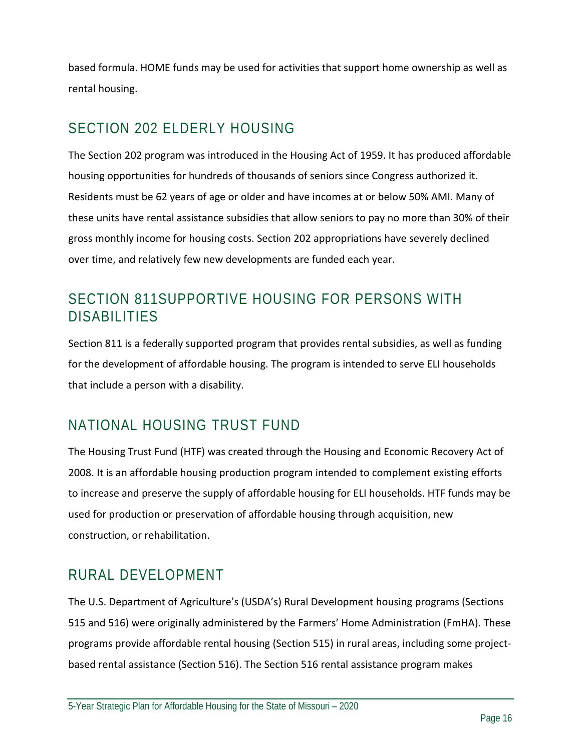based formula. HOME funds may be used for activities that support home ownership as well as rental housing.

## SECTION 202 ELDERLY HOUSING

The Section 202 program was introduced in the Housing Act of 1959. It has produced affordable housing opportunities for hundreds of thousands of seniors since Congress authorized it. Residents must be 62 years of age or older and have incomes at or below 50% AMI. Many of these units have rental assistance subsidies that allow seniors to pay no more than 30% of their gross monthly income for housing costs. Section 202 appropriations have severely declined over time, and relatively few new developments are funded each year.

## SECTION 811SUPPORTIVE HOUSING FOR PERSONS WITH DISABILITIES

Section 811 is a federally supported program that provides rental subsidies, as well as funding for the development of affordable housing. The program is intended to serve ELI households that include a person with a disability.

## NATIONAL HOUSING TRUST FUND

The Housing Trust Fund (HTF) was created through the Housing and Economic Recovery Act of 2008. It is an affordable housing production program intended to complement existing efforts to increase and preserve the supply of affordable housing for ELI households. HTF funds may be used for production or preservation of affordable housing through acquisition, new construction, or rehabilitation.

## RURAL DEVELOPMENT

The U.S. Department of Agriculture's (USDA's) Rural Development housing programs (Sections 515 and 516) were originally administered by the Farmers' Home Administration (FmHA). These programs provide affordable rental housing (Section 515) in rural areas, including some project-based rental assistance (Section 516). The Section 516 rental assistance program makes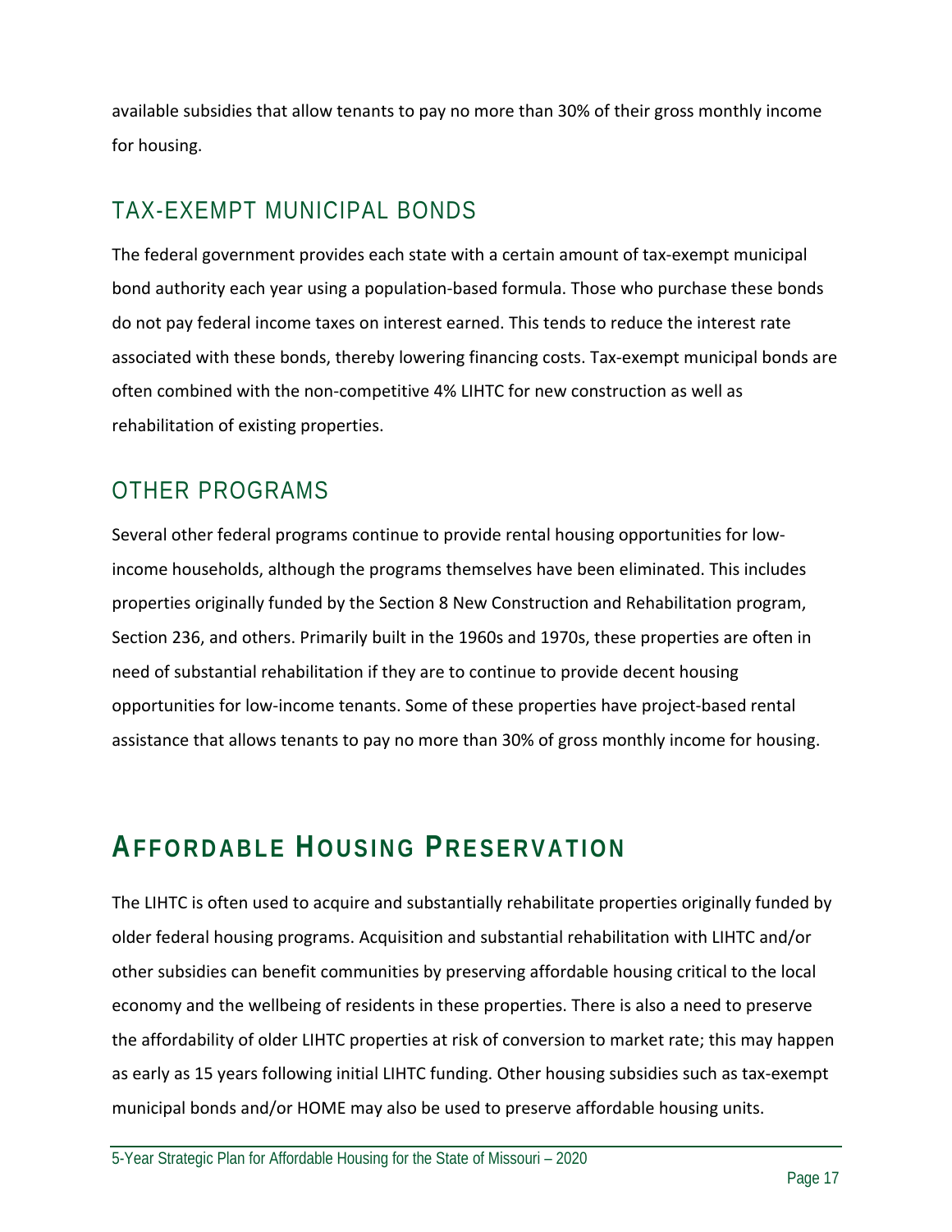available subsidies that allow tenants to pay no more than 30% of their gross monthly income for housing.

## TAX-EXEMPT MUNICIPAL BONDS

The federal government provides each state with a certain amount of tax-exempt municipal bond authority each year using a population-based formula. Those who purchase these bonds do not pay federal income taxes on interest earned. This tends to reduce the interest rate associated with these bonds, thereby lowering financing costs. Tax-exempt municipal bonds are often combined with the non-competitive 4% LIHTC for new construction as well as rehabilitation of existing properties.

## OTHER PROGRAMS

Several other federal programs continue to provide rental housing opportunities for low-income households, although the programs themselves have been eliminated. This includes properties originally funded by the Section 8 New Construction and Rehabilitation program, Section 236, and others. Primarily built in the 1960s and 1970s, these properties are often in need of substantial rehabilitation if they are to continue to provide decent housing opportunities for low-income tenants. Some of these properties have project-based rental assistance that allows tenants to pay no more than 30% of gross monthly income for housing.

# AFFORDABLE HOUSING PRESERVATION

The LIHTC is often used to acquire and substantially rehabilitate properties originally funded by older federal housing programs. Acquisition and substantial rehabilitation with LIHTC and/or other subsidies can benefit communities by preserving affordable housing critical to the local economy and the wellbeing of residents in these properties. There is also a need to preserve the affordability of older LIHTC properties at risk of conversion to market rate; this may happen as early as 15 years following initial LIHTC funding. Other housing subsidies such as tax-exempt municipal bonds and/or HOME may also be used to preserve affordable housing units.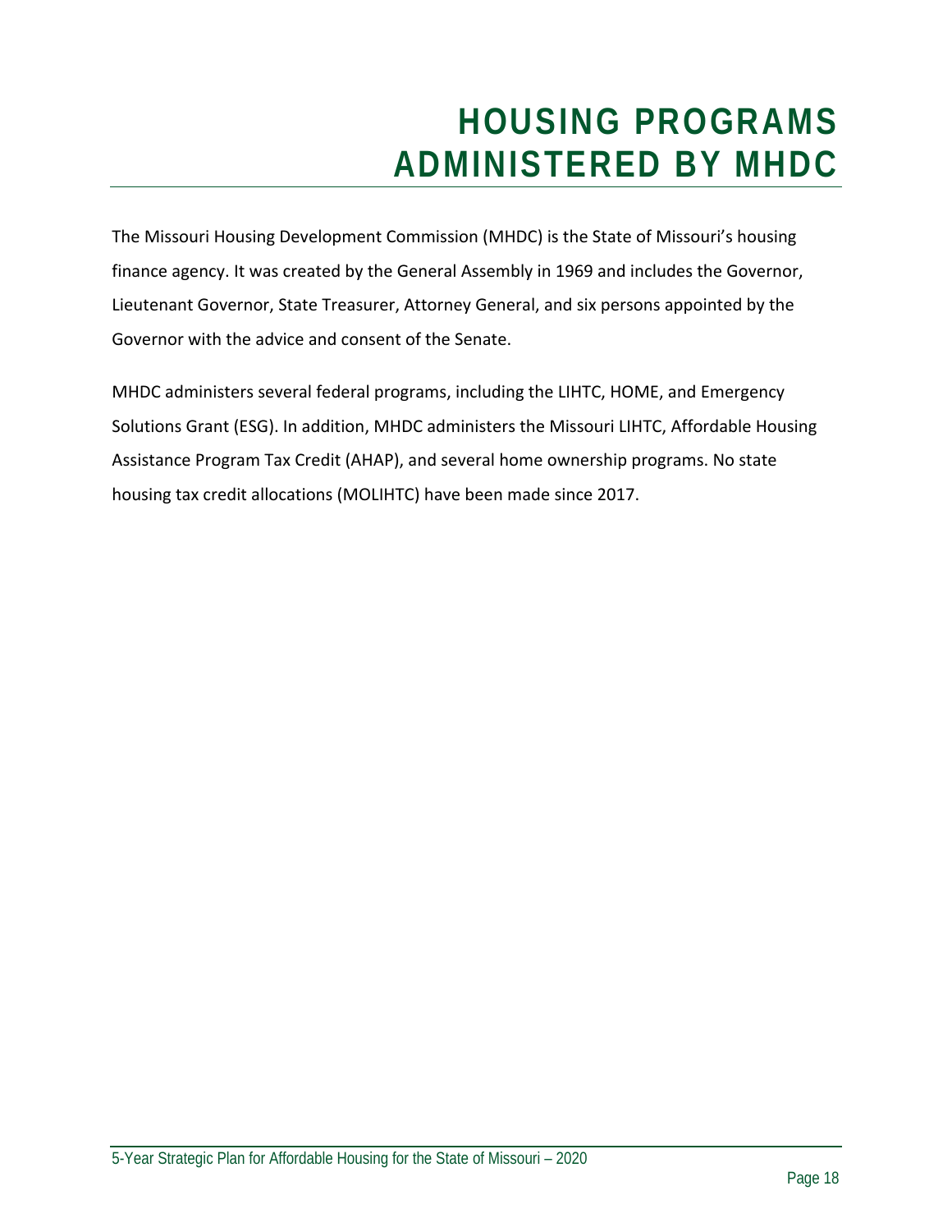# HOUSING PROGRAMS ADMINISTERED BY MHDC

The Missouri Housing Development Commission (MHDC) is the State of Missouri's housing finance agency. It was created by the General Assembly in 1969 and includes the Governor, Lieutenant Governor, State Treasurer, Attorney General, and six persons appointed by the Governor with the advice and consent of the Senate.

MHDC administers several federal programs, including the LIHTC, HOME, and Emergency Solutions Grant (ESG). In addition, MHDC administers the Missouri LIHTC, Affordable Housing Assistance Program Tax Credit (AHAP), and several home ownership programs. No state housing tax credit allocations (MOLIHTC) have been made since 2017.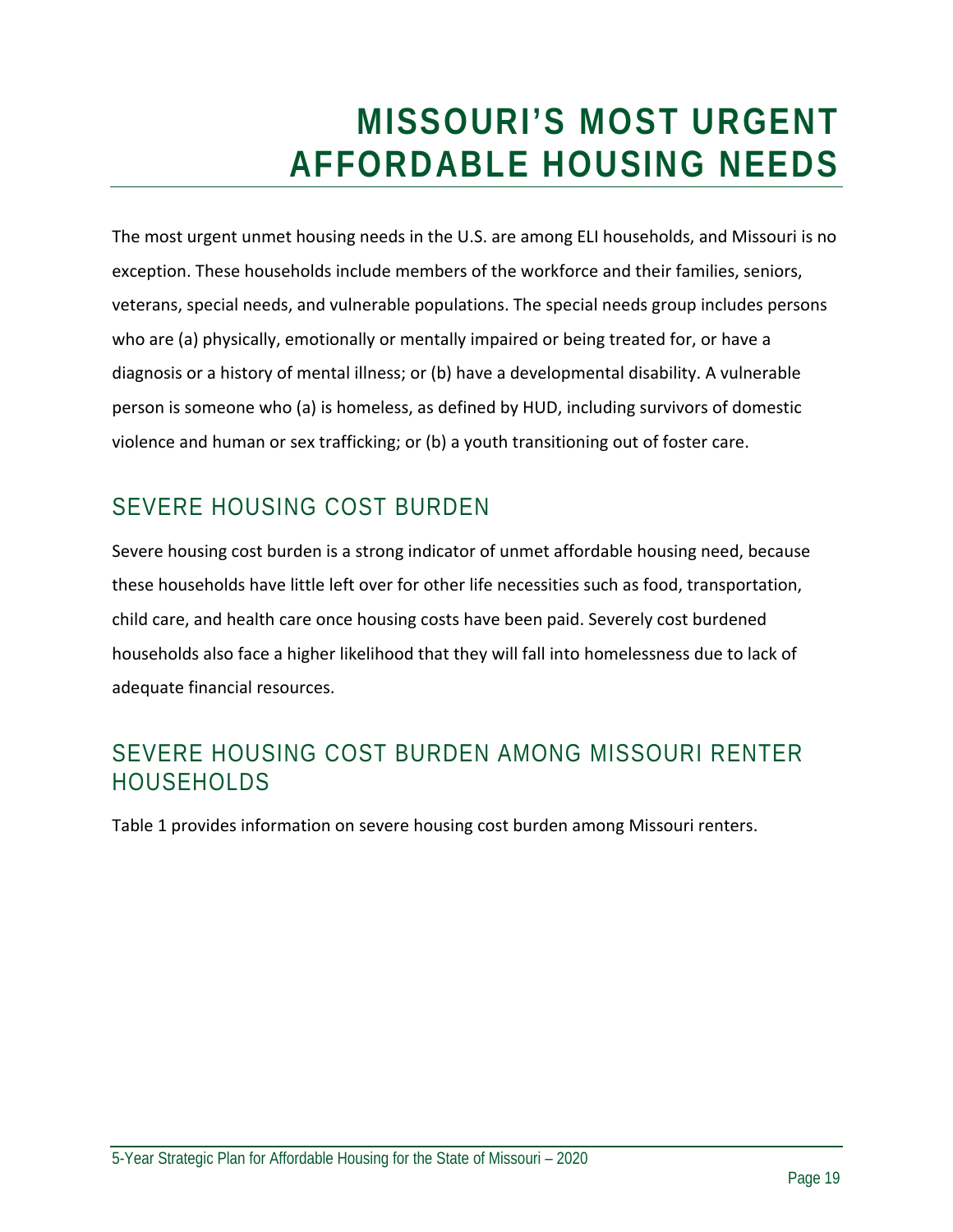# MISSOURI'S MOST URGENT AFFORDABLE HOUSING NEEDS

The most urgent unmet housing needs in the U.S. are among ELI households, and Missouri is no exception. These households include members of the workforce and their families, seniors, veterans, special needs, and vulnerable populations. The special needs group includes persons who are (a) physically, emotionally or mentally impaired or being treated for, or have a diagnosis or a history of mental illness; or (b) have a developmental disability. A vulnerable person is someone who (a) is homeless, as defined by HUD, including survivors of domestic violence and human or sex trafficking; or (b) a youth transitioning out of foster care.

## SEVERE HOUSING COST BURDEN

Severe housing cost burden is a strong indicator of unmet affordable housing need, because these households have little left over for other life necessities such as food, transportation, child care, and health care once housing costs have been paid. Severely cost burdened households also face a higher likelihood that they will fall into homelessness due to lack of adequate financial resources.

## SEVERE HOUSING COST BURDEN AMONG MISSOURI RENTER HOUSEHOLDS

Table 1 provides information on severe housing cost burden among Missouri renters.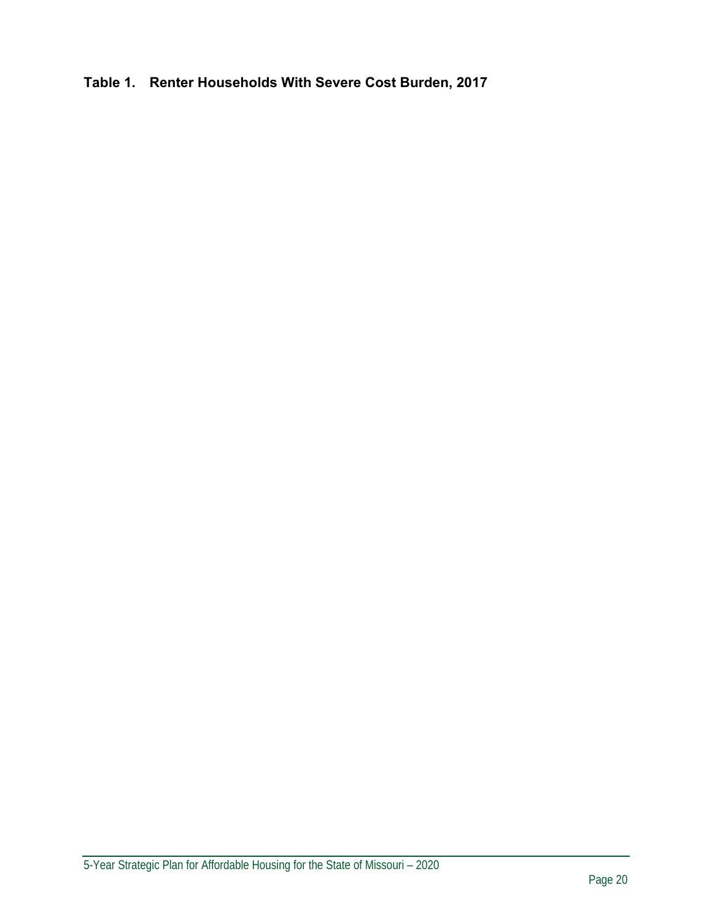**Table 1. Renter Households With Severe Cost Burden, 2017**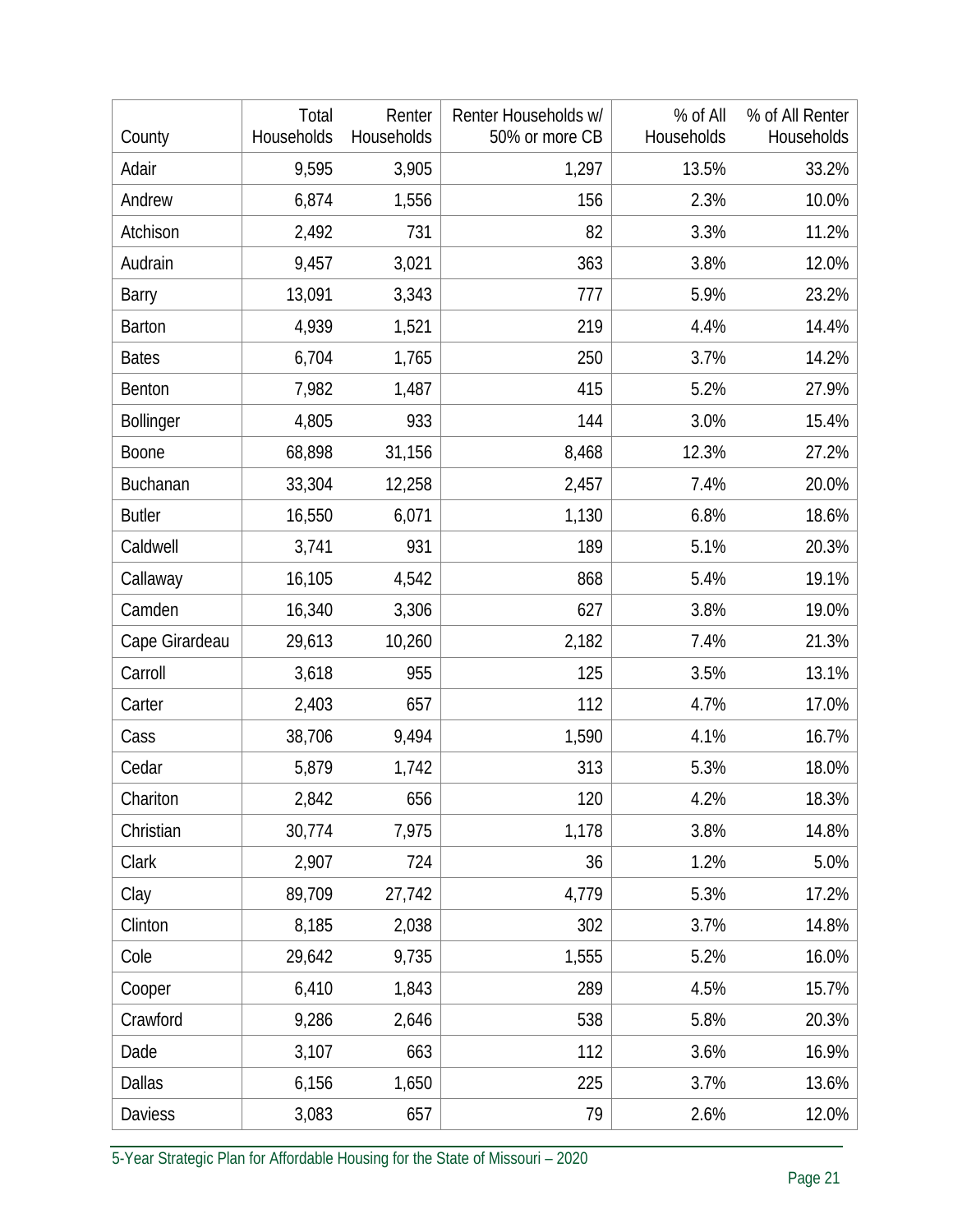| County | Total Households | Renter Households | Renter Households w/ 50% or more CB | % of All Households | % of All Renter Households |
|---|---|---|---|---|---|
| Adair | 9,595 | 3,905 | 1,297 | 13.5% | 33.2% |
| Andrew | 6,874 | 1,556 | 156 | 2.3% | 10.0% |
| Atchison | 2,492 | 731 | 82 | 3.3% | 11.2% |
| Audrain | 9,457 | 3,021 | 363 | 3.8% | 12.0% |
| Barry | 13,091 | 3,343 | 777 | 5.9% | 23.2% |
| Barton | 4,939 | 1,521 | 219 | 4.4% | 14.4% |
| Bates | 6,704 | 1,765 | 250 | 3.7% | 14.2% |
| Benton | 7,982 | 1,487 | 415 | 5.2% | 27.9% |
| Bollinger | 4,805 | 933 | 144 | 3.0% | 15.4% |
| Boone | 68,898 | 31,156 | 8,468 | 12.3% | 27.2% |
| Buchanan | 33,304 | 12,258 | 2,457 | 7.4% | 20.0% |
| Butler | 16,550 | 6,071 | 1,130 | 6.8% | 18.6% |
| Caldwell | 3,741 | 931 | 189 | 5.1% | 20.3% |
| Callaway | 16,105 | 4,542 | 868 | 5.4% | 19.1% |
| Camden | 16,340 | 3,306 | 627 | 3.8% | 19.0% |
| Cape Girardeau | 29,613 | 10,260 | 2,182 | 7.4% | 21.3% |
| Carroll | 3,618 | 955 | 125 | 3.5% | 13.1% |
| Carter | 2,403 | 657 | 112 | 4.7% | 17.0% |
| Cass | 38,706 | 9,494 | 1,590 | 4.1% | 16.7% |
| Cedar | 5,879 | 1,742 | 313 | 5.3% | 18.0% |
| Chariton | 2,842 | 656 | 120 | 4.2% | 18.3% |
| Christian | 30,774 | 7,975 | 1,178 | 3.8% | 14.8% |
| Clark | 2,907 | 724 | 36 | 1.2% | 5.0% |
| Clay | 89,709 | 27,742 | 4,779 | 5.3% | 17.2% |
| Clinton | 8,185 | 2,038 | 302 | 3.7% | 14.8% |
| Cole | 29,642 | 9,735 | 1,555 | 5.2% | 16.0% |
| Cooper | 6,410 | 1,843 | 289 | 4.5% | 15.7% |
| Crawford | 9,286 | 2,646 | 538 | 5.8% | 20.3% |
| Dade | 3,107 | 663 | 112 | 3.6% | 16.9% |
| Dallas | 6,156 | 1,650 | 225 | 3.7% | 13.6% |
| Daviess | 3,083 | 657 | 79 | 2.6% | 12.0% |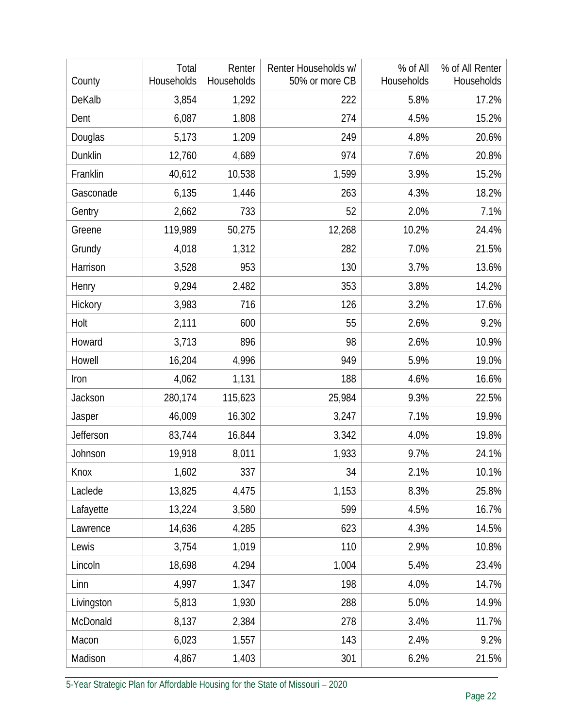| County | Total Households | Renter Households | Renter Households w/ 50% or more CB | % of All Households | % of All Renter Households |
|---|---|---|---|---|---|
| DeKalb | 3,854 | 1,292 | 222 | 5.8% | 17.2% |
| Dent | 6,087 | 1,808 | 274 | 4.5% | 15.2% |
| Douglas | 5,173 | 1,209 | 249 | 4.8% | 20.6% |
| Dunklin | 12,760 | 4,689 | 974 | 7.6% | 20.8% |
| Franklin | 40,612 | 10,538 | 1,599 | 3.9% | 15.2% |
| Gasconade | 6,135 | 1,446 | 263 | 4.3% | 18.2% |
| Gentry | 2,662 | 733 | 52 | 2.0% | 7.1% |
| Greene | 119,989 | 50,275 | 12,268 | 10.2% | 24.4% |
| Grundy | 4,018 | 1,312 | 282 | 7.0% | 21.5% |
| Harrison | 3,528 | 953 | 130 | 3.7% | 13.6% |
| Henry | 9,294 | 2,482 | 353 | 3.8% | 14.2% |
| Hickory | 3,983 | 716 | 126 | 3.2% | 17.6% |
| Holt | 2,111 | 600 | 55 | 2.6% | 9.2% |
| Howard | 3,713 | 896 | 98 | 2.6% | 10.9% |
| Howell | 16,204 | 4,996 | 949 | 5.9% | 19.0% |
| Iron | 4,062 | 1,131 | 188 | 4.6% | 16.6% |
| Jackson | 280,174 | 115,623 | 25,984 | 9.3% | 22.5% |
| Jasper | 46,009 | 16,302 | 3,247 | 7.1% | 19.9% |
| Jefferson | 83,744 | 16,844 | 3,342 | 4.0% | 19.8% |
| Johnson | 19,918 | 8,011 | 1,933 | 9.7% | 24.1% |
| Knox | 1,602 | 337 | 34 | 2.1% | 10.1% |
| Laclede | 13,825 | 4,475 | 1,153 | 8.3% | 25.8% |
| Lafayette | 13,224 | 3,580 | 599 | 4.5% | 16.7% |
| Lawrence | 14,636 | 4,285 | 623 | 4.3% | 14.5% |
| Lewis | 3,754 | 1,019 | 110 | 2.9% | 10.8% |
| Lincoln | 18,698 | 4,294 | 1,004 | 5.4% | 23.4% |
| Linn | 4,997 | 1,347 | 198 | 4.0% | 14.7% |
| Livingston | 5,813 | 1,930 | 288 | 5.0% | 14.9% |
| McDonald | 8,137 | 2,384 | 278 | 3.4% | 11.7% |
| Macon | 6,023 | 1,557 | 143 | 2.4% | 9.2% |
| Madison | 4,867 | 1,403 | 301 | 6.2% | 21.5% |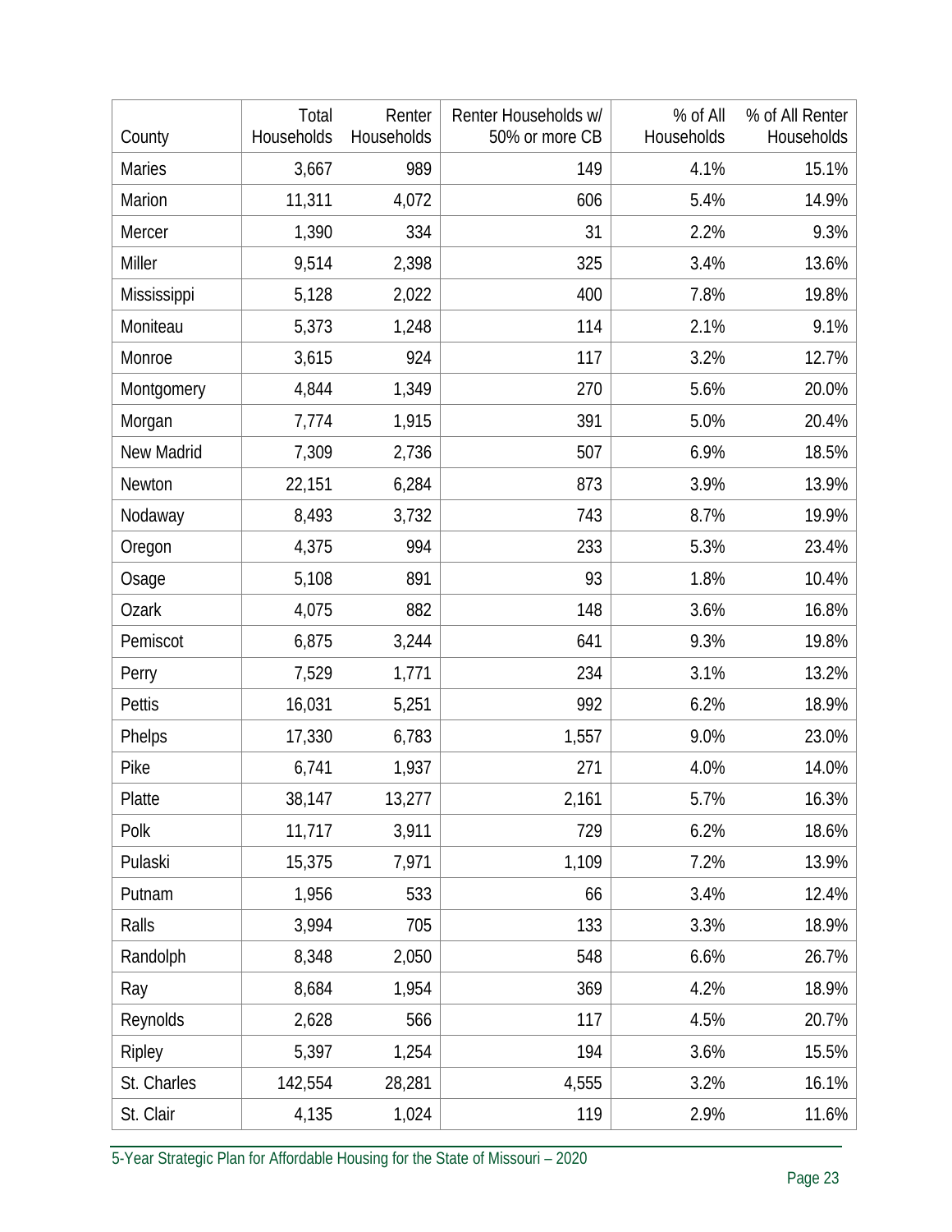| County | Total Households | Renter Households | Renter Households w/ 50% or more CB | % of All Households | % of All Renter Households |
|---|---|---|---|---|---|
| Maries | 3,667 | 989 | 149 | 4.1% | 15.1% |
| Marion | 11,311 | 4,072 | 606 | 5.4% | 14.9% |
| Mercer | 1,390 | 334 | 31 | 2.2% | 9.3% |
| Miller | 9,514 | 2,398 | 325 | 3.4% | 13.6% |
| Mississippi | 5,128 | 2,022 | 400 | 7.8% | 19.8% |
| Moniteau | 5,373 | 1,248 | 114 | 2.1% | 9.1% |
| Monroe | 3,615 | 924 | 117 | 3.2% | 12.7% |
| Montgomery | 4,844 | 1,349 | 270 | 5.6% | 20.0% |
| Morgan | 7,774 | 1,915 | 391 | 5.0% | 20.4% |
| New Madrid | 7,309 | 2,736 | 507 | 6.9% | 18.5% |
| Newton | 22,151 | 6,284 | 873 | 3.9% | 13.9% |
| Nodaway | 8,493 | 3,732 | 743 | 8.7% | 19.9% |
| Oregon | 4,375 | 994 | 233 | 5.3% | 23.4% |
| Osage | 5,108 | 891 | 93 | 1.8% | 10.4% |
| Ozark | 4,075 | 882 | 148 | 3.6% | 16.8% |
| Pemiscot | 6,875 | 3,244 | 641 | 9.3% | 19.8% |
| Perry | 7,529 | 1,771 | 234 | 3.1% | 13.2% |
| Pettis | 16,031 | 5,251 | 992 | 6.2% | 18.9% |
| Phelps | 17,330 | 6,783 | 1,557 | 9.0% | 23.0% |
| Pike | 6,741 | 1,937 | 271 | 4.0% | 14.0% |
| Platte | 38,147 | 13,277 | 2,161 | 5.7% | 16.3% |
| Polk | 11,717 | 3,911 | 729 | 6.2% | 18.6% |
| Pulaski | 15,375 | 7,971 | 1,109 | 7.2% | 13.9% |
| Putnam | 1,956 | 533 | 66 | 3.4% | 12.4% |
| Ralls | 3,994 | 705 | 133 | 3.3% | 18.9% |
| Randolph | 8,348 | 2,050 | 548 | 6.6% | 26.7% |
| Ray | 8,684 | 1,954 | 369 | 4.2% | 18.9% |
| Reynolds | 2,628 | 566 | 117 | 4.5% | 20.7% |
| Ripley | 5,397 | 1,254 | 194 | 3.6% | 15.5% |
| St. Charles | 142,554 | 28,281 | 4,555 | 3.2% | 16.1% |
| St. Clair | 4,135 | 1,024 | 119 | 2.9% | 11.6% |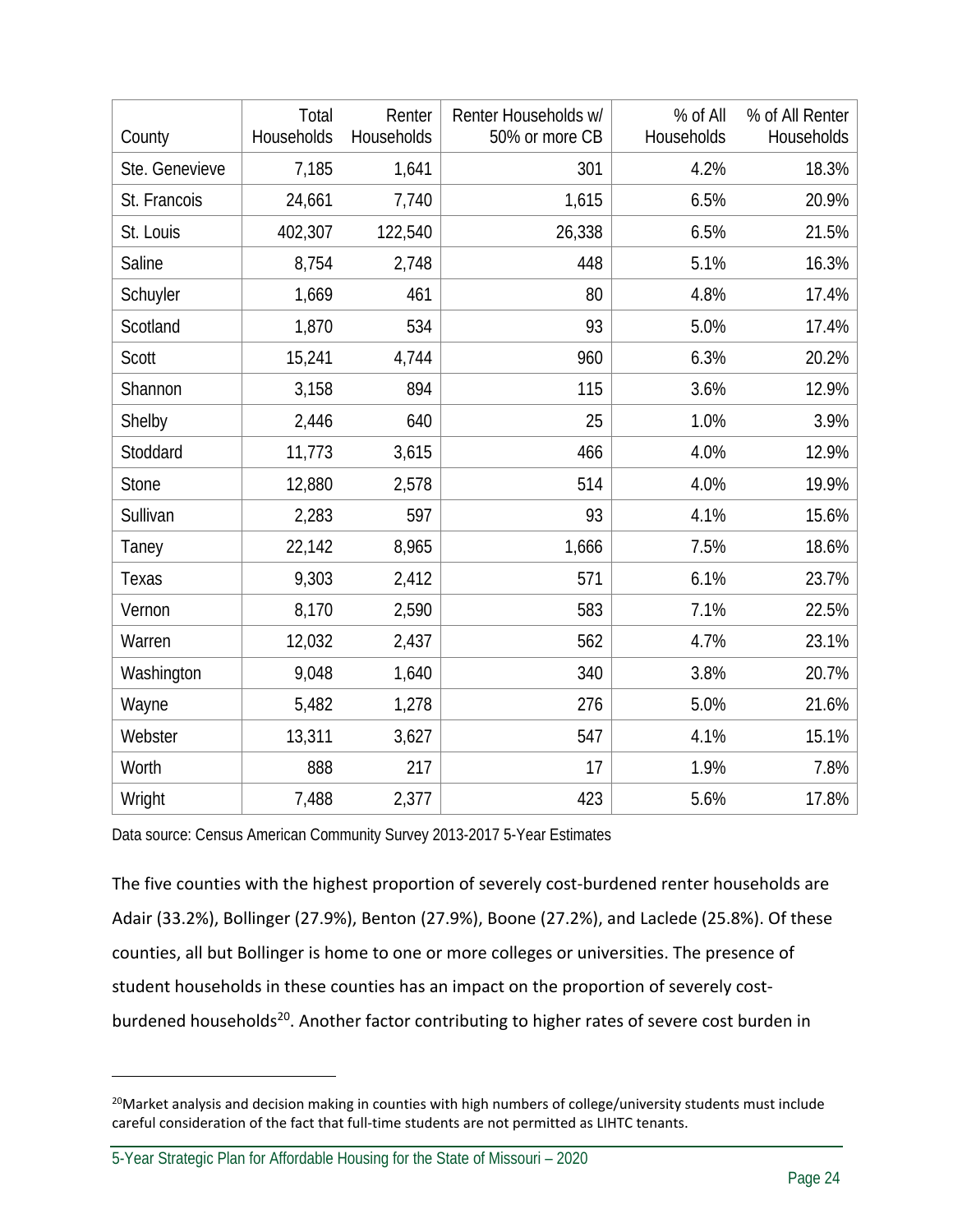| County | Total Households | Renter Households | Renter Households w/ 50% or more CB | % of All Households | % of All Renter Households |
|---|---|---|---|---|---|
| Ste. Genevieve | 7,185 | 1,641 | 301 | 4.2% | 18.3% |
| St. Francois | 24,661 | 7,740 | 1,615 | 6.5% | 20.9% |
| St. Louis | 402,307 | 122,540 | 26,338 | 6.5% | 21.5% |
| Saline | 8,754 | 2,748 | 448 | 5.1% | 16.3% |
| Schuyler | 1,669 | 461 | 80 | 4.8% | 17.4% |
| Scotland | 1,870 | 534 | 93 | 5.0% | 17.4% |
| Scott | 15,241 | 4,744 | 960 | 6.3% | 20.2% |
| Shannon | 3,158 | 894 | 115 | 3.6% | 12.9% |
| Shelby | 2,446 | 640 | 25 | 1.0% | 3.9% |
| Stoddard | 11,773 | 3,615 | 466 | 4.0% | 12.9% |
| Stone | 12,880 | 2,578 | 514 | 4.0% | 19.9% |
| Sullivan | 2,283 | 597 | 93 | 4.1% | 15.6% |
| Taney | 22,142 | 8,965 | 1,666 | 7.5% | 18.6% |
| Texas | 9,303 | 2,412 | 571 | 6.1% | 23.7% |
| Vernon | 8,170 | 2,590 | 583 | 7.1% | 22.5% |
| Warren | 12,032 | 2,437 | 562 | 4.7% | 23.1% |
| Washington | 9,048 | 1,640 | 340 | 3.8% | 20.7% |
| Wayne | 5,482 | 1,278 | 276 | 5.0% | 21.6% |
| Webster | 13,311 | 3,627 | 547 | 4.1% | 15.1% |
| Worth | 888 | 217 | 17 | 1.9% | 7.8% |
| Wright | 7,488 | 2,377 | 423 | 5.6% | 17.8% |

Data source: Census American Community Survey 2013-2017 5-Year Estimates

The five counties with the highest proportion of severely cost-burdened renter households are Adair (33.2%), Bollinger (27.9%), Benton (27.9%), Boone (27.2%), and Laclede (25.8%). Of these counties, all but Bollinger is home to one or more colleges or universities. The presence of student households in these counties has an impact on the proportion of severely cost-burdened households[20]. Another factor contributing to higher rates of severe cost burden in

[20] Market analysis and decision making in counties with high numbers of college/university students must include careful consideration of the fact that full-time students are not permitted as LIHTC tenants.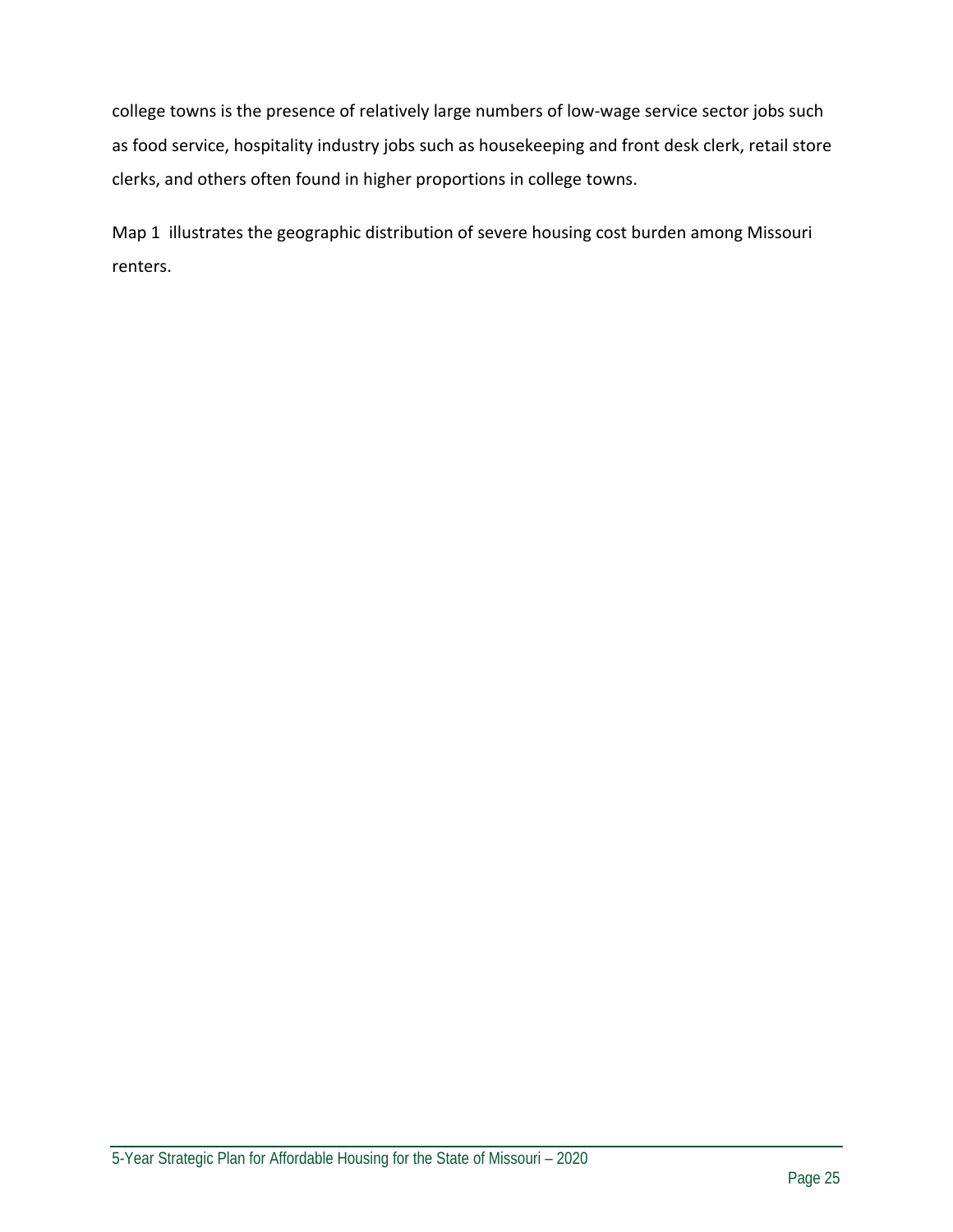college towns is the presence of relatively large numbers of low-wage service sector jobs such as food service, hospitality industry jobs such as housekeeping and front desk clerk, retail store clerks, and others often found in higher proportions in college towns.

Map 1 illustrates the geographic distribution of severe housing cost burden among Missouri renters.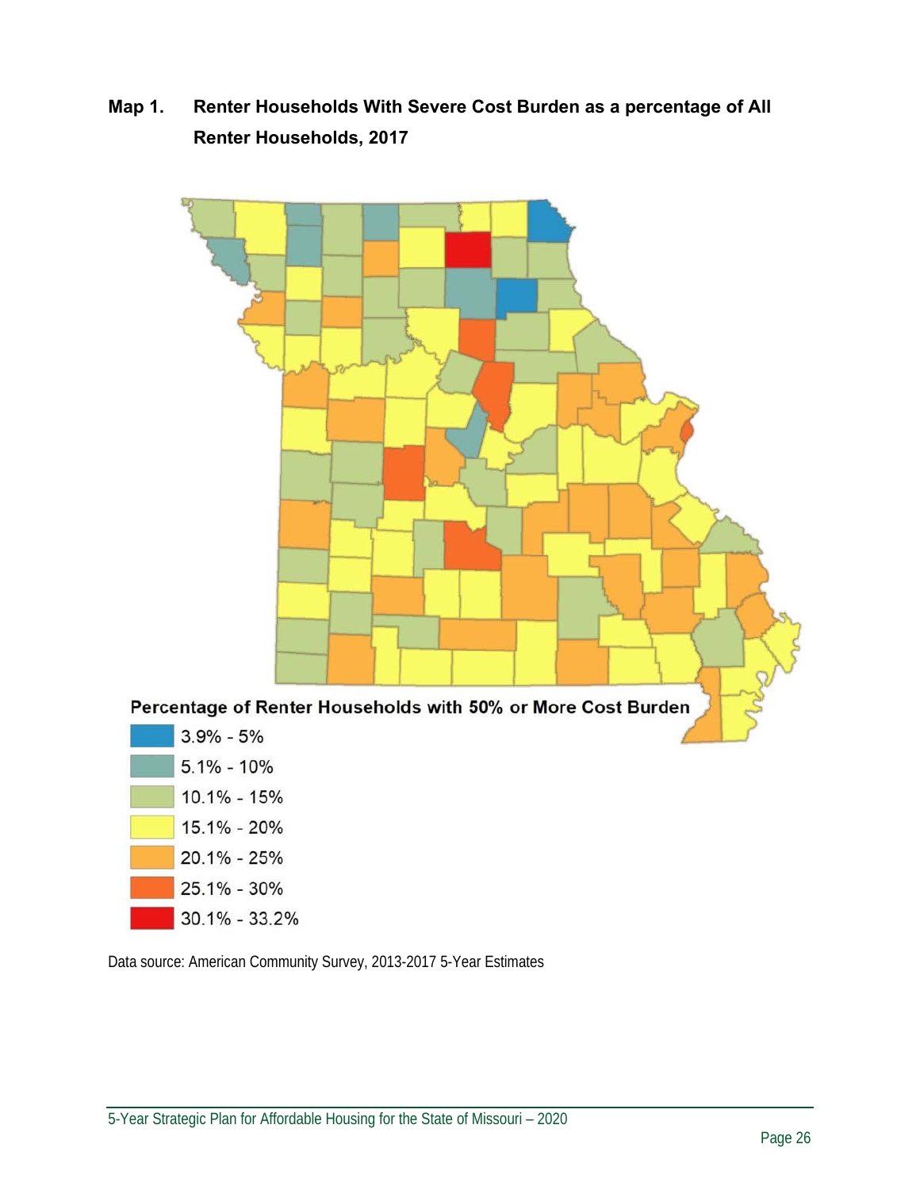**Map 1. Renter Households With Severe Cost Burden as a percentage of All Renter Households, 2017**

Percentage of Renter Households with 50% or More Cost Burden

- 3.9% - 5%
- 5.1% - 10%
- 10.1% - 15%
- 15.1% - 20%
- 20.1% - 25%
- 25.1% - 30%
- 30.1% - 33.2%

Data source: American Community Survey, 2013-2017 5-Year Estimates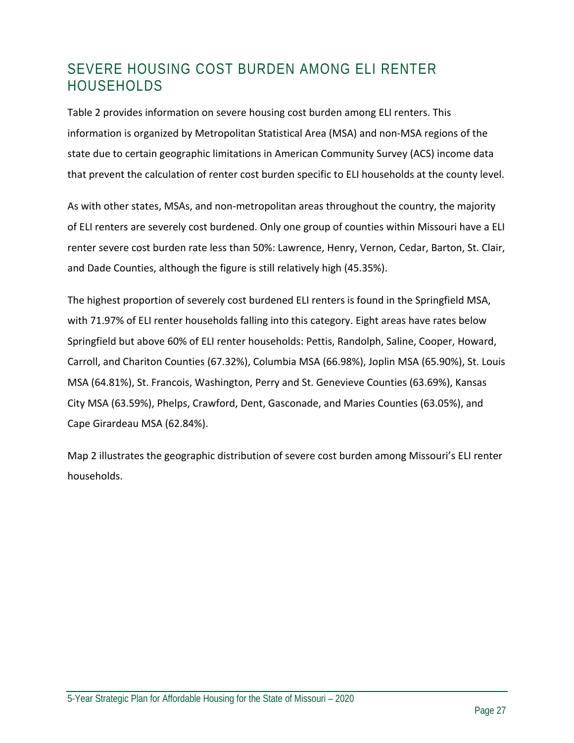## SEVERE HOUSING COST BURDEN AMONG ELI RENTER HOUSEHOLDS

Table 2 provides information on severe housing cost burden among ELI renters. This information is organized by Metropolitan Statistical Area (MSA) and non-MSA regions of the state due to certain geographic limitations in American Community Survey (ACS) income data that prevent the calculation of renter cost burden specific to ELI households at the county level.

As with other states, MSAs, and non-metropolitan areas throughout the country, the majority of ELI renters are severely cost burdened. Only one group of counties within Missouri have a ELI renter severe cost burden rate less than 50%: Lawrence, Henry, Vernon, Cedar, Barton, St. Clair, and Dade Counties, although the figure is still relatively high (45.35%).

The highest proportion of severely cost burdened ELI renters is found in the Springfield MSA, with 71.97% of ELI renter households falling into this category. Eight areas have rates below Springfield but above 60% of ELI renter households: Pettis, Randolph, Saline, Cooper, Howard, Carroll, and Chariton Counties (67.32%), Columbia MSA (66.98%), Joplin MSA (65.90%), St. Louis MSA (64.81%), St. Francois, Washington, Perry and St. Genevieve Counties (63.69%), Kansas City MSA (63.59%), Phelps, Crawford, Dent, Gasconade, and Maries Counties (63.05%), and Cape Girardeau MSA (62.84%).

Map 2 illustrates the geographic distribution of severe cost burden among Missouri's ELI renter households.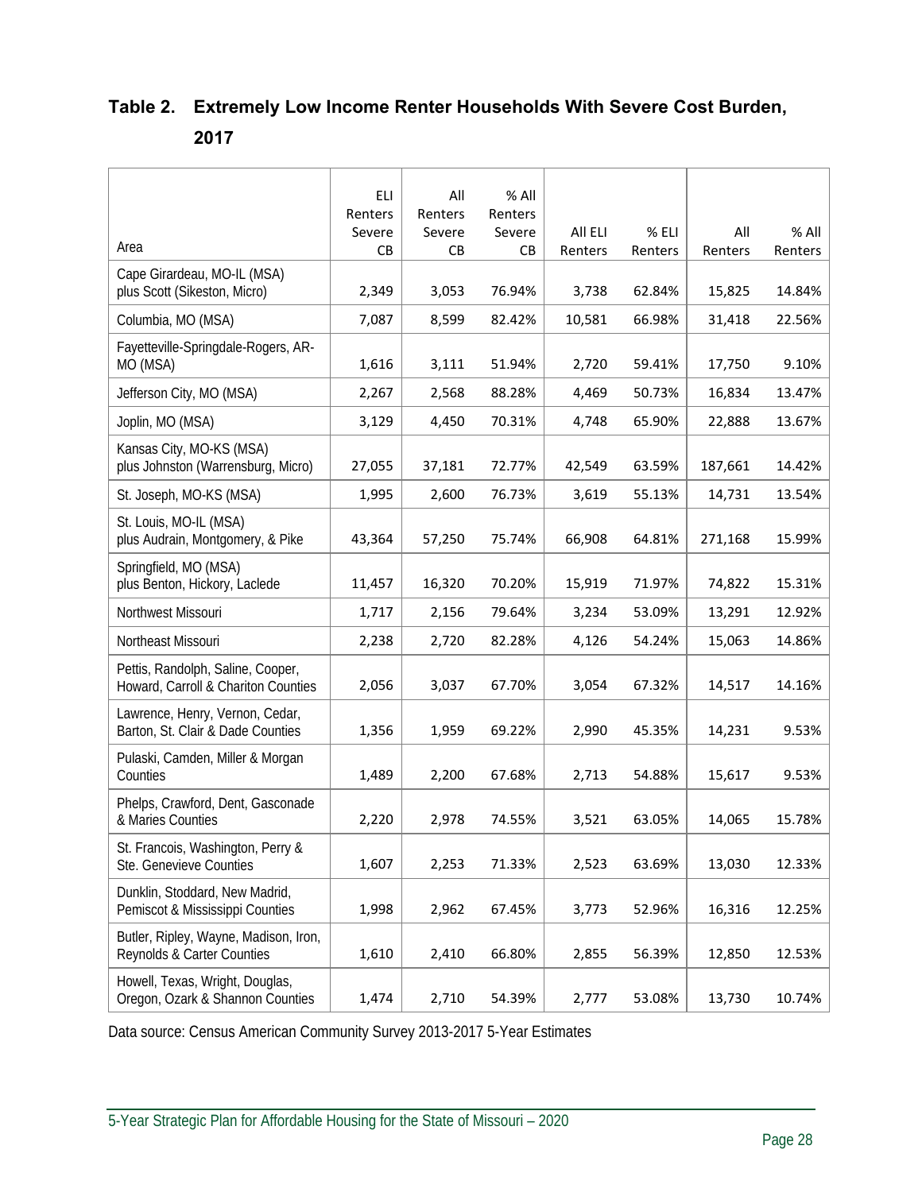## Table 2. Extremely Low Income Renter Households With Severe Cost Burden, 2017

| Area | ELI Renters Severe CB | All Renters Severe CB | % All Renters Severe CB | All ELI Renters | % ELI Renters | All Renters | % All Renters |
|---|---|---|---|---|---|---|---|
| Cape Girardeau, MO-IL (MSA) plus Scott (Sikeston, Micro) | 2,349 | 3,053 | 76.94% | 3,738 | 62.84% | 15,825 | 14.84% |
| Columbia, MO (MSA) | 7,087 | 8,599 | 82.42% | 10,581 | 66.98% | 31,418 | 22.56% |
| Fayetteville-Springdale-Rogers, AR-MO (MSA) | 1,616 | 3,111 | 51.94% | 2,720 | 59.41% | 17,750 | 9.10% |
| Jefferson City, MO (MSA) | 2,267 | 2,568 | 88.28% | 4,469 | 50.73% | 16,834 | 13.47% |
| Joplin, MO (MSA) | 3,129 | 4,450 | 70.31% | 4,748 | 65.90% | 22,888 | 13.67% |
| Kansas City, MO-KS (MSA) plus Johnston (Warrensburg, Micro) | 27,055 | 37,181 | 72.77% | 42,549 | 63.59% | 187,661 | 14.42% |
| St. Joseph, MO-KS (MSA) | 1,995 | 2,600 | 76.73% | 3,619 | 55.13% | 14,731 | 13.54% |
| St. Louis, MO-IL (MSA) plus Audrain, Montgomery, & Pike | 43,364 | 57,250 | 75.74% | 66,908 | 64.81% | 271,168 | 15.99% |
| Springfield, MO (MSA) plus Benton, Hickory, Laclede | 11,457 | 16,320 | 70.20% | 15,919 | 71.97% | 74,822 | 15.31% |
| Northwest Missouri | 1,717 | 2,156 | 79.64% | 3,234 | 53.09% | 13,291 | 12.92% |
| Northeast Missouri | 2,238 | 2,720 | 82.28% | 4,126 | 54.24% | 15,063 | 14.86% |
| Pettis, Randolph, Saline, Cooper, Howard, Carroll & Chariton Counties | 2,056 | 3,037 | 67.70% | 3,054 | 67.32% | 14,517 | 14.16% |
| Lawrence, Henry, Vernon, Cedar, Barton, St. Clair & Dade Counties | 1,356 | 1,959 | 69.22% | 2,990 | 45.35% | 14,231 | 9.53% |
| Pulaski, Camden, Miller & Morgan Counties | 1,489 | 2,200 | 67.68% | 2,713 | 54.88% | 15,617 | 9.53% |
| Phelps, Crawford, Dent, Gasconade & Maries Counties | 2,220 | 2,978 | 74.55% | 3,521 | 63.05% | 14,065 | 15.78% |
| St. Francois, Washington, Perry & Ste. Genevieve Counties | 1,607 | 2,253 | 71.33% | 2,523 | 63.69% | 13,030 | 12.33% |
| Dunklin, Stoddard, New Madrid, Pemiscot & Mississippi Counties | 1,998 | 2,962 | 67.45% | 3,773 | 52.96% | 16,316 | 12.25% |
| Butler, Ripley, Wayne, Madison, Iron, Reynolds & Carter Counties | 1,610 | 2,410 | 66.80% | 2,855 | 56.39% | 12,850 | 12.53% |
| Howell, Texas, Wright, Douglas, Oregon, Ozark & Shannon Counties | 1,474 | 2,710 | 54.39% | 2,777 | 53.08% | 13,730 | 10.74% |

Data source: Census American Community Survey 2013-2017 5-Year Estimates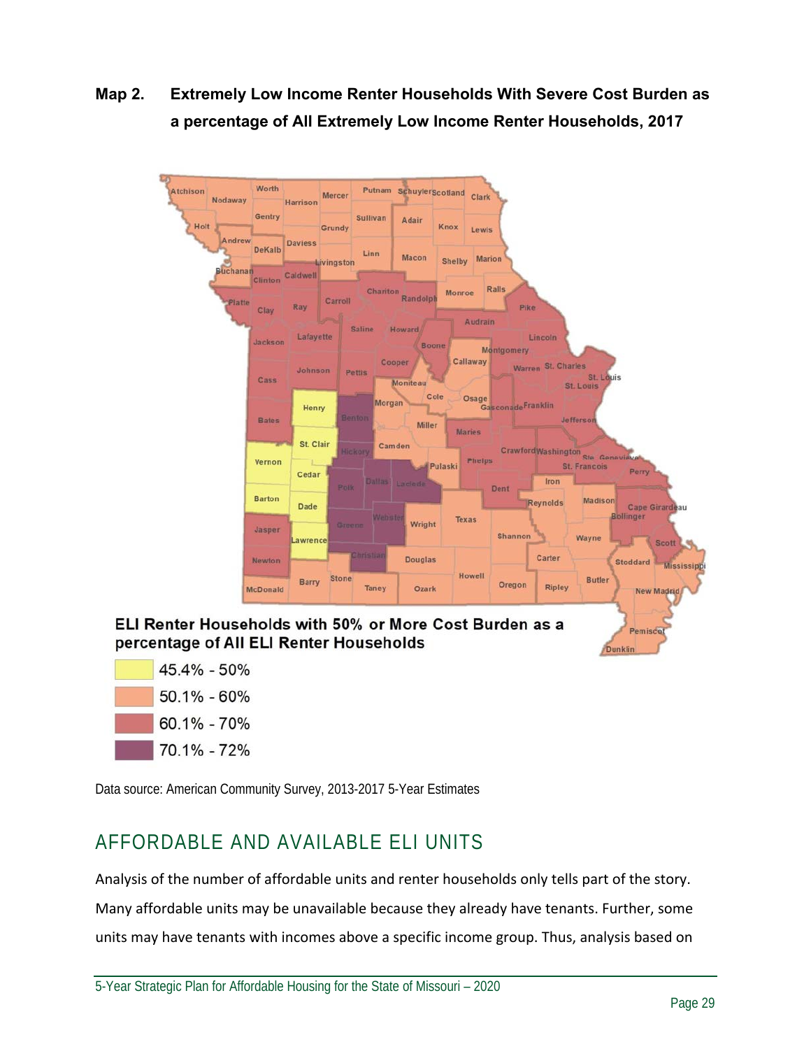**Map 2. Extremely Low Income Renter Households With Severe Cost Burden as a percentage of All Extremely Low Income Renter Households, 2017**

ELI Renter Households with 50% or More Cost Burden as a percentage of All ELI Renter Households

- 45.4% - 50%
- 50.1% - 60%
- 60.1% - 70%
- 70.1% - 72%

Data source: American Community Survey, 2013-2017 5-Year Estimates

## AFFORDABLE AND AVAILABLE ELI UNITS

Analysis of the number of affordable units and renter households only tells part of the story. Many affordable units may be unavailable because they already have tenants. Further, some units may have tenants with incomes above a specific income group. Thus, analysis based on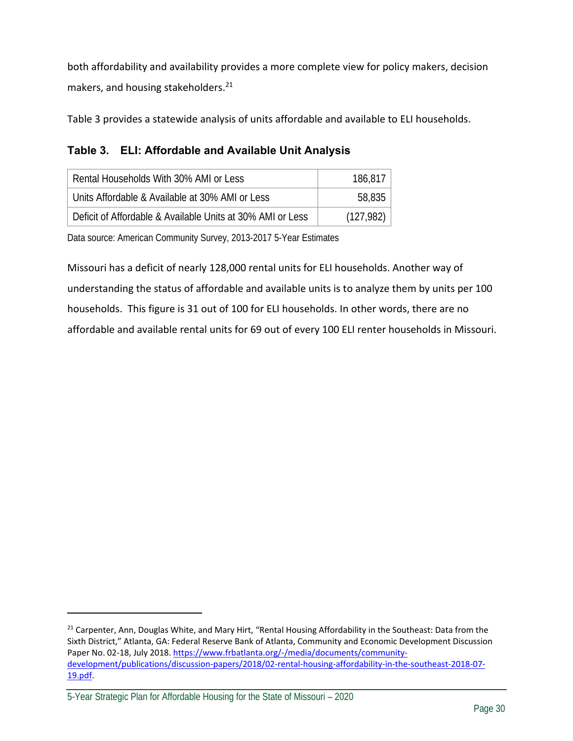both affordability and availability provides a more complete view for policy makers, decision makers, and housing stakeholders.[21]

Table 3 provides a statewide analysis of units affordable and available to ELI households.

### Table 3. ELI: Affordable and Available Unit Analysis

| | |
|---|---:|
| Rental Households With 30% AMI or Less | 186,817 |
| Units Affordable & Available at 30% AMI or Less | 58,835 |
| Deficit of Affordable & Available Units at 30% AMI or Less | (127,982) |

Data source: American Community Survey, 2013-2017 5-Year Estimates

Missouri has a deficit of nearly 128,000 rental units for ELI households. Another way of understanding the status of affordable and available units is to analyze them by units per 100 households. This figure is 31 out of 100 for ELI households. In other words, there are no affordable and available rental units for 69 out of every 100 ELI renter households in Missouri.

---

[21] Carpenter, Ann, Douglas White, and Mary Hirt, "Rental Housing Affordability in the Southeast: Data from the Sixth District," Atlanta, GA: Federal Reserve Bank of Atlanta, Community and Economic Development Discussion Paper No. 02-18, July 2018. https://www.frbatlanta.org/-/media/documents/community-development/publications/discussion-papers/2018/02-rental-housing-affordability-in-the-southeast-2018-07-19.pdf.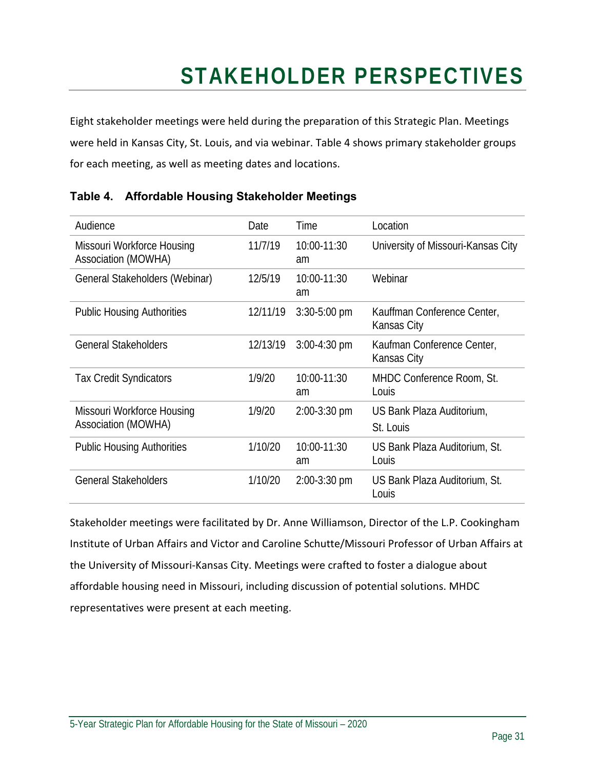# STAKEHOLDER PERSPECTIVES

Eight stakeholder meetings were held during the preparation of this Strategic Plan. Meetings were held in Kansas City, St. Louis, and via webinar. Table 4 shows primary stakeholder groups for each meeting, as well as meeting dates and locations.

**Table 4. Affordable Housing Stakeholder Meetings**

| Audience | Date | Time | Location |
|---|---|---|---|
| Missouri Workforce Housing Association (MOWHA) | 11/7/19 | 10:00-11:30 am | University of Missouri-Kansas City |
| General Stakeholders (Webinar) | 12/5/19 | 10:00-11:30 am | Webinar |
| Public Housing Authorities | 12/11/19 | 3:30-5:00 pm | Kauffman Conference Center, Kansas City |
| General Stakeholders | 12/13/19 | 3:00-4:30 pm | Kaufman Conference Center, Kansas City |
| Tax Credit Syndicators | 1/9/20 | 10:00-11:30 am | MHDC Conference Room, St. Louis |
| Missouri Workforce Housing Association (MOWHA) | 1/9/20 | 2:00-3:30 pm | US Bank Plaza Auditorium, St. Louis |
| Public Housing Authorities | 1/10/20 | 10:00-11:30 am | US Bank Plaza Auditorium, St. Louis |
| General Stakeholders | 1/10/20 | 2:00-3:30 pm | US Bank Plaza Auditorium, St. Louis |

Stakeholder meetings were facilitated by Dr. Anne Williamson, Director of the L.P. Cookingham Institute of Urban Affairs and Victor and Caroline Schutte/Missouri Professor of Urban Affairs at the University of Missouri-Kansas City. Meetings were crafted to foster a dialogue about affordable housing need in Missouri, including discussion of potential solutions. MHDC representatives were present at each meeting.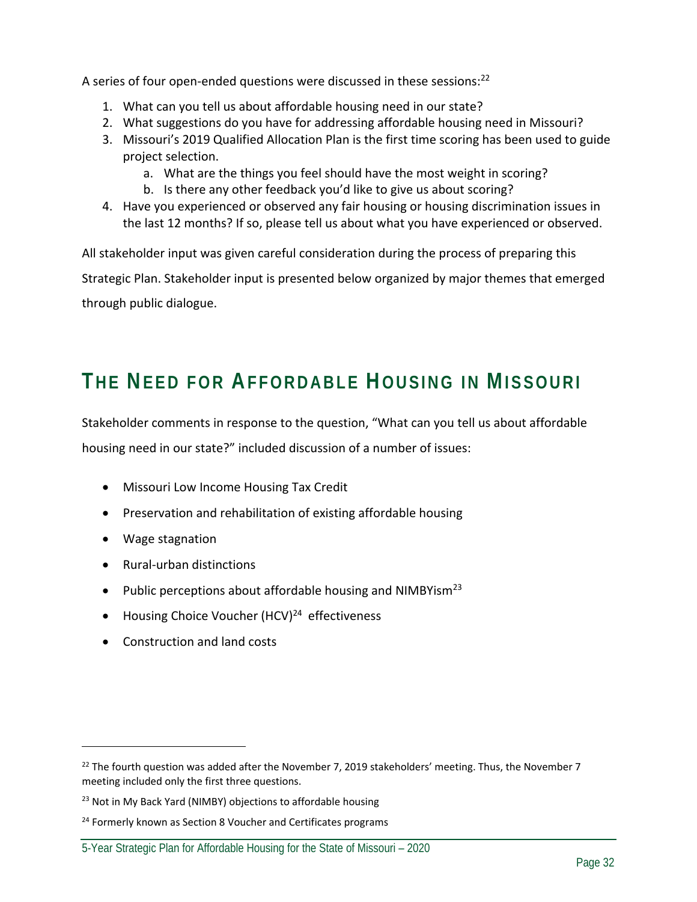A series of four open-ended questions were discussed in these sessions:[22]

1. What can you tell us about affordable housing need in our state?
2. What suggestions do you have for addressing affordable housing need in Missouri?
3. Missouri's 2019 Qualified Allocation Plan is the first time scoring has been used to guide project selection.
   a. What are the things you feel should have the most weight in scoring?
   b. Is there any other feedback you'd like to give us about scoring?
4. Have you experienced or observed any fair housing or housing discrimination issues in the last 12 months? If so, please tell us about what you have experienced or observed.

All stakeholder input was given careful consideration during the process of preparing this Strategic Plan. Stakeholder input is presented below organized by major themes that emerged through public dialogue.

## The Need for Affordable Housing in Missouri

Stakeholder comments in response to the question, "What can you tell us about affordable housing need in our state?" included discussion of a number of issues:

- Missouri Low Income Housing Tax Credit
- Preservation and rehabilitation of existing affordable housing
- Wage stagnation
- Rural-urban distinctions
- Public perceptions about affordable housing and NIMBYism[23]
- Housing Choice Voucher (HCV)[24] effectiveness
- Construction and land costs

---

[22] The fourth question was added after the November 7, 2019 stakeholders' meeting. Thus, the November 7 meeting included only the first three questions.

[23] Not in My Back Yard (NIMBY) objections to affordable housing

[24] Formerly known as Section 8 Voucher and Certificates programs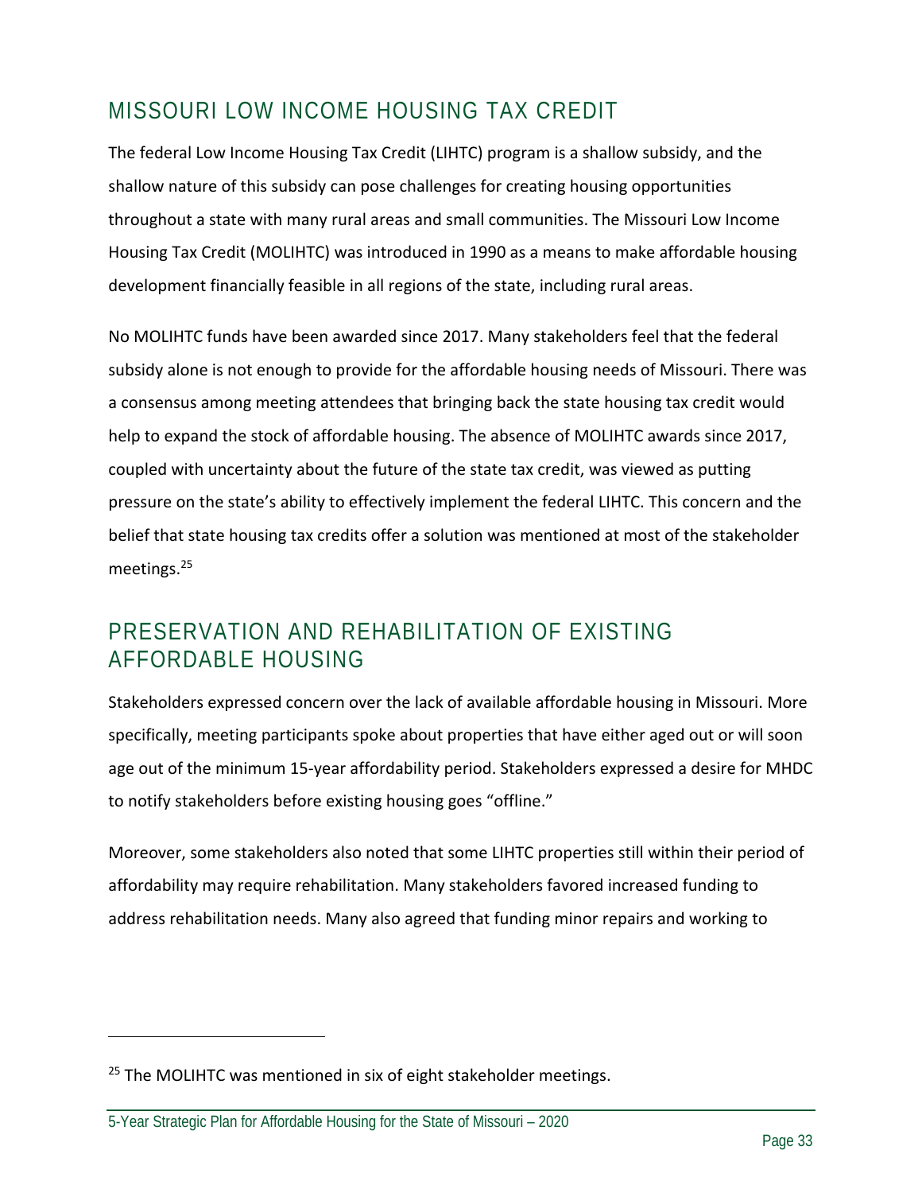## MISSOURI LOW INCOME HOUSING TAX CREDIT

The federal Low Income Housing Tax Credit (LIHTC) program is a shallow subsidy, and the shallow nature of this subsidy can pose challenges for creating housing opportunities throughout a state with many rural areas and small communities. The Missouri Low Income Housing Tax Credit (MOLIHTC) was introduced in 1990 as a means to make affordable housing development financially feasible in all regions of the state, including rural areas.

No MOLIHTC funds have been awarded since 2017. Many stakeholders feel that the federal subsidy alone is not enough to provide for the affordable housing needs of Missouri. There was a consensus among meeting attendees that bringing back the state housing tax credit would help to expand the stock of affordable housing. The absence of MOLIHTC awards since 2017, coupled with uncertainty about the future of the state tax credit, was viewed as putting pressure on the state's ability to effectively implement the federal LIHTC. This concern and the belief that state housing tax credits offer a solution was mentioned at most of the stakeholder meetings.[25]

## PRESERVATION AND REHABILITATION OF EXISTING AFFORDABLE HOUSING

Stakeholders expressed concern over the lack of available affordable housing in Missouri. More specifically, meeting participants spoke about properties that have either aged out or will soon age out of the minimum 15-year affordability period. Stakeholders expressed a desire for MHDC to notify stakeholders before existing housing goes "offline."

Moreover, some stakeholders also noted that some LIHTC properties still within their period of affordability may require rehabilitation. Many stakeholders favored increased funding to address rehabilitation needs. Many also agreed that funding minor repairs and working to

[25] The MOLIHTC was mentioned in six of eight stakeholder meetings.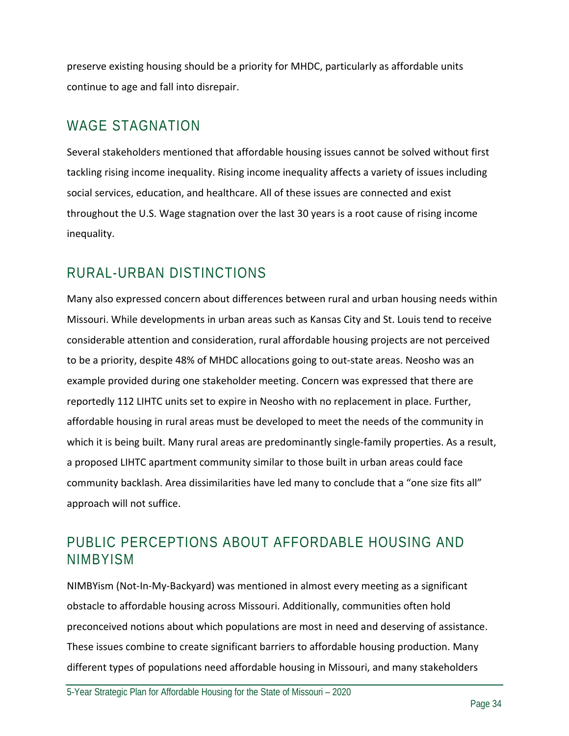preserve existing housing should be a priority for MHDC, particularly as affordable units continue to age and fall into disrepair.

## WAGE STAGNATION

Several stakeholders mentioned that affordable housing issues cannot be solved without first tackling rising income inequality. Rising income inequality affects a variety of issues including social services, education, and healthcare. All of these issues are connected and exist throughout the U.S. Wage stagnation over the last 30 years is a root cause of rising income inequality.

## RURAL-URBAN DISTINCTIONS

Many also expressed concern about differences between rural and urban housing needs within Missouri. While developments in urban areas such as Kansas City and St. Louis tend to receive considerable attention and consideration, rural affordable housing projects are not perceived to be a priority, despite 48% of MHDC allocations going to out-state areas. Neosho was an example provided during one stakeholder meeting. Concern was expressed that there are reportedly 112 LIHTC units set to expire in Neosho with no replacement in place. Further, affordable housing in rural areas must be developed to meet the needs of the community in which it is being built. Many rural areas are predominantly single-family properties. As a result, a proposed LIHTC apartment community similar to those built in urban areas could face community backlash. Area dissimilarities have led many to conclude that a "one size fits all" approach will not suffice.

## PUBLIC PERCEPTIONS ABOUT AFFORDABLE HOUSING AND NIMBYISM

NIMBYism (Not-In-My-Backyard) was mentioned in almost every meeting as a significant obstacle to affordable housing across Missouri. Additionally, communities often hold preconceived notions about which populations are most in need and deserving of assistance. These issues combine to create significant barriers to affordable housing production. Many different types of populations need affordable housing in Missouri, and many stakeholders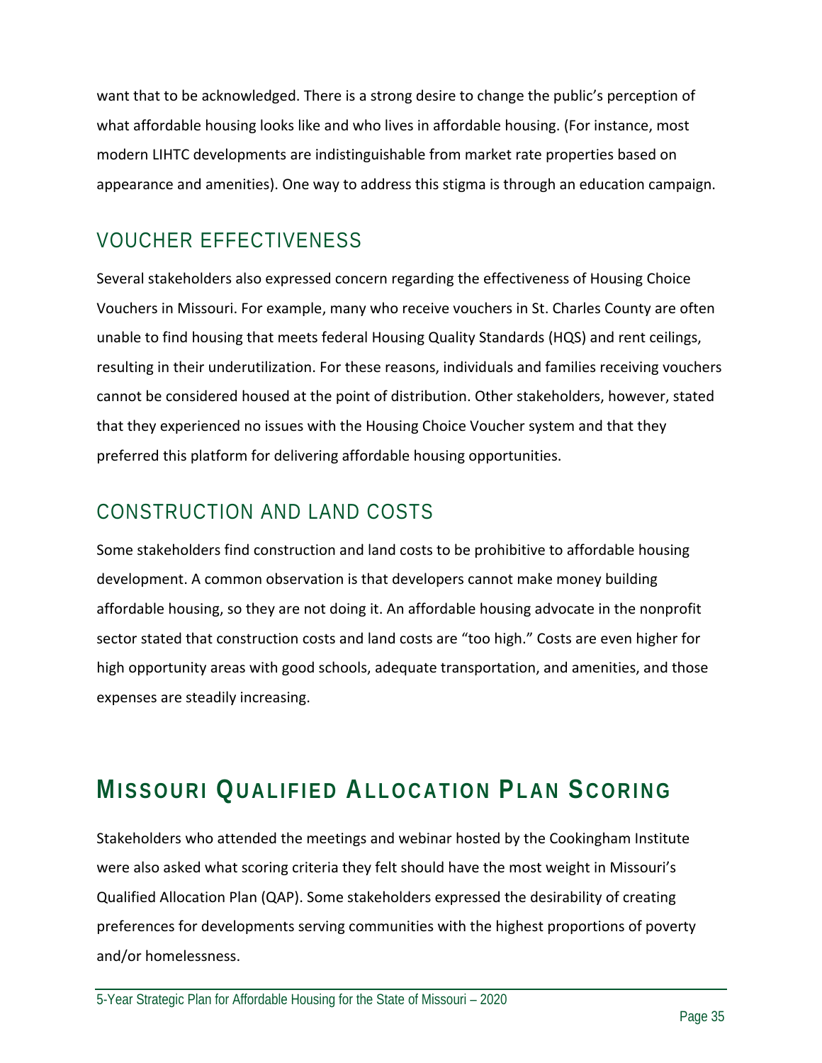want that to be acknowledged. There is a strong desire to change the public's perception of what affordable housing looks like and who lives in affordable housing. (For instance, most modern LIHTC developments are indistinguishable from market rate properties based on appearance and amenities). One way to address this stigma is through an education campaign.

## VOUCHER EFFECTIVENESS

Several stakeholders also expressed concern regarding the effectiveness of Housing Choice Vouchers in Missouri. For example, many who receive vouchers in St. Charles County are often unable to find housing that meets federal Housing Quality Standards (HQS) and rent ceilings, resulting in their underutilization. For these reasons, individuals and families receiving vouchers cannot be considered housed at the point of distribution. Other stakeholders, however, stated that they experienced no issues with the Housing Choice Voucher system and that they preferred this platform for delivering affordable housing opportunities.

## CONSTRUCTION AND LAND COSTS

Some stakeholders find construction and land costs to be prohibitive to affordable housing development. A common observation is that developers cannot make money building affordable housing, so they are not doing it. An affordable housing advocate in the nonprofit sector stated that construction costs and land costs are "too high." Costs are even higher for high opportunity areas with good schools, adequate transportation, and amenities, and those expenses are steadily increasing.

# MISSOURI QUALIFIED ALLOCATION PLAN SCORING

Stakeholders who attended the meetings and webinar hosted by the Cookingham Institute were also asked what scoring criteria they felt should have the most weight in Missouri's Qualified Allocation Plan (QAP). Some stakeholders expressed the desirability of creating preferences for developments serving communities with the highest proportions of poverty and/or homelessness.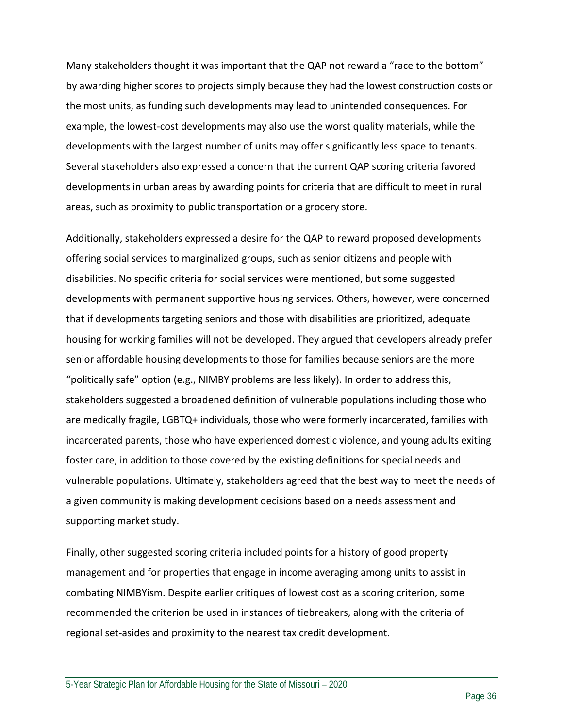Many stakeholders thought it was important that the QAP not reward a "race to the bottom" by awarding higher scores to projects simply because they had the lowest construction costs or the most units, as funding such developments may lead to unintended consequences. For example, the lowest-cost developments may also use the worst quality materials, while the developments with the largest number of units may offer significantly less space to tenants. Several stakeholders also expressed a concern that the current QAP scoring criteria favored developments in urban areas by awarding points for criteria that are difficult to meet in rural areas, such as proximity to public transportation or a grocery store.

Additionally, stakeholders expressed a desire for the QAP to reward proposed developments offering social services to marginalized groups, such as senior citizens and people with disabilities. No specific criteria for social services were mentioned, but some suggested developments with permanent supportive housing services. Others, however, were concerned that if developments targeting seniors and those with disabilities are prioritized, adequate housing for working families will not be developed. They argued that developers already prefer senior affordable housing developments to those for families because seniors are the more "politically safe" option (e.g., NIMBY problems are less likely). In order to address this, stakeholders suggested a broadened definition of vulnerable populations including those who are medically fragile, LGBTQ+ individuals, those who were formerly incarcerated, families with incarcerated parents, those who have experienced domestic violence, and young adults exiting foster care, in addition to those covered by the existing definitions for special needs and vulnerable populations. Ultimately, stakeholders agreed that the best way to meet the needs of a given community is making development decisions based on a needs assessment and supporting market study.

Finally, other suggested scoring criteria included points for a history of good property management and for properties that engage in income averaging among units to assist in combating NIMBYism. Despite earlier critiques of lowest cost as a scoring criterion, some recommended the criterion be used in instances of tiebreakers, along with the criteria of regional set-asides and proximity to the nearest tax credit development.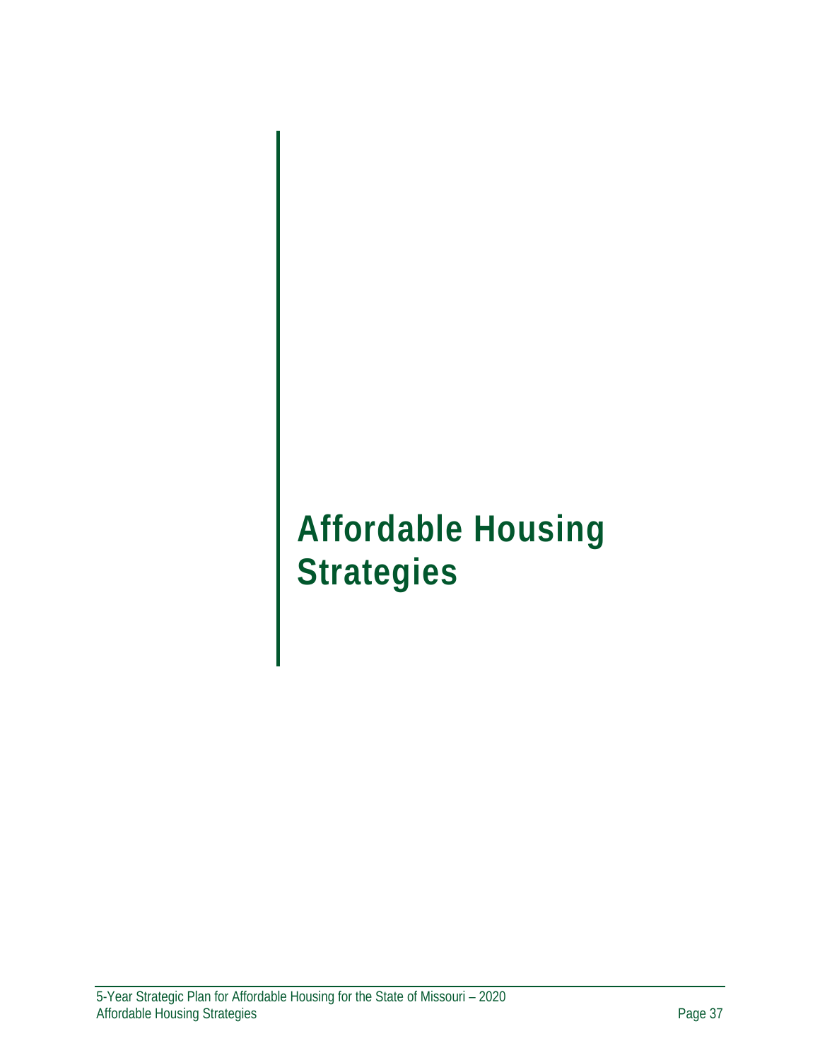# Affordable Housing Strategies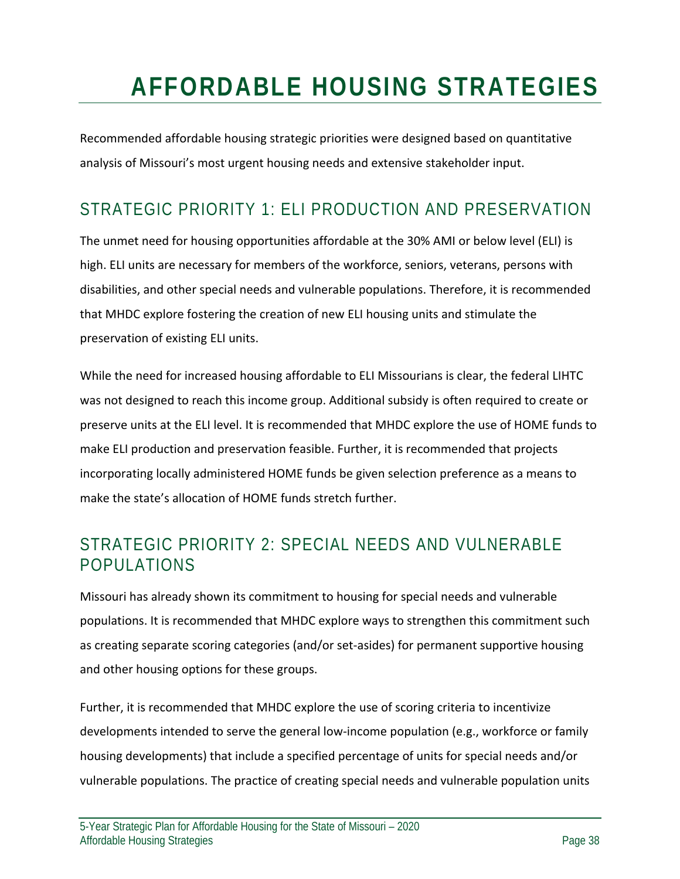# AFFORDABLE HOUSING STRATEGIES

Recommended affordable housing strategic priorities were designed based on quantitative analysis of Missouri's most urgent housing needs and extensive stakeholder input.

## STRATEGIC PRIORITY 1: ELI PRODUCTION AND PRESERVATION

The unmet need for housing opportunities affordable at the 30% AMI or below level (ELI) is high. ELI units are necessary for members of the workforce, seniors, veterans, persons with disabilities, and other special needs and vulnerable populations. Therefore, it is recommended that MHDC explore fostering the creation of new ELI housing units and stimulate the preservation of existing ELI units.

While the need for increased housing affordable to ELI Missourians is clear, the federal LIHTC was not designed to reach this income group. Additional subsidy is often required to create or preserve units at the ELI level. It is recommended that MHDC explore the use of HOME funds to make ELI production and preservation feasible. Further, it is recommended that projects incorporating locally administered HOME funds be given selection preference as a means to make the state's allocation of HOME funds stretch further.

## STRATEGIC PRIORITY 2: SPECIAL NEEDS AND VULNERABLE POPULATIONS

Missouri has already shown its commitment to housing for special needs and vulnerable populations. It is recommended that MHDC explore ways to strengthen this commitment such as creating separate scoring categories (and/or set-asides) for permanent supportive housing and other housing options for these groups.

Further, it is recommended that MHDC explore the use of scoring criteria to incentivize developments intended to serve the general low-income population (e.g., workforce or family housing developments) that include a specified percentage of units for special needs and/or vulnerable populations. The practice of creating special needs and vulnerable population units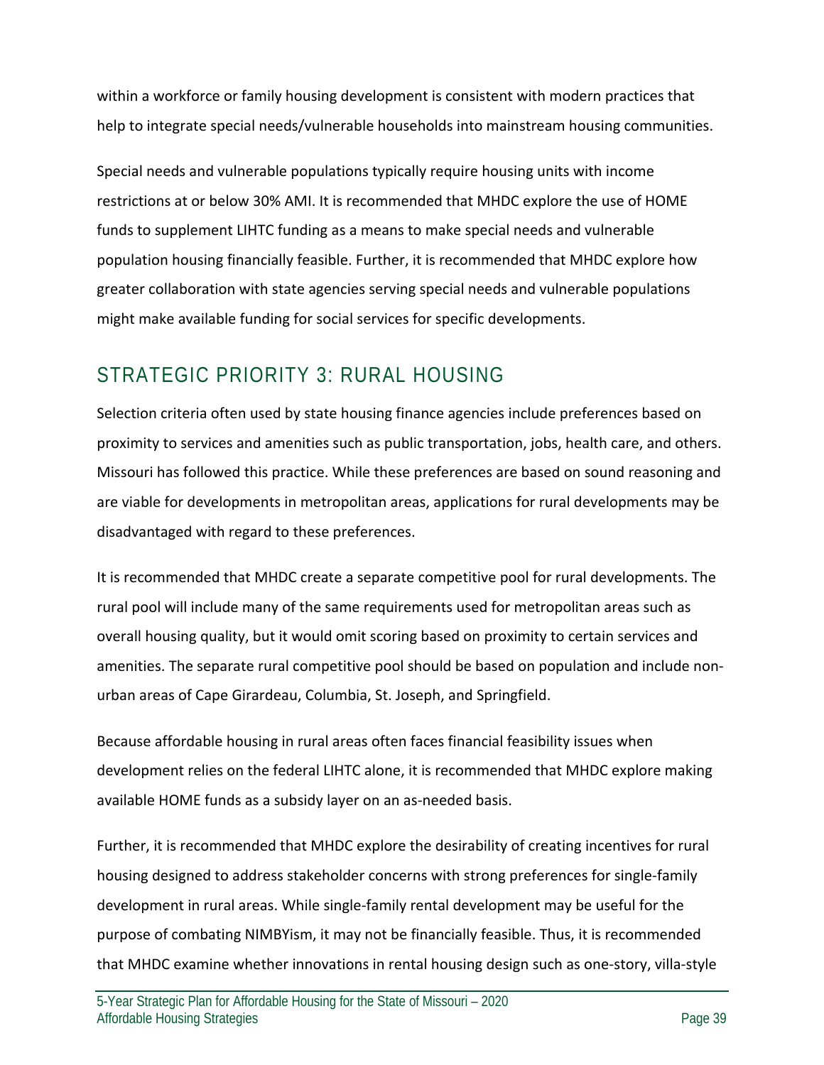within a workforce or family housing development is consistent with modern practices that help to integrate special needs/vulnerable households into mainstream housing communities.

Special needs and vulnerable populations typically require housing units with income restrictions at or below 30% AMI. It is recommended that MHDC explore the use of HOME funds to supplement LIHTC funding as a means to make special needs and vulnerable population housing financially feasible. Further, it is recommended that MHDC explore how greater collaboration with state agencies serving special needs and vulnerable populations might make available funding for social services for specific developments.

## STRATEGIC PRIORITY 3: RURAL HOUSING

Selection criteria often used by state housing finance agencies include preferences based on proximity to services and amenities such as public transportation, jobs, health care, and others. Missouri has followed this practice. While these preferences are based on sound reasoning and are viable for developments in metropolitan areas, applications for rural developments may be disadvantaged with regard to these preferences.

It is recommended that MHDC create a separate competitive pool for rural developments. The rural pool will include many of the same requirements used for metropolitan areas such as overall housing quality, but it would omit scoring based on proximity to certain services and amenities. The separate rural competitive pool should be based on population and include non-urban areas of Cape Girardeau, Columbia, St. Joseph, and Springfield.

Because affordable housing in rural areas often faces financial feasibility issues when development relies on the federal LIHTC alone, it is recommended that MHDC explore making available HOME funds as a subsidy layer on an as-needed basis.

Further, it is recommended that MHDC explore the desirability of creating incentives for rural housing designed to address stakeholder concerns with strong preferences for single-family development in rural areas. While single-family rental development may be useful for the purpose of combating NIMBYism, it may not be financially feasible. Thus, it is recommended that MHDC examine whether innovations in rental housing design such as one-story, villa-style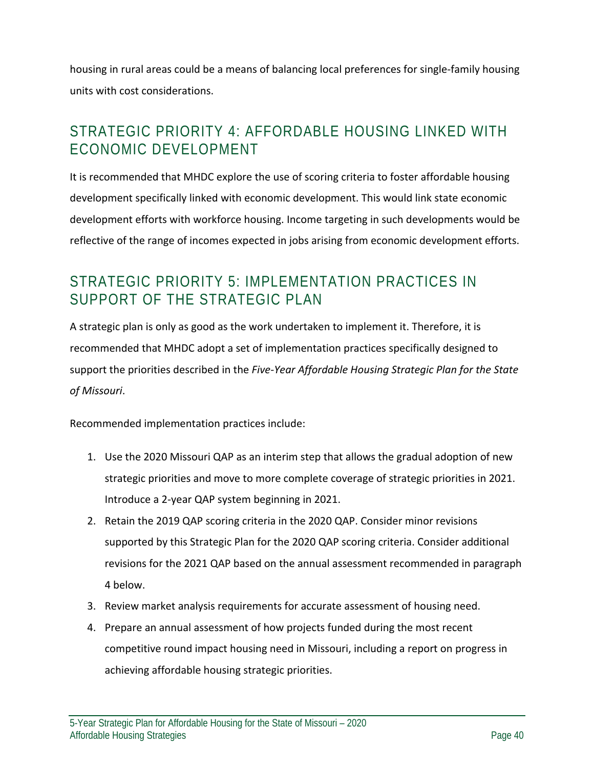housing in rural areas could be a means of balancing local preferences for single-family housing units with cost considerations.

## STRATEGIC PRIORITY 4: AFFORDABLE HOUSING LINKED WITH ECONOMIC DEVELOPMENT

It is recommended that MHDC explore the use of scoring criteria to foster affordable housing development specifically linked with economic development. This would link state economic development efforts with workforce housing. Income targeting in such developments would be reflective of the range of incomes expected in jobs arising from economic development efforts.

## STRATEGIC PRIORITY 5: IMPLEMENTATION PRACTICES IN SUPPORT OF THE STRATEGIC PLAN

A strategic plan is only as good as the work undertaken to implement it. Therefore, it is recommended that MHDC adopt a set of implementation practices specifically designed to support the priorities described in the *Five-Year Affordable Housing Strategic Plan for the State of Missouri*.

Recommended implementation practices include:

1. Use the 2020 Missouri QAP as an interim step that allows the gradual adoption of new strategic priorities and move to more complete coverage of strategic priorities in 2021. Introduce a 2-year QAP system beginning in 2021.
2. Retain the 2019 QAP scoring criteria in the 2020 QAP. Consider minor revisions supported by this Strategic Plan for the 2020 QAP scoring criteria. Consider additional revisions for the 2021 QAP based on the annual assessment recommended in paragraph 4 below.
3. Review market analysis requirements for accurate assessment of housing need.
4. Prepare an annual assessment of how projects funded during the most recent competitive round impact housing need in Missouri, including a report on progress in achieving affordable housing strategic priorities.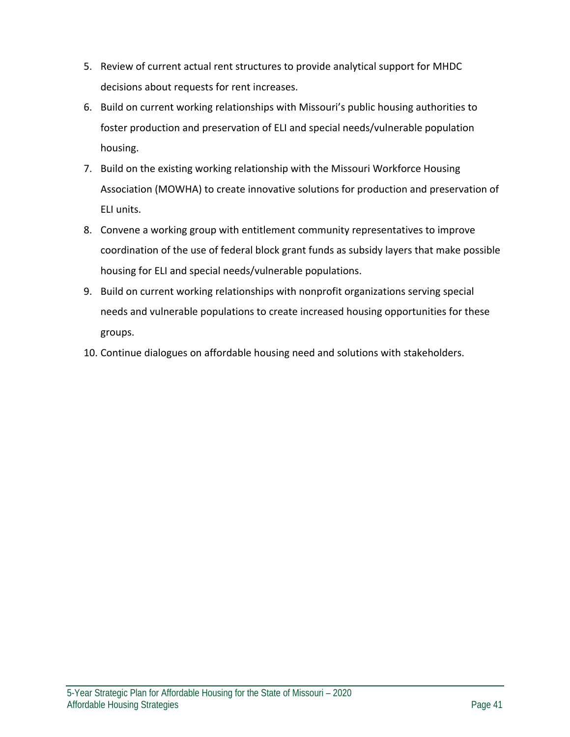5. Review of current actual rent structures to provide analytical support for MHDC decisions about requests for rent increases.
6. Build on current working relationships with Missouri's public housing authorities to foster production and preservation of ELI and special needs/vulnerable population housing.
7. Build on the existing working relationship with the Missouri Workforce Housing Association (MOWHA) to create innovative solutions for production and preservation of ELI units.
8. Convene a working group with entitlement community representatives to improve coordination of the use of federal block grant funds as subsidy layers that make possible housing for ELI and special needs/vulnerable populations.
9. Build on current working relationships with nonprofit organizations serving special needs and vulnerable populations to create increased housing opportunities for these groups.
10. Continue dialogues on affordable housing need and solutions with stakeholders.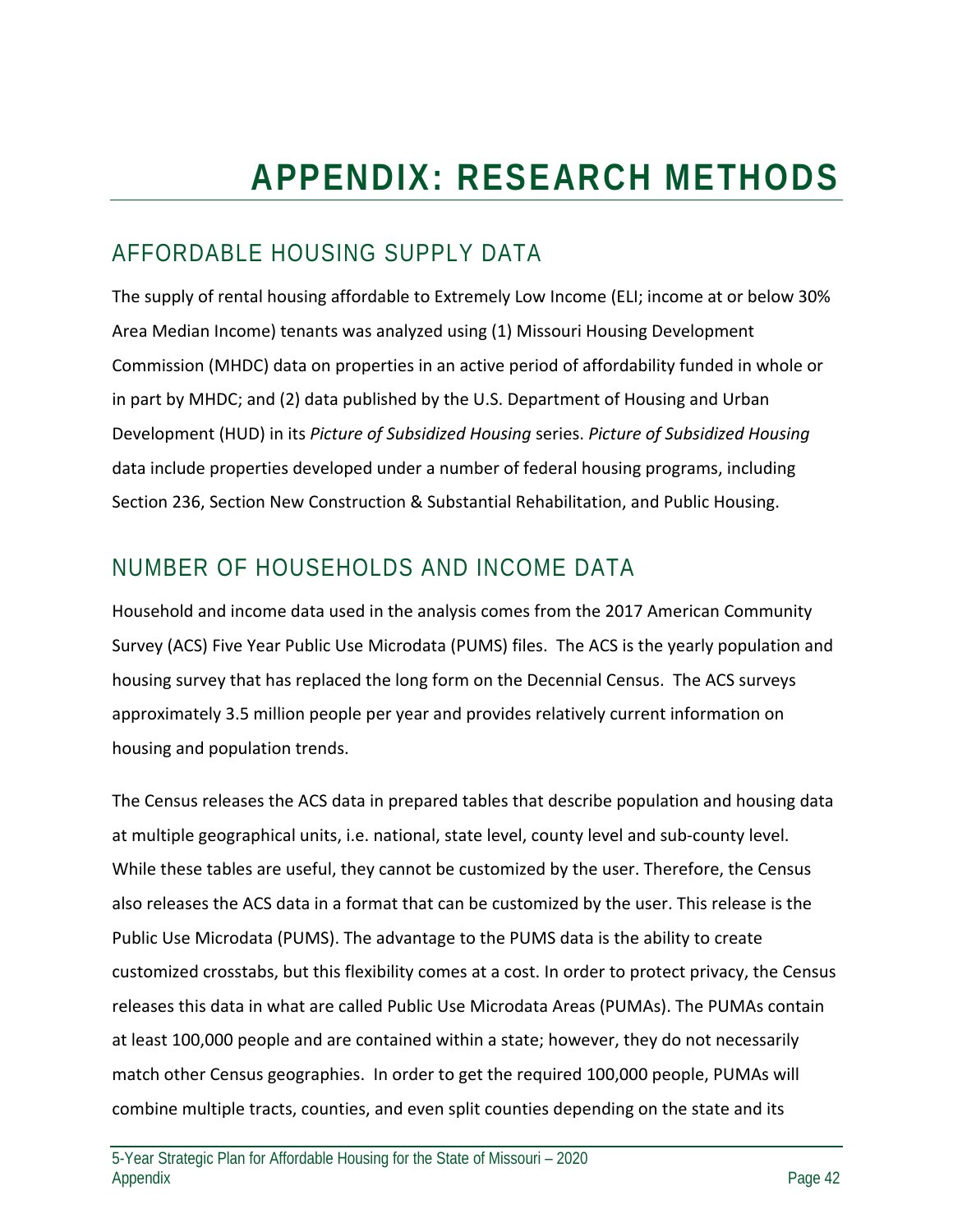# APPENDIX: RESEARCH METHODS

## AFFORDABLE HOUSING SUPPLY DATA

The supply of rental housing affordable to Extremely Low Income (ELI; income at or below 30% Area Median Income) tenants was analyzed using (1) Missouri Housing Development Commission (MHDC) data on properties in an active period of affordability funded in whole or in part by MHDC; and (2) data published by the U.S. Department of Housing and Urban Development (HUD) in its *Picture of Subsidized Housing* series. *Picture of Subsidized Housing* data include properties developed under a number of federal housing programs, including Section 236, Section New Construction & Substantial Rehabilitation, and Public Housing.

## NUMBER OF HOUSEHOLDS AND INCOME DATA

Household and income data used in the analysis comes from the 2017 American Community Survey (ACS) Five Year Public Use Microdata (PUMS) files. The ACS is the yearly population and housing survey that has replaced the long form on the Decennial Census. The ACS surveys approximately 3.5 million people per year and provides relatively current information on housing and population trends.

The Census releases the ACS data in prepared tables that describe population and housing data at multiple geographical units, i.e. national, state level, county level and sub-county level. While these tables are useful, they cannot be customized by the user. Therefore, the Census also releases the ACS data in a format that can be customized by the user. This release is the Public Use Microdata (PUMS). The advantage to the PUMS data is the ability to create customized crosstabs, but this flexibility comes at a cost. In order to protect privacy, the Census releases this data in what are called Public Use Microdata Areas (PUMAs). The PUMAs contain at least 100,000 people and are contained within a state; however, they do not necessarily match other Census geographies. In order to get the required 100,000 people, PUMAs will combine multiple tracts, counties, and even split counties depending on the state and its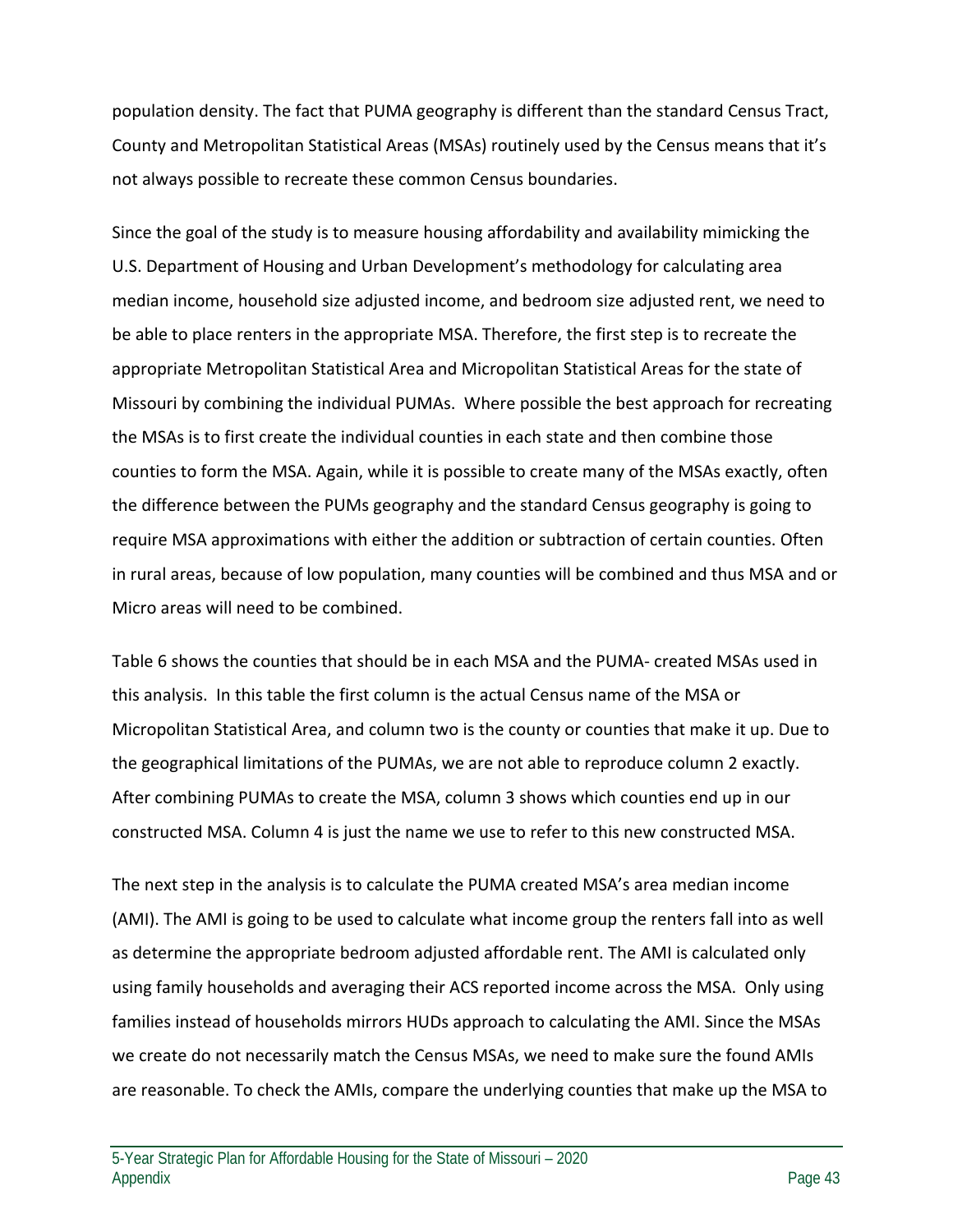population density. The fact that PUMA geography is different than the standard Census Tract, County and Metropolitan Statistical Areas (MSAs) routinely used by the Census means that it's not always possible to recreate these common Census boundaries.

Since the goal of the study is to measure housing affordability and availability mimicking the U.S. Department of Housing and Urban Development's methodology for calculating area median income, household size adjusted income, and bedroom size adjusted rent, we need to be able to place renters in the appropriate MSA. Therefore, the first step is to recreate the appropriate Metropolitan Statistical Area and Micropolitan Statistical Areas for the state of Missouri by combining the individual PUMAs. Where possible the best approach for recreating the MSAs is to first create the individual counties in each state and then combine those counties to form the MSA. Again, while it is possible to create many of the MSAs exactly, often the difference between the PUMs geography and the standard Census geography is going to require MSA approximations with either the addition or subtraction of certain counties. Often in rural areas, because of low population, many counties will be combined and thus MSA and or Micro areas will need to be combined.

Table 6 shows the counties that should be in each MSA and the PUMA- created MSAs used in this analysis. In this table the first column is the actual Census name of the MSA or Micropolitan Statistical Area, and column two is the county or counties that make it up. Due to the geographical limitations of the PUMAs, we are not able to reproduce column 2 exactly. After combining PUMAs to create the MSA, column 3 shows which counties end up in our constructed MSA. Column 4 is just the name we use to refer to this new constructed MSA.

The next step in the analysis is to calculate the PUMA created MSA's area median income (AMI). The AMI is going to be used to calculate what income group the renters fall into as well as determine the appropriate bedroom adjusted affordable rent. The AMI is calculated only using family households and averaging their ACS reported income across the MSA. Only using families instead of households mirrors HUDs approach to calculating the AMI. Since the MSAs we create do not necessarily match the Census MSAs, we need to make sure the found AMIs are reasonable. To check the AMIs, compare the underlying counties that make up the MSA to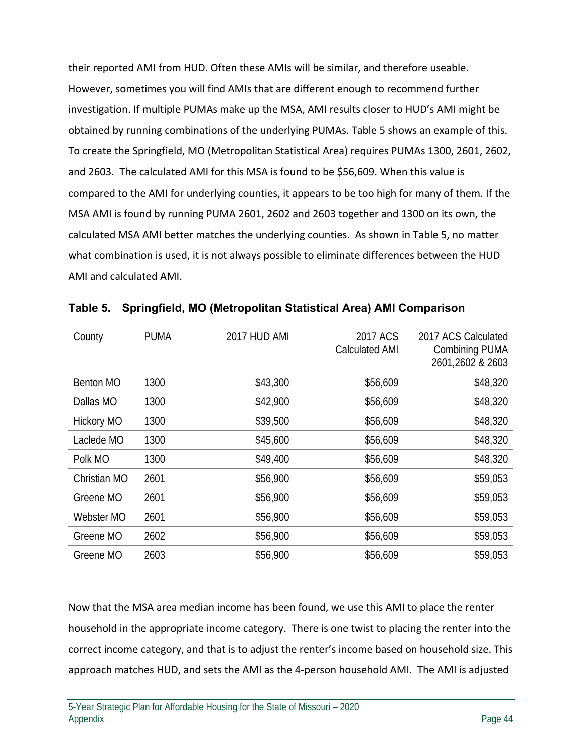their reported AMI from HUD. Often these AMIs will be similar, and therefore useable. However, sometimes you will find AMIs that are different enough to recommend further investigation. If multiple PUMAs make up the MSA, AMI results closer to HUD's AMI might be obtained by running combinations of the underlying PUMAs. Table 5 shows an example of this. To create the Springfield, MO (Metropolitan Statistical Area) requires PUMAs 1300, 2601, 2602, and 2603. The calculated AMI for this MSA is found to be $56,609. When this value is compared to the AMI for underlying counties, it appears to be too high for many of them. If the MSA AMI is found by running PUMA 2601, 2602 and 2603 together and 1300 on its own, the calculated MSA AMI better matches the underlying counties. As shown in Table 5, no matter what combination is used, it is not always possible to eliminate differences between the HUD AMI and calculated AMI.

**Table 5. Springfield, MO (Metropolitan Statistical Area) AMI Comparison**

| County | PUMA | 2017 HUD AMI | 2017 ACS Calculated AMI | 2017 ACS Calculated Combining PUMA 2601,2602 & 2603 |
|---|---|---:|---:|---:|
| Benton MO | 1300 | $43,300 | $56,609 | $48,320 |
| Dallas MO | 1300 | $42,900 | $56,609 | $48,320 |
| Hickory MO | 1300 | $39,500 | $56,609 | $48,320 |
| Laclede MO | 1300 | $45,600 | $56,609 | $48,320 |
| Polk MO | 1300 | $49,400 | $56,609 | $48,320 |
| Christian MO | 2601 | $56,900 | $56,609 | $59,053 |
| Greene MO | 2601 | $56,900 | $56,609 | $59,053 |
| Webster MO | 2601 | $56,900 | $56,609 | $59,053 |
| Greene MO | 2602 | $56,900 | $56,609 | $59,053 |
| Greene MO | 2603 | $56,900 | $56,609 | $59,053 |

Now that the MSA area median income has been found, we use this AMI to place the renter household in the appropriate income category. There is one twist to placing the renter into the correct income category, and that is to adjust the renter's income based on household size. This approach matches HUD, and sets the AMI as the 4-person household AMI. The AMI is adjusted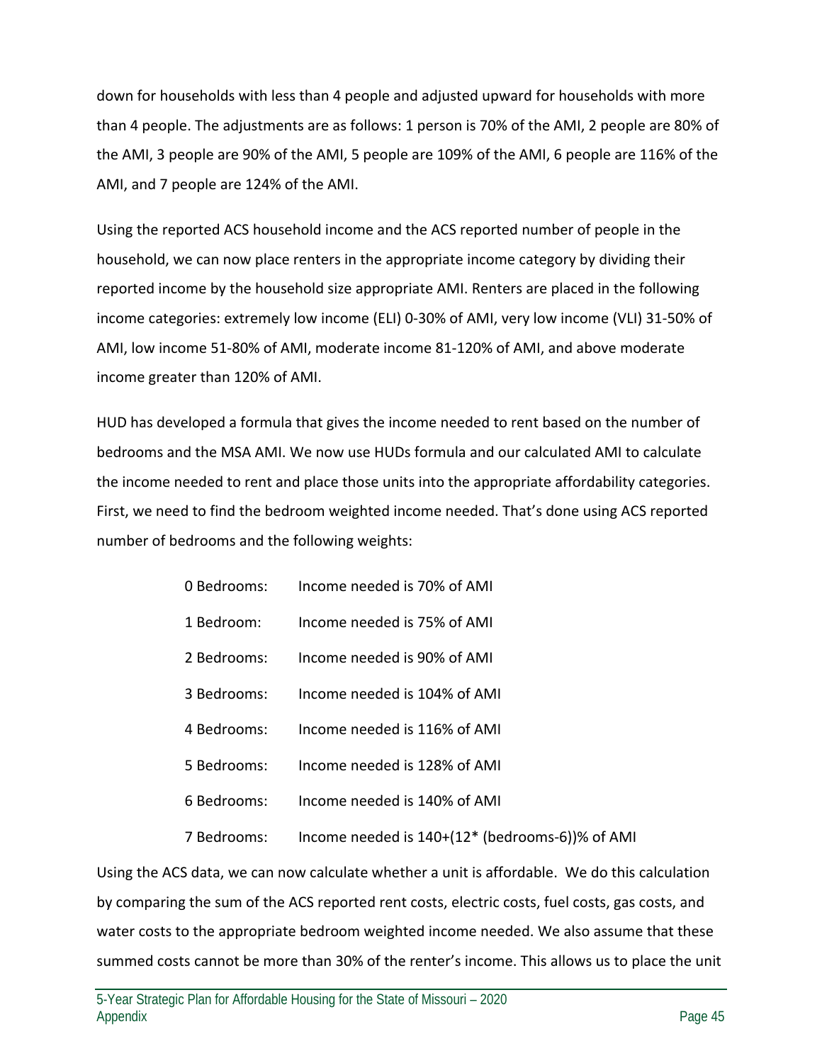down for households with less than 4 people and adjusted upward for households with more than 4 people. The adjustments are as follows: 1 person is 70% of the AMI, 2 people are 80% of the AMI, 3 people are 90% of the AMI, 5 people are 109% of the AMI, 6 people are 116% of the AMI, and 7 people are 124% of the AMI.

Using the reported ACS household income and the ACS reported number of people in the household, we can now place renters in the appropriate income category by dividing their reported income by the household size appropriate AMI. Renters are placed in the following income categories: extremely low income (ELI) 0-30% of AMI, very low income (VLI) 31-50% of AMI, low income 51-80% of AMI, moderate income 81-120% of AMI, and above moderate income greater than 120% of AMI.

HUD has developed a formula that gives the income needed to rent based on the number of bedrooms and the MSA AMI. We now use HUDs formula and our calculated AMI to calculate the income needed to rent and place those units into the appropriate affordability categories. First, we need to find the bedroom weighted income needed. That's done using ACS reported number of bedrooms and the following weights:

- 0 Bedrooms: Income needed is 70% of AMI
- 1 Bedroom: Income needed is 75% of AMI
- 2 Bedrooms: Income needed is 90% of AMI
- 3 Bedrooms: Income needed is 104% of AMI
- 4 Bedrooms: Income needed is 116% of AMI
- 5 Bedrooms: Income needed is 128% of AMI
- 6 Bedrooms: Income needed is 140% of AMI
- 7 Bedrooms: Income needed is 140+(12* (bedrooms-6))% of AMI

Using the ACS data, we can now calculate whether a unit is affordable. We do this calculation by comparing the sum of the ACS reported rent costs, electric costs, fuel costs, gas costs, and water costs to the appropriate bedroom weighted income needed. We also assume that these summed costs cannot be more than 30% of the renter's income. This allows us to place the unit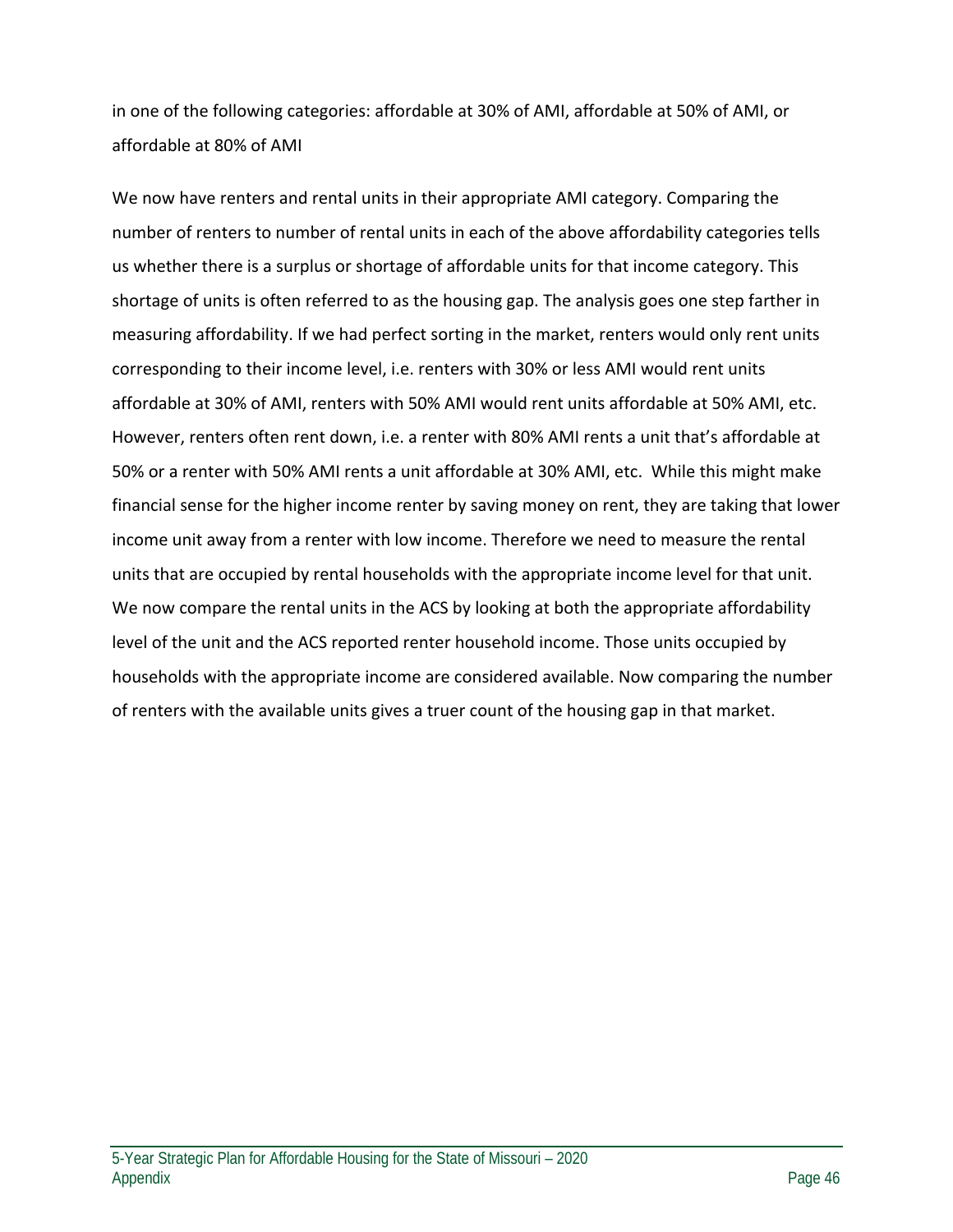in one of the following categories: affordable at 30% of AMI, affordable at 50% of AMI, or affordable at 80% of AMI

We now have renters and rental units in their appropriate AMI category. Comparing the number of renters to number of rental units in each of the above affordability categories tells us whether there is a surplus or shortage of affordable units for that income category. This shortage of units is often referred to as the housing gap. The analysis goes one step farther in measuring affordability. If we had perfect sorting in the market, renters would only rent units corresponding to their income level, i.e. renters with 30% or less AMI would rent units affordable at 30% of AMI, renters with 50% AMI would rent units affordable at 50% AMI, etc. However, renters often rent down, i.e. a renter with 80% AMI rents a unit that's affordable at 50% or a renter with 50% AMI rents a unit affordable at 30% AMI, etc. While this might make financial sense for the higher income renter by saving money on rent, they are taking that lower income unit away from a renter with low income. Therefore we need to measure the rental units that are occupied by rental households with the appropriate income level for that unit. We now compare the rental units in the ACS by looking at both the appropriate affordability level of the unit and the ACS reported renter household income. Those units occupied by households with the appropriate income are considered available. Now comparing the number of renters with the available units gives a truer count of the housing gap in that market.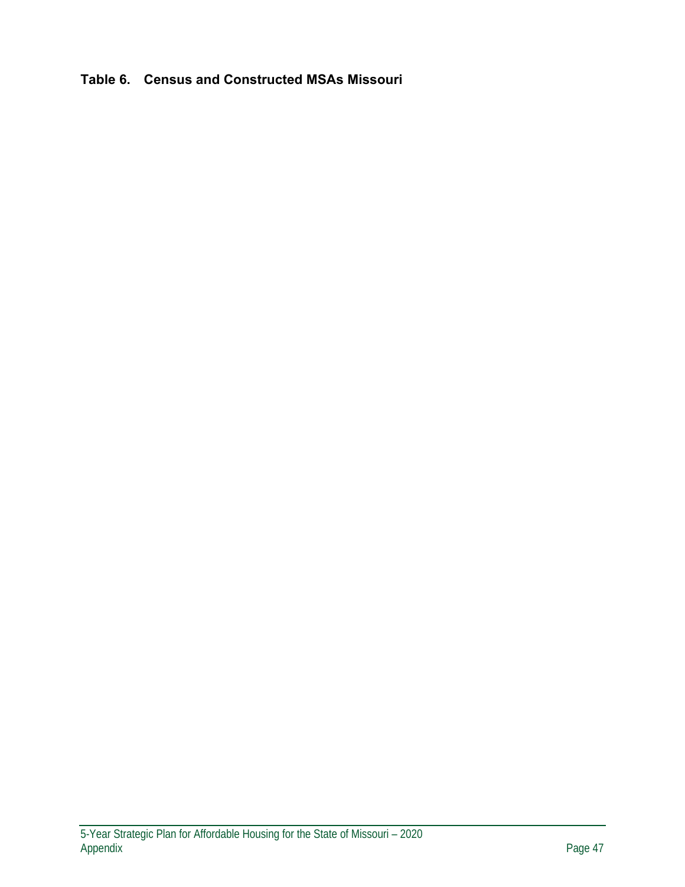### Table 6. Census and Constructed MSAs Missouri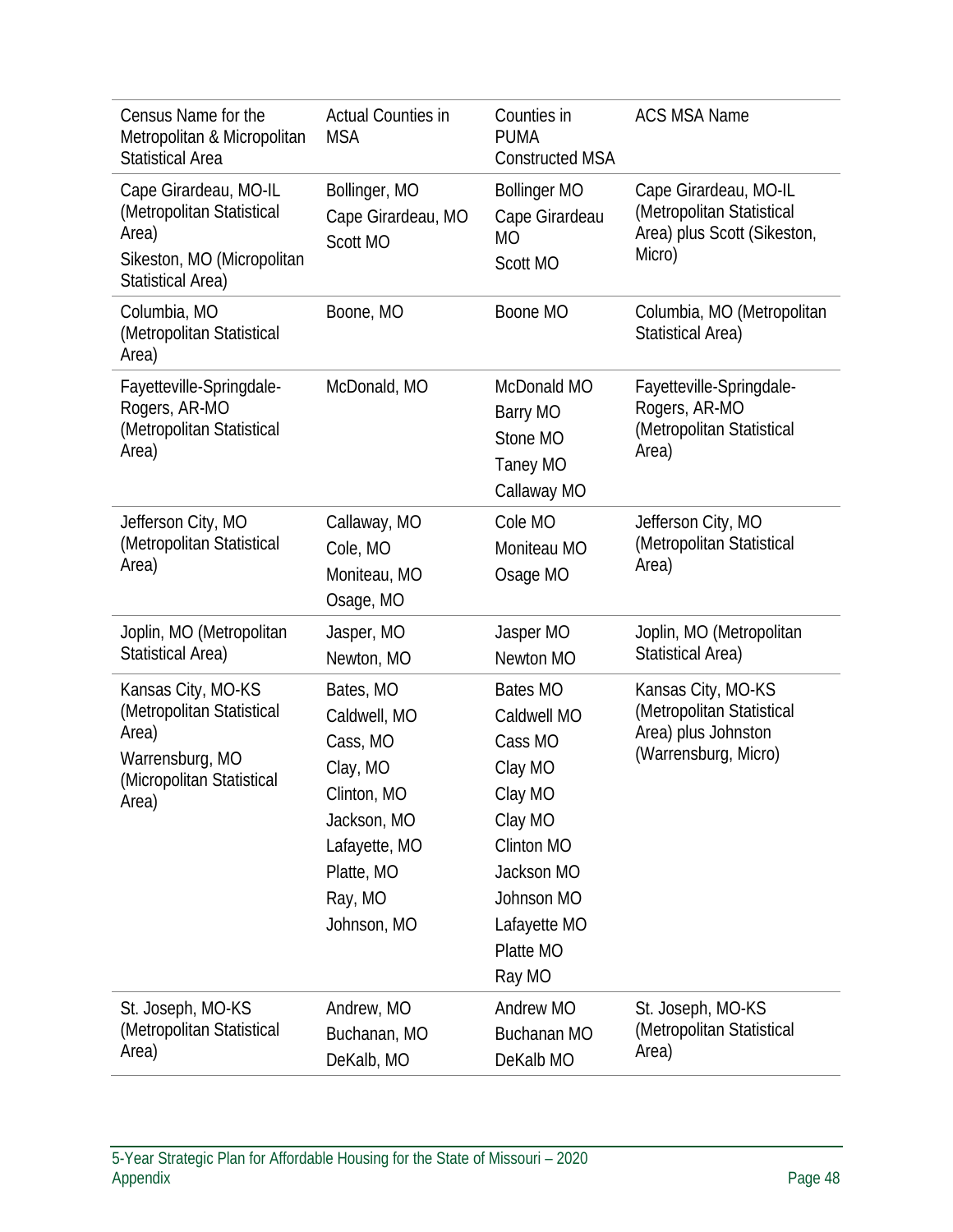| Census Name for the Metropolitan & Micropolitan Statistical Area | Actual Counties in MSA | Counties in PUMA Constructed MSA | ACS MSA Name |
|---|---|---|---|
| Cape Girardeau, MO-IL (Metropolitan Statistical Area)<br>Sikeston, MO (Micropolitan Statistical Area) | Bollinger, MO<br>Cape Girardeau, MO<br>Scott MO | Bollinger MO<br>Cape Girardeau MO<br>Scott MO | Cape Girardeau, MO-IL (Metropolitan Statistical Area) plus Scott (Sikeston, Micro) |
| Columbia, MO (Metropolitan Statistical Area) | Boone, MO | Boone MO | Columbia, MO (Metropolitan Statistical Area) |
| Fayetteville-Springdale-Rogers, AR-MO (Metropolitan Statistical Area) | McDonald, MO | McDonald MO<br>Barry MO<br>Stone MO<br>Taney MO<br>Callaway MO | Fayetteville-Springdale-Rogers, AR-MO (Metropolitan Statistical Area) |
| Jefferson City, MO (Metropolitan Statistical Area) | Callaway, MO<br>Cole, MO<br>Moniteau, MO<br>Osage, MO | Cole MO<br>Moniteau MO<br>Osage MO | Jefferson City, MO (Metropolitan Statistical Area) |
| Joplin, MO (Metropolitan Statistical Area) | Jasper, MO<br>Newton, MO | Jasper MO<br>Newton MO | Joplin, MO (Metropolitan Statistical Area) |
| Kansas City, MO-KS (Metropolitan Statistical Area)<br>Warrensburg, MO (Micropolitan Statistical Area) | Bates, MO<br>Caldwell, MO<br>Cass, MO<br>Clay, MO<br>Clinton, MO<br>Jackson, MO<br>Lafayette, MO<br>Platte, MO<br>Ray, MO<br>Johnson, MO | Bates MO<br>Caldwell MO<br>Cass MO<br>Clay MO<br>Clay MO<br>Clay MO<br>Clinton MO<br>Jackson MO<br>Johnson MO<br>Lafayette MO<br>Platte MO<br>Ray MO | Kansas City, MO-KS (Metropolitan Statistical Area) plus Johnston (Warrensburg, Micro) |
| St. Joseph, MO-KS (Metropolitan Statistical Area) | Andrew, MO<br>Buchanan, MO<br>DeKalb, MO | Andrew MO<br>Buchanan MO<br>DeKalb MO | St. Joseph, MO-KS (Metropolitan Statistical Area) |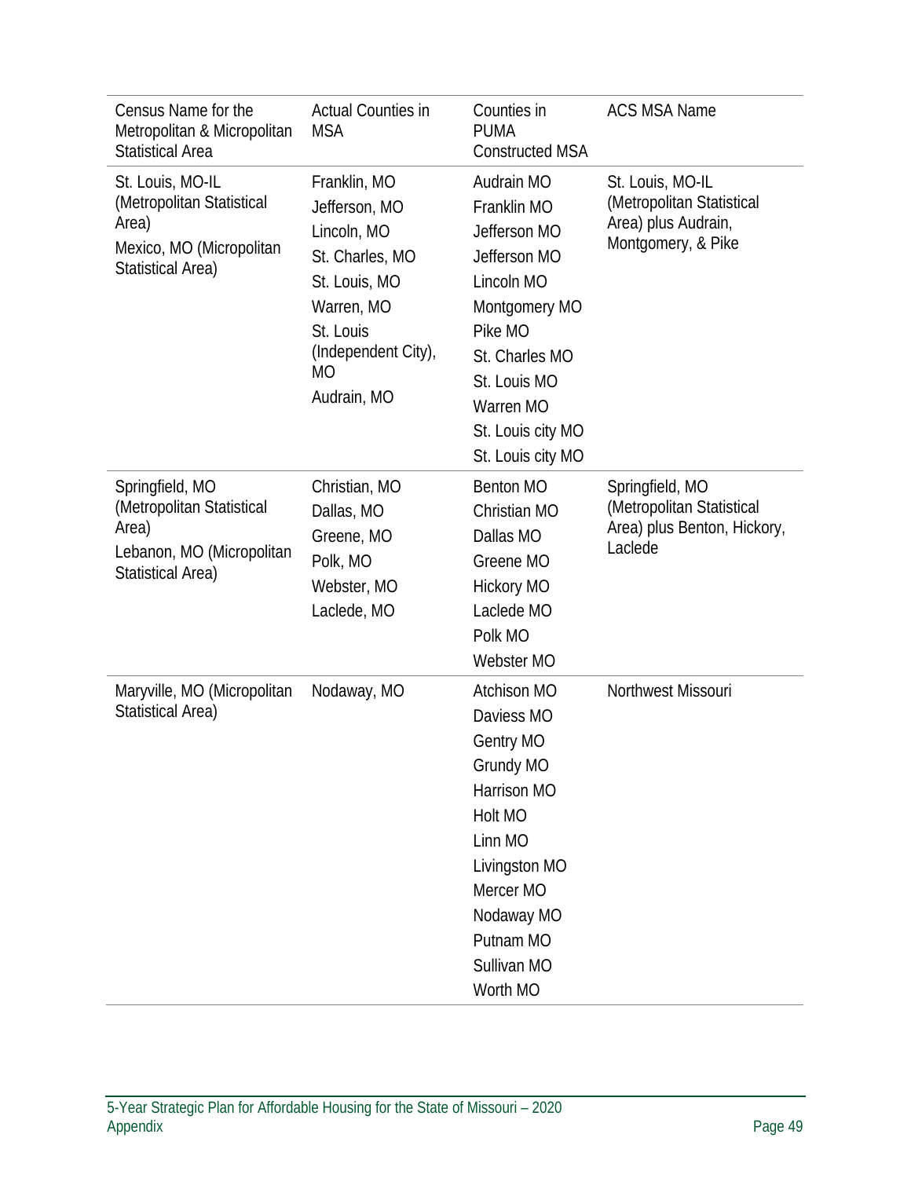| Census Name for the Metropolitan & Micropolitan Statistical Area | Actual Counties in MSA | Counties in PUMA Constructed MSA | ACS MSA Name |
|---|---|---|---|
| St. Louis, MO-IL (Metropolitan Statistical Area)<br>Mexico, MO (Micropolitan Statistical Area) | Franklin, MO<br>Jefferson, MO<br>Lincoln, MO<br>St. Charles, MO<br>St. Louis, MO<br>Warren, MO<br>St. Louis (Independent City), MO<br>Audrain, MO | Audrain MO<br>Franklin MO<br>Jefferson MO<br>Jefferson MO<br>Lincoln MO<br>Montgomery MO<br>Pike MO<br>St. Charles MO<br>St. Louis MO<br>Warren MO<br>St. Louis city MO<br>St. Louis city MO | St. Louis, MO-IL (Metropolitan Statistical Area) plus Audrain, Montgomery, & Pike |
| Springfield, MO (Metropolitan Statistical Area)<br>Lebanon, MO (Micropolitan Statistical Area) | Christian, MO<br>Dallas, MO<br>Greene, MO<br>Polk, MO<br>Webster, MO<br>Laclede, MO | Benton MO<br>Christian MO<br>Dallas MO<br>Greene MO<br>Hickory MO<br>Laclede MO<br>Polk MO<br>Webster MO | Springfield, MO (Metropolitan Statistical Area) plus Benton, Hickory, Laclede |
| Maryville, MO (Micropolitan Statistical Area) | Nodaway, MO | Atchison MO<br>Daviess MO<br>Gentry MO<br>Grundy MO<br>Harrison MO<br>Holt MO<br>Linn MO<br>Livingston MO<br>Mercer MO<br>Nodaway MO<br>Putnam MO<br>Sullivan MO<br>Worth MO | Northwest Missouri |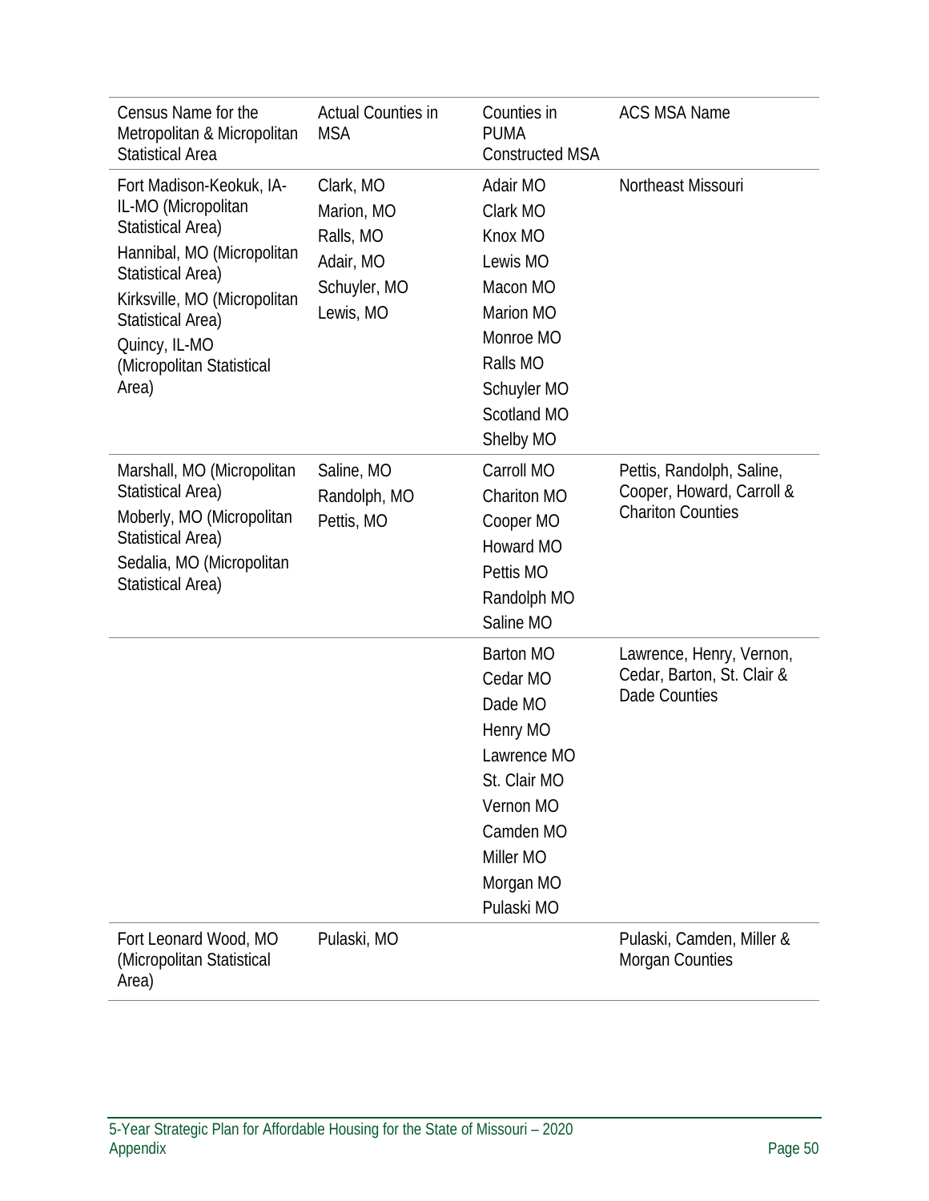| Census Name for the Metropolitan & Micropolitan Statistical Area | Actual Counties in MSA | Counties in PUMA Constructed MSA | ACS MSA Name |
|---|---|---|---|
| Fort Madison-Keokuk, IA-IL-MO (Micropolitan Statistical Area)<br>Hannibal, MO (Micropolitan Statistical Area)<br>Kirksville, MO (Micropolitan Statistical Area)<br>Quincy, IL-MO (Micropolitan Statistical Area) | Clark, MO<br>Marion, MO<br>Ralls, MO<br>Adair, MO<br>Schuyler, MO<br>Lewis, MO | Adair MO<br>Clark MO<br>Knox MO<br>Lewis MO<br>Macon MO<br>Marion MO<br>Monroe MO<br>Ralls MO<br>Schuyler MO<br>Scotland MO<br>Shelby MO | Northeast Missouri |
| Marshall, MO (Micropolitan Statistical Area)<br>Moberly, MO (Micropolitan Statistical Area)<br>Sedalia, MO (Micropolitan Statistical Area) | Saline, MO<br>Randolph, MO<br>Pettis, MO | Carroll MO<br>Chariton MO<br>Cooper MO<br>Howard MO<br>Pettis MO<br>Randolph MO<br>Saline MO | Pettis, Randolph, Saline, Cooper, Howard, Carroll & Chariton Counties |
| | | Barton MO<br>Cedar MO<br>Dade MO<br>Henry MO<br>Lawrence MO<br>St. Clair MO<br>Vernon MO<br>Camden MO<br>Miller MO<br>Morgan MO<br>Pulaski MO | Lawrence, Henry, Vernon, Cedar, Barton, St. Clair & Dade Counties |
| Fort Leonard Wood, MO (Micropolitan Statistical Area) | Pulaski, MO | | Pulaski, Camden, Miller & Morgan Counties |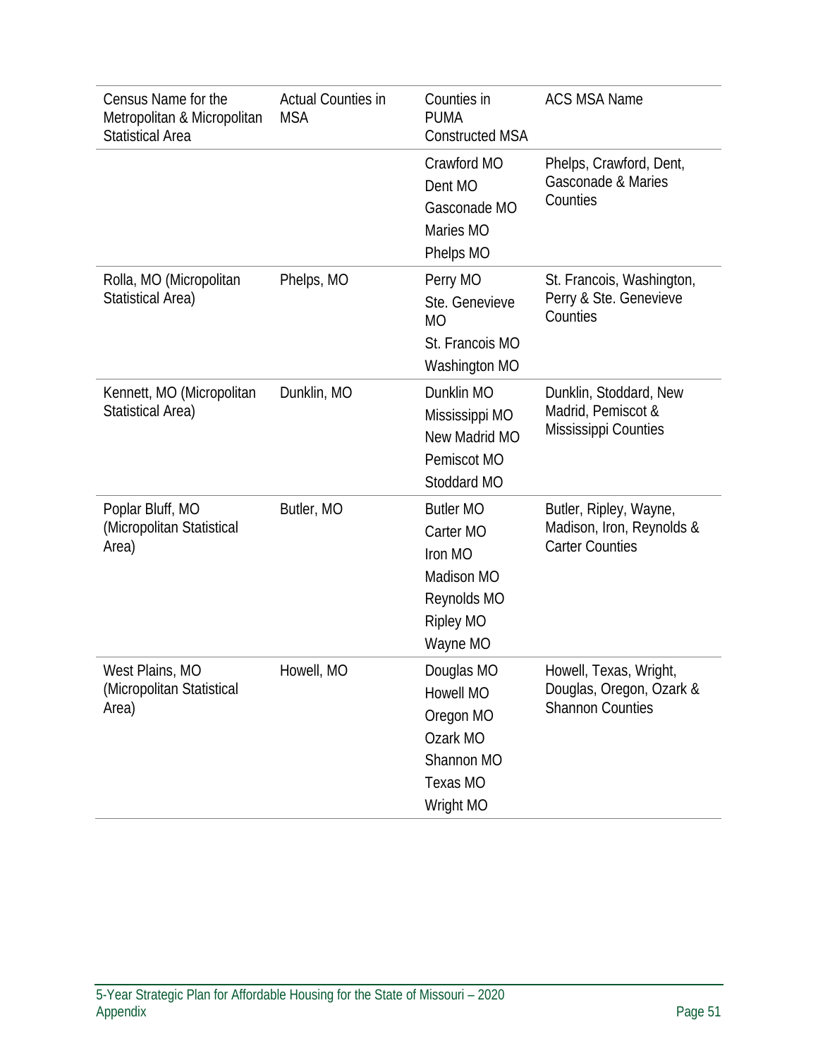| Census Name for the Metropolitan & Micropolitan Statistical Area | Actual Counties in MSA | Counties in PUMA Constructed MSA | ACS MSA Name |
|---|---|---|---|
| | | Crawford MO<br>Dent MO<br>Gasconade MO<br>Maries MO<br>Phelps MO | Phelps, Crawford, Dent, Gasconade & Maries Counties |
| Rolla, MO (Micropolitan Statistical Area) | Phelps, MO | Perry MO<br>Ste. Genevieve MO<br>St. Francois MO<br>Washington MO | St. Francois, Washington, Perry & Ste. Genevieve Counties |
| Kennett, MO (Micropolitan Statistical Area) | Dunklin, MO | Dunklin MO<br>Mississippi MO<br>New Madrid MO<br>Pemiscot MO<br>Stoddard MO | Dunklin, Stoddard, New Madrid, Pemiscot & Mississippi Counties |
| Poplar Bluff, MO (Micropolitan Statistical Area) | Butler, MO | Butler MO<br>Carter MO<br>Iron MO<br>Madison MO<br>Reynolds MO<br>Ripley MO<br>Wayne MO | Butler, Ripley, Wayne, Madison, Iron, Reynolds & Carter Counties |
| West Plains, MO (Micropolitan Statistical Area) | Howell, MO | Douglas MO<br>Howell MO<br>Oregon MO<br>Ozark MO<br>Shannon MO<br>Texas MO<br>Wright MO | Howell, Texas, Wright, Douglas, Oregon, Ozark & Shannon Counties |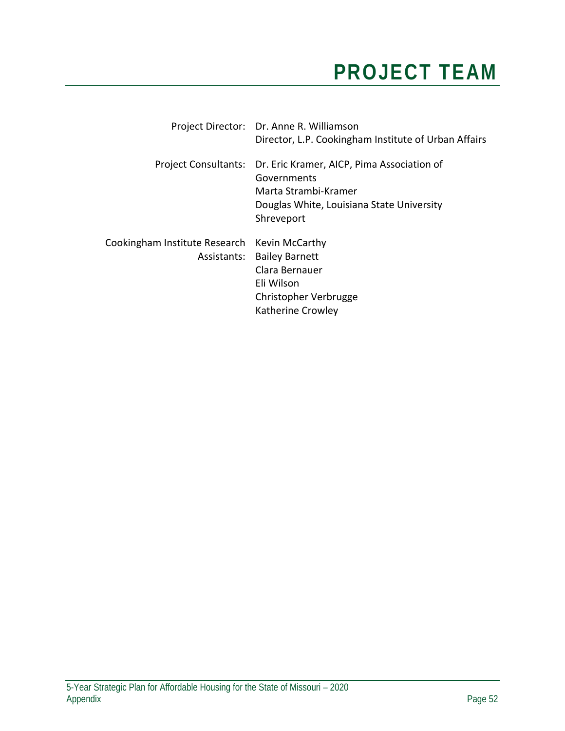# PROJECT TEAM

| | |
|---|---|
| Project Director: | Dr. Anne R. Williamson<br>Director, L.P. Cookingham Institute of Urban Affairs |
| Project Consultants: | Dr. Eric Kramer, AICP, Pima Association of Governments<br>Marta Strambi-Kramer<br>Douglas White, Louisiana State University Shreveport |
| Cookingham Institute Research Assistants: | Kevin McCarthy<br>Bailey Barnett<br>Clara Bernauer<br>Eli Wilson<br>Christopher Verbrugge<br>Katherine Crowley |